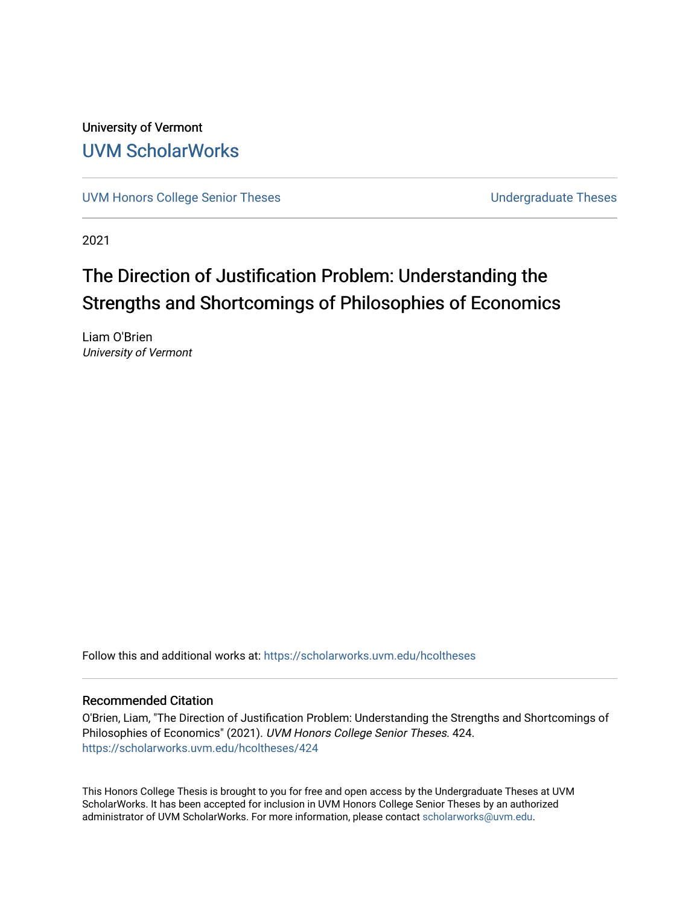University of Vermont

# UVM ScholarWorks

UVM Honors College Senior Theses | Undergraduate Theses

2021

# The Direction of Justification Problem: Understanding the Strengths and Shortcomings of Philosophies of Economics

Liam O'Brien
*University of Vermont*

Follow this and additional works at: https://scholarworks.uvm.edu/hcoltheses

### Recommended Citation

O'Brien, Liam, "The Direction of Justification Problem: Understanding the Strengths and Shortcomings of Philosophies of Economics" (2021). *UVM Honors College Senior Theses*. 424.
https://scholarworks.uvm.edu/hcoltheses/424

This Honors College Thesis is brought to you for free and open access by the Undergraduate Theses at UVM ScholarWorks. It has been accepted for inclusion in UVM Honors College Senior Theses by an authorized administrator of UVM ScholarWorks. For more information, please contact scholarworks@uvm.edu.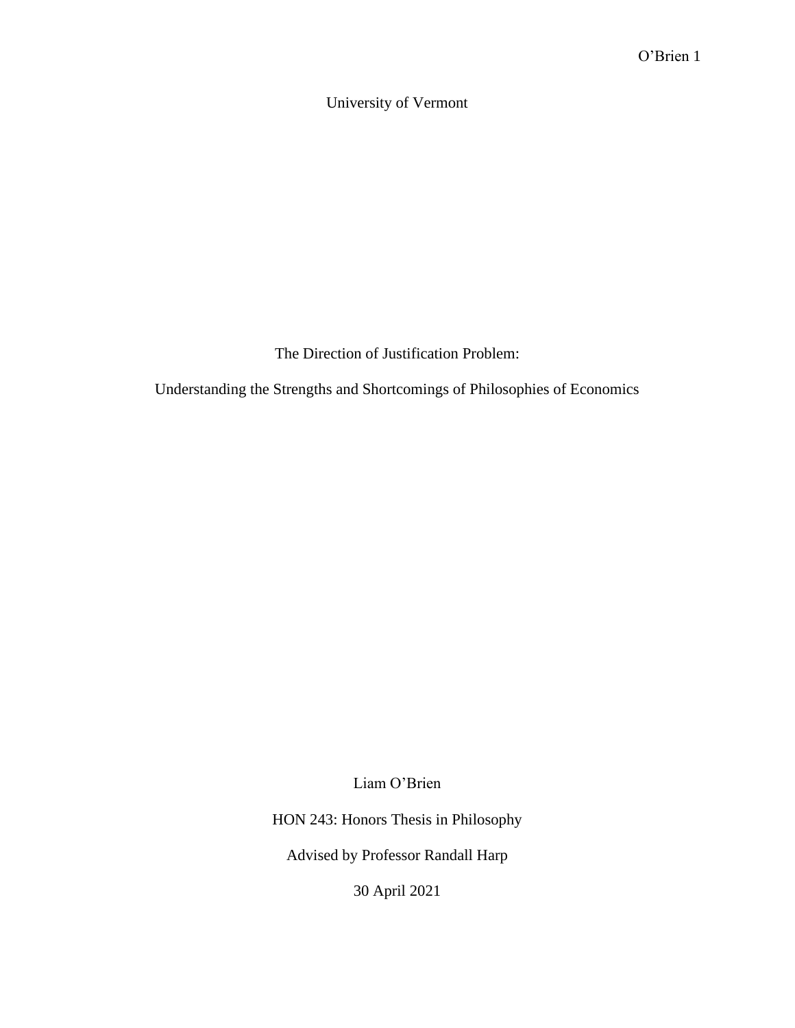University of Vermont

The Direction of Justification Problem:

Understanding the Strengths and Shortcomings of Philosophies of Economics

Liam O'Brien

HON 243: Honors Thesis in Philosophy

Advised by Professor Randall Harp

30 April 2021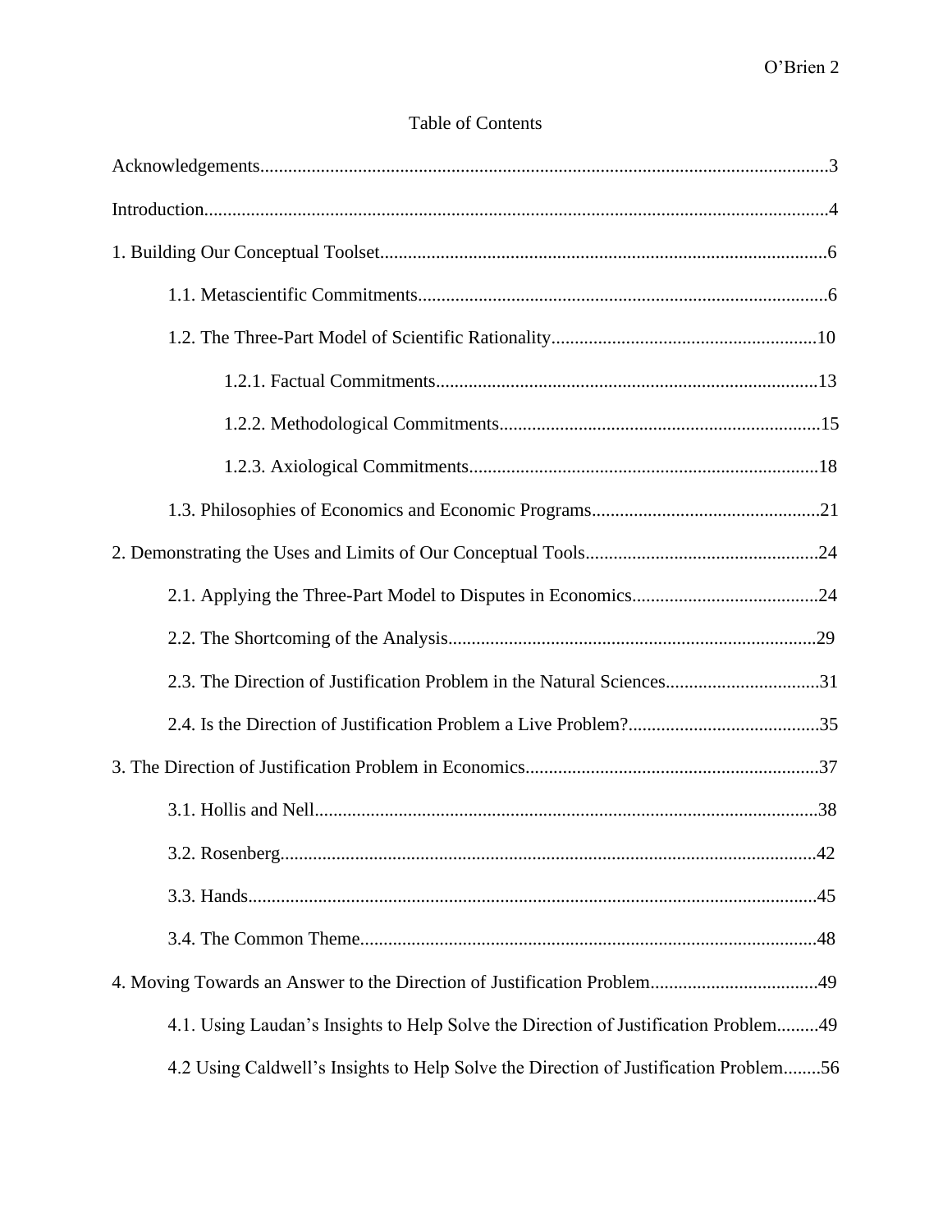# Table of Contents

Acknowledgements........................................................................................................3

Introduction....................................................................................................................4

1. Building Our Conceptual Toolset...............................................................................6

    1.1. Metascientific Commitments.......................................................................6

    1.2. The Three-Part Model of Scientific Rationality........................................10

        1.2.1. Factual Commitments.............................................................13

        1.2.2. Methodological Commitments...............................................15

        1.2.3. Axiological Commitments......................................................18

    1.3. Philosophies of Economics and Economic Programs...............................21

2. Demonstrating the Uses and Limits of Our Conceptual Tools.................................24

    2.1. Applying the Three-Part Model to Disputes in Economics......................24

    2.2. The Shortcoming of the Analysis............................................................29

    2.3. The Direction of Justification Problem in the Natural Sciences...............31

    2.4. Is the Direction of Justification Problem a Live Problem?.......................35

3. The Direction of Justification Problem in Economics.............................................37

    3.1. Hollis and Nell..........................................................................................38

    3.2. Rosenberg..................................................................................................42

    3.3. Hands........................................................................................................45

    3.4. The Common Theme................................................................................48

4. Moving Towards an Answer to the Direction of Justification Problem...................49

    4.1. Using Laudan's Insights to Help Solve the Direction of Justification Problem.........49

    4.2 Using Caldwell's Insights to Help Solve the Direction of Justification Problem........56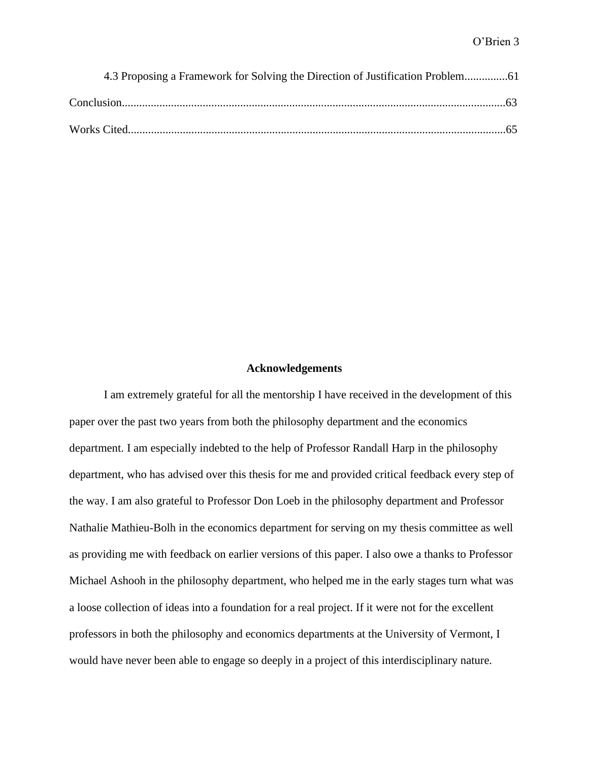4.3 Proposing a Framework for Solving the Direction of Justification Problem...............61

Conclusion....................................................................................................................63

Works Cited..................................................................................................................65

## Acknowledgements

I am extremely grateful for all the mentorship I have received in the development of this paper over the past two years from both the philosophy department and the economics department. I am especially indebted to the help of Professor Randall Harp in the philosophy department, who has advised over this thesis for me and provided critical feedback every step of the way. I am also grateful to Professor Don Loeb in the philosophy department and Professor Nathalie Mathieu-Bolh in the economics department for serving on my thesis committee as well as providing me with feedback on earlier versions of this paper. I also owe a thanks to Professor Michael Ashooh in the philosophy department, who helped me in the early stages turn what was a loose collection of ideas into a foundation for a real project. If it were not for the excellent professors in both the philosophy and economics departments at the University of Vermont, I would have never been able to engage so deeply in a project of this interdisciplinary nature.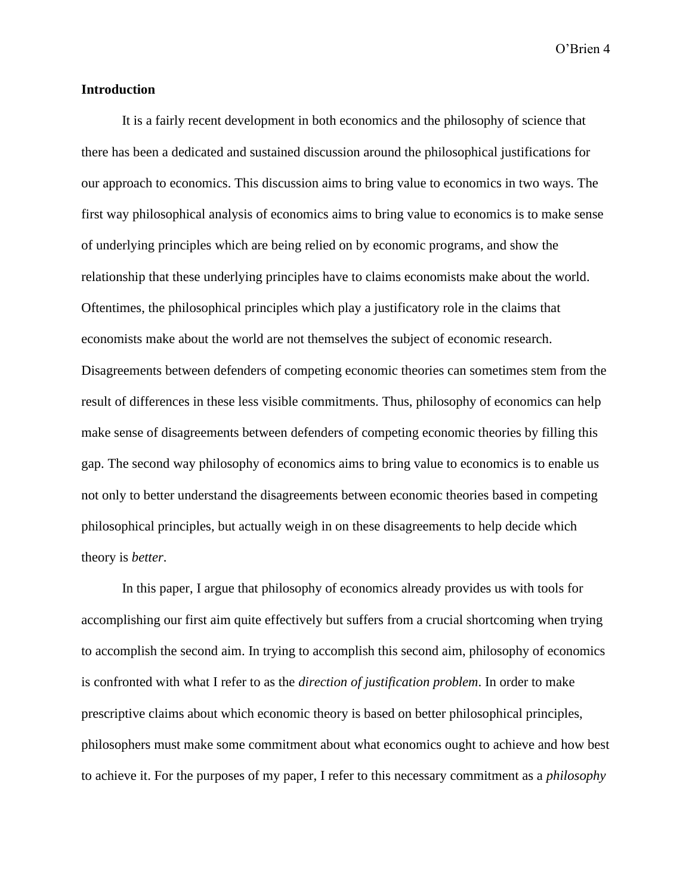**Introduction**

It is a fairly recent development in both economics and the philosophy of science that there has been a dedicated and sustained discussion around the philosophical justifications for our approach to economics. This discussion aims to bring value to economics in two ways. The first way philosophical analysis of economics aims to bring value to economics is to make sense of underlying principles which are being relied on by economic programs, and show the relationship that these underlying principles have to claims economists make about the world. Oftentimes, the philosophical principles which play a justificatory role in the claims that economists make about the world are not themselves the subject of economic research. Disagreements between defenders of competing economic theories can sometimes stem from the result of differences in these less visible commitments. Thus, philosophy of economics can help make sense of disagreements between defenders of competing economic theories by filling this gap. The second way philosophy of economics aims to bring value to economics is to enable us not only to better understand the disagreements between economic theories based in competing philosophical principles, but actually weigh in on these disagreements to help decide which theory is *better*.

In this paper, I argue that philosophy of economics already provides us with tools for accomplishing our first aim quite effectively but suffers from a crucial shortcoming when trying to accomplish the second aim. In trying to accomplish this second aim, philosophy of economics is confronted with what I refer to as the *direction of justification problem*. In order to make prescriptive claims about which economic theory is based on better philosophical principles, philosophers must make some commitment about what economics ought to achieve and how best to achieve it. For the purposes of my paper, I refer to this necessary commitment as a *philosophy*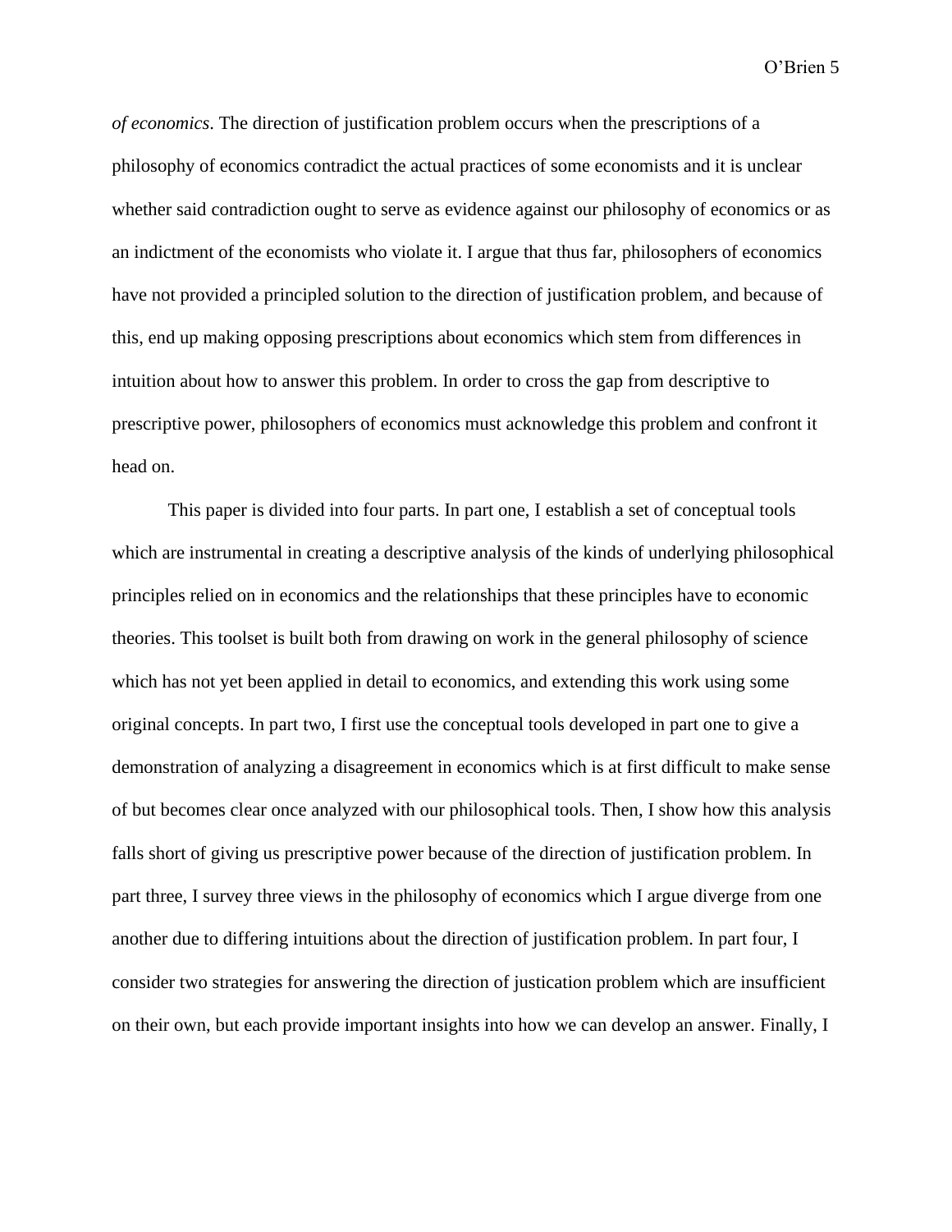*of economics*. The direction of justification problem occurs when the prescriptions of a philosophy of economics contradict the actual practices of some economists and it is unclear whether said contradiction ought to serve as evidence against our philosophy of economics or as an indictment of the economists who violate it. I argue that thus far, philosophers of economics have not provided a principled solution to the direction of justification problem, and because of this, end up making opposing prescriptions about economics which stem from differences in intuition about how to answer this problem. In order to cross the gap from descriptive to prescriptive power, philosophers of economics must acknowledge this problem and confront it head on.

This paper is divided into four parts. In part one, I establish a set of conceptual tools which are instrumental in creating a descriptive analysis of the kinds of underlying philosophical principles relied on in economics and the relationships that these principles have to economic theories. This toolset is built both from drawing on work in the general philosophy of science which has not yet been applied in detail to economics, and extending this work using some original concepts. In part two, I first use the conceptual tools developed in part one to give a demonstration of analyzing a disagreement in economics which is at first difficult to make sense of but becomes clear once analyzed with our philosophical tools. Then, I show how this analysis falls short of giving us prescriptive power because of the direction of justification problem. In part three, I survey three views in the philosophy of economics which I argue diverge from one another due to differing intuitions about the direction of justification problem. In part four, I consider two strategies for answering the direction of justication problem which are insufficient on their own, but each provide important insights into how we can develop an answer. Finally, I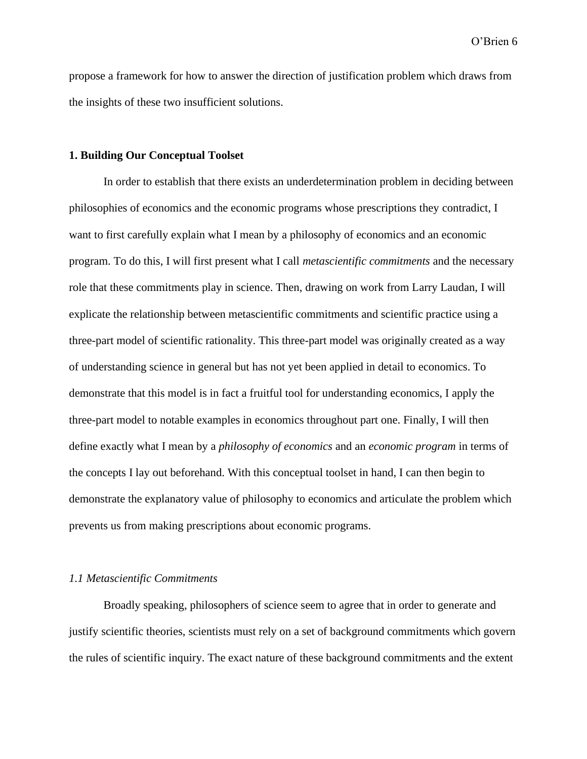propose a framework for how to answer the direction of justification problem which draws from the insights of these two insufficient solutions.

## 1. Building Our Conceptual Toolset

In order to establish that there exists an underdetermination problem in deciding between philosophies of economics and the economic programs whose prescriptions they contradict, I want to first carefully explain what I mean by a philosophy of economics and an economic program. To do this, I will first present what I call *metascientific commitments* and the necessary role that these commitments play in science. Then, drawing on work from Larry Laudan, I will explicate the relationship between metascientific commitments and scientific practice using a three-part model of scientific rationality. This three-part model was originally created as a way of understanding science in general but has not yet been applied in detail to economics. To demonstrate that this model is in fact a fruitful tool for understanding economics, I apply the three-part model to notable examples in economics throughout part one. Finally, I will then define exactly what I mean by a *philosophy of economics* and an *economic program* in terms of the concepts I lay out beforehand. With this conceptual toolset in hand, I can then begin to demonstrate the explanatory value of philosophy to economics and articulate the problem which prevents us from making prescriptions about economic programs.

### *1.1 Metascientific Commitments*

Broadly speaking, philosophers of science seem to agree that in order to generate and justify scientific theories, scientists must rely on a set of background commitments which govern the rules of scientific inquiry. The exact nature of these background commitments and the extent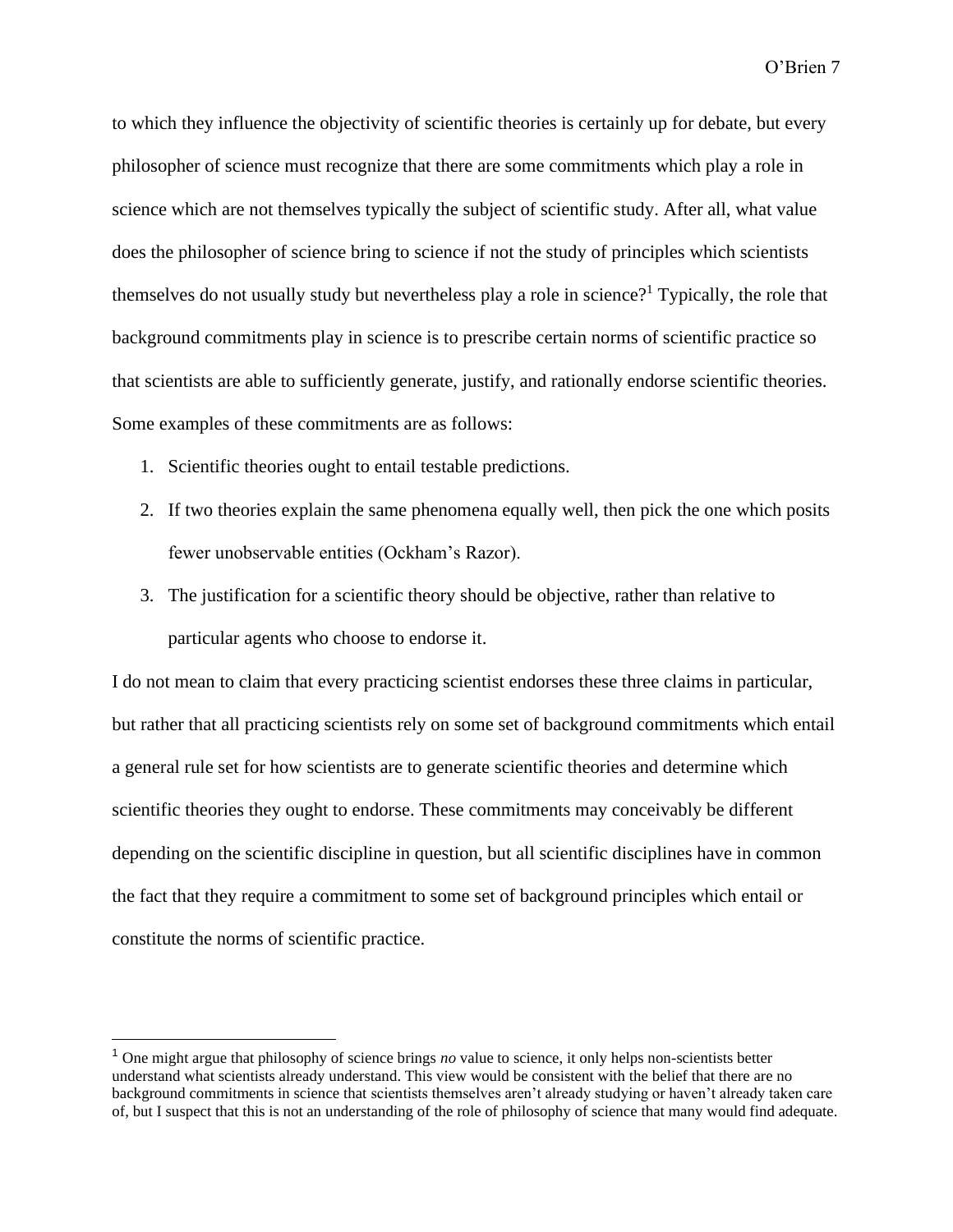to which they influence the objectivity of scientific theories is certainly up for debate, but every philosopher of science must recognize that there are some commitments which play a role in science which are not themselves typically the subject of scientific study. After all, what value does the philosopher of science bring to science if not the study of principles which scientists themselves do not usually study but nevertheless play a role in science?[1] Typically, the role that background commitments play in science is to prescribe certain norms of scientific practice so that scientists are able to sufficiently generate, justify, and rationally endorse scientific theories. Some examples of these commitments are as follows:

1. Scientific theories ought to entail testable predictions.
2. If two theories explain the same phenomena equally well, then pick the one which posits fewer unobservable entities (Ockham's Razor).
3. The justification for a scientific theory should be objective, rather than relative to particular agents who choose to endorse it.

I do not mean to claim that every practicing scientist endorses these three claims in particular, but rather that all practicing scientists rely on some set of background commitments which entail a general rule set for how scientists are to generate scientific theories and determine which scientific theories they ought to endorse. These commitments may conceivably be different depending on the scientific discipline in question, but all scientific disciplines have in common the fact that they require a commitment to some set of background principles which entail or constitute the norms of scientific practice.

[1] One might argue that philosophy of science brings *no* value to science, it only helps non-scientists better understand what scientists already understand. This view would be consistent with the belief that there are no background commitments in science that scientists themselves aren't already studying or haven't already taken care of, but I suspect that this is not an understanding of the role of philosophy of science that many would find adequate.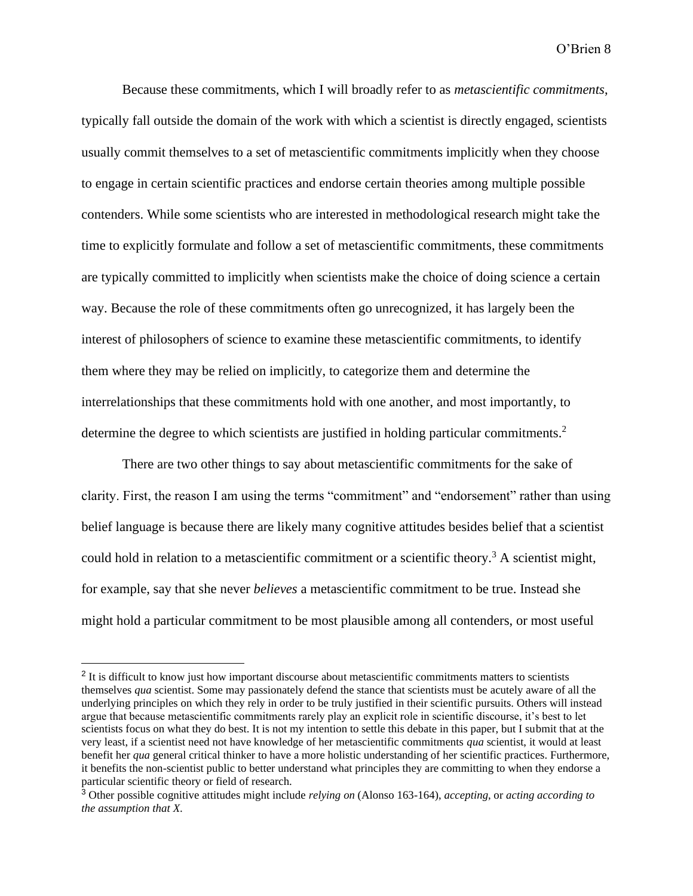Because these commitments, which I will broadly refer to as *metascientific commitments*, typically fall outside the domain of the work with which a scientist is directly engaged, scientists usually commit themselves to a set of metascientific commitments implicitly when they choose to engage in certain scientific practices and endorse certain theories among multiple possible contenders. While some scientists who are interested in methodological research might take the time to explicitly formulate and follow a set of metascientific commitments, these commitments are typically committed to implicitly when scientists make the choice of doing science a certain way. Because the role of these commitments often go unrecognized, it has largely been the interest of philosophers of science to examine these metascientific commitments, to identify them where they may be relied on implicitly, to categorize them and determine the interrelationships that these commitments hold with one another, and most importantly, to determine the degree to which scientists are justified in holding particular commitments.[2]

There are two other things to say about metascientific commitments for the sake of clarity. First, the reason I am using the terms "commitment" and "endorsement" rather than using belief language is because there are likely many cognitive attitudes besides belief that a scientist could hold in relation to a metascientific commitment or a scientific theory.[3] A scientist might, for example, say that she never *believes* a metascientific commitment to be true. Instead she might hold a particular commitment to be most plausible among all contenders, or most useful

---

[2] It is difficult to know just how important discourse about metascientific commitments matters to scientists themselves *qua* scientist. Some may passionately defend the stance that scientists must be acutely aware of all the underlying principles on which they rely in order to be truly justified in their scientific pursuits. Others will instead argue that because metascientific commitments rarely play an explicit role in scientific discourse, it's best to let scientists focus on what they do best. It is not my intention to settle this debate in this paper, but I submit that at the very least, if a scientist need not have knowledge of her metascientific commitments *qua* scientist, it would at least benefit her *qua* general critical thinker to have a more holistic understanding of her scientific practices. Furthermore, it benefits the non-scientist public to better understand what principles they are committing to when they endorse a particular scientific theory or field of research.

[3] Other possible cognitive attitudes might include *relying on* (Alonso 163-164), *accepting*, or *acting according to the assumption that X*.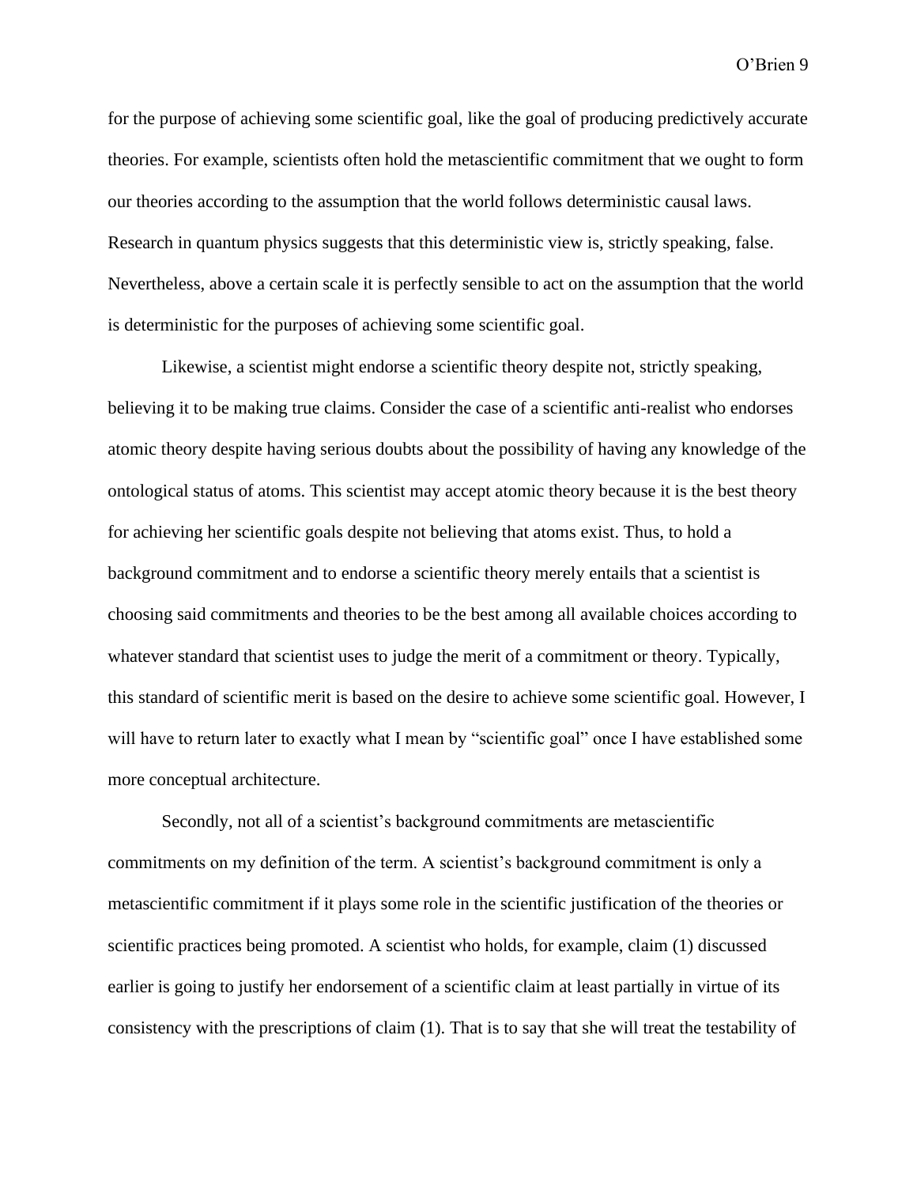for the purpose of achieving some scientific goal, like the goal of producing predictively accurate theories. For example, scientists often hold the metascientific commitment that we ought to form our theories according to the assumption that the world follows deterministic causal laws. Research in quantum physics suggests that this deterministic view is, strictly speaking, false. Nevertheless, above a certain scale it is perfectly sensible to act on the assumption that the world is deterministic for the purposes of achieving some scientific goal.

Likewise, a scientist might endorse a scientific theory despite not, strictly speaking, believing it to be making true claims. Consider the case of a scientific anti-realist who endorses atomic theory despite having serious doubts about the possibility of having any knowledge of the ontological status of atoms. This scientist may accept atomic theory because it is the best theory for achieving her scientific goals despite not believing that atoms exist. Thus, to hold a background commitment and to endorse a scientific theory merely entails that a scientist is choosing said commitments and theories to be the best among all available choices according to whatever standard that scientist uses to judge the merit of a commitment or theory. Typically, this standard of scientific merit is based on the desire to achieve some scientific goal. However, I will have to return later to exactly what I mean by "scientific goal" once I have established some more conceptual architecture.

Secondly, not all of a scientist's background commitments are metascientific commitments on my definition of the term. A scientist's background commitment is only a metascientific commitment if it plays some role in the scientific justification of the theories or scientific practices being promoted. A scientist who holds, for example, claim (1) discussed earlier is going to justify her endorsement of a scientific claim at least partially in virtue of its consistency with the prescriptions of claim (1). That is to say that she will treat the testability of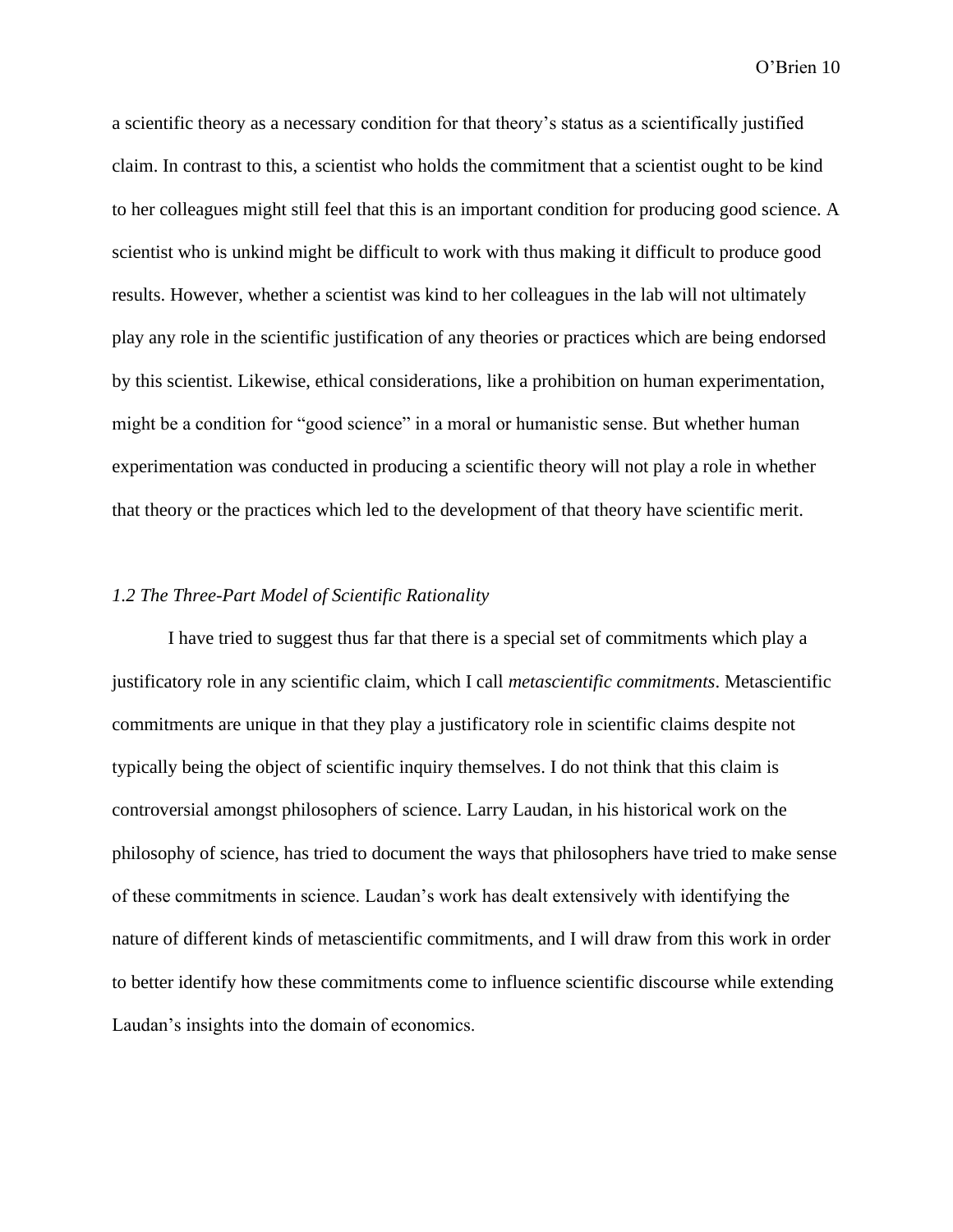a scientific theory as a necessary condition for that theory's status as a scientifically justified claim. In contrast to this, a scientist who holds the commitment that a scientist ought to be kind to her colleagues might still feel that this is an important condition for producing good science. A scientist who is unkind might be difficult to work with thus making it difficult to produce good results. However, whether a scientist was kind to her colleagues in the lab will not ultimately play any role in the scientific justification of any theories or practices which are being endorsed by this scientist. Likewise, ethical considerations, like a prohibition on human experimentation, might be a condition for "good science" in a moral or humanistic sense. But whether human experimentation was conducted in producing a scientific theory will not play a role in whether that theory or the practices which led to the development of that theory have scientific merit.

### *1.2 The Three-Part Model of Scientific Rationality*

I have tried to suggest thus far that there is a special set of commitments which play a justificatory role in any scientific claim, which I call *metascientific commitments*. Metascientific commitments are unique in that they play a justificatory role in scientific claims despite not typically being the object of scientific inquiry themselves. I do not think that this claim is controversial amongst philosophers of science. Larry Laudan, in his historical work on the philosophy of science, has tried to document the ways that philosophers have tried to make sense of these commitments in science. Laudan's work has dealt extensively with identifying the nature of different kinds of metascientific commitments, and I will draw from this work in order to better identify how these commitments come to influence scientific discourse while extending Laudan's insights into the domain of economics.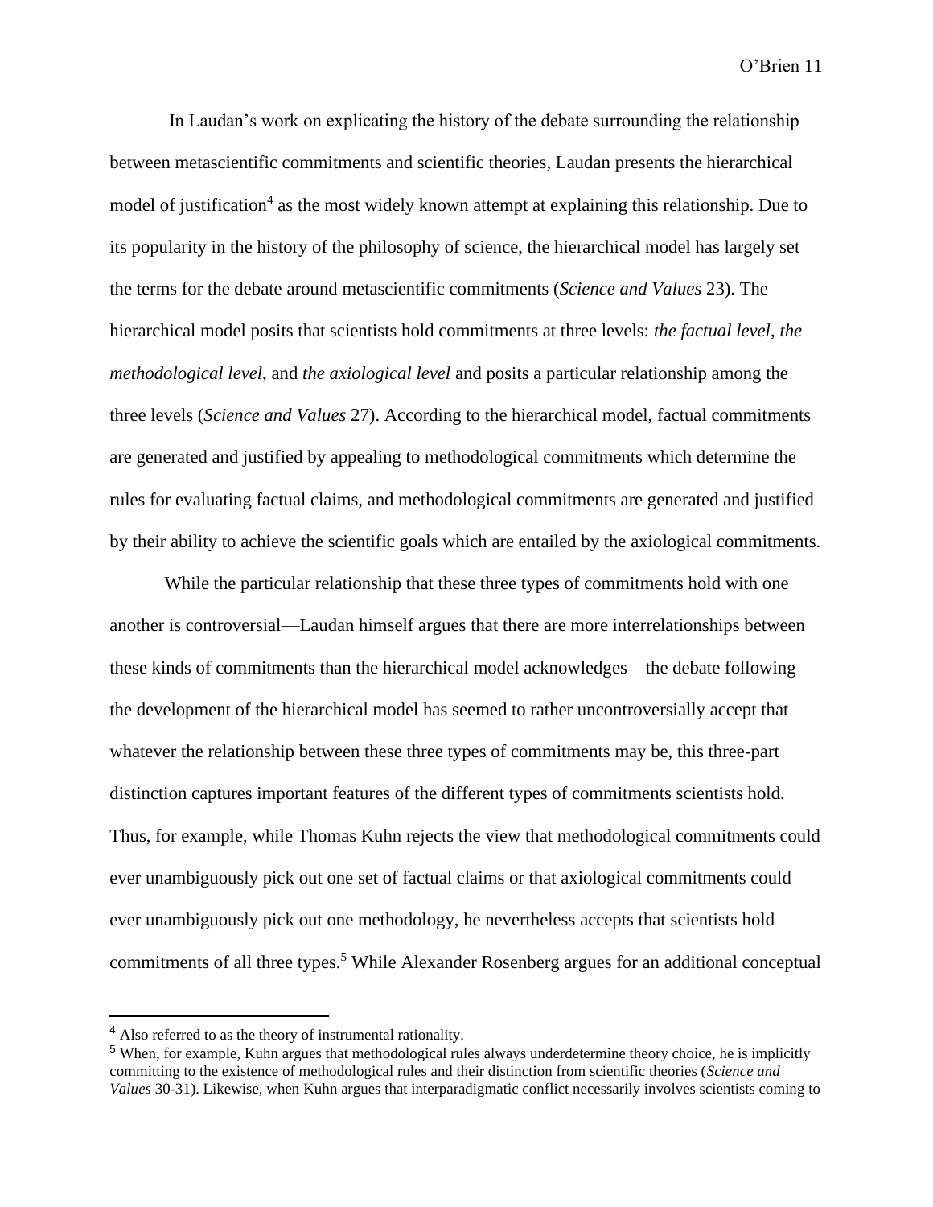In Laudan's work on explicating the history of the debate surrounding the relationship between metascientific commitments and scientific theories, Laudan presents the hierarchical model of justification[4] as the most widely known attempt at explaining this relationship. Due to its popularity in the history of the philosophy of science, the hierarchical model has largely set the terms for the debate around metascientific commitments (*Science and Values* 23). The hierarchical model posits that scientists hold commitments at three levels: *the factual level*, *the methodological level*, and *the axiological level* and posits a particular relationship among the three levels (*Science and Values* 27). According to the hierarchical model, factual commitments are generated and justified by appealing to methodological commitments which determine the rules for evaluating factual claims, and methodological commitments are generated and justified by their ability to achieve the scientific goals which are entailed by the axiological commitments.

While the particular relationship that these three types of commitments hold with one another is controversial—Laudan himself argues that there are more interrelationships between these kinds of commitments than the hierarchical model acknowledges—the debate following the development of the hierarchical model has seemed to rather uncontroversially accept that whatever the relationship between these three types of commitments may be, this three-part distinction captures important features of the different types of commitments scientists hold. Thus, for example, while Thomas Kuhn rejects the view that methodological commitments could ever unambiguously pick out one set of factual claims or that axiological commitments could ever unambiguously pick out one methodology, he nevertheless accepts that scientists hold commitments of all three types.[5] While Alexander Rosenberg argues for an additional conceptual

---

[4] Also referred to as the theory of instrumental rationality.

[5] When, for example, Kuhn argues that methodological rules always underdetermine theory choice, he is implicitly committing to the existence of methodological rules and their distinction from scientific theories (*Science and Values* 30-31). Likewise, when Kuhn argues that interparadigmatic conflict necessarily involves scientists coming to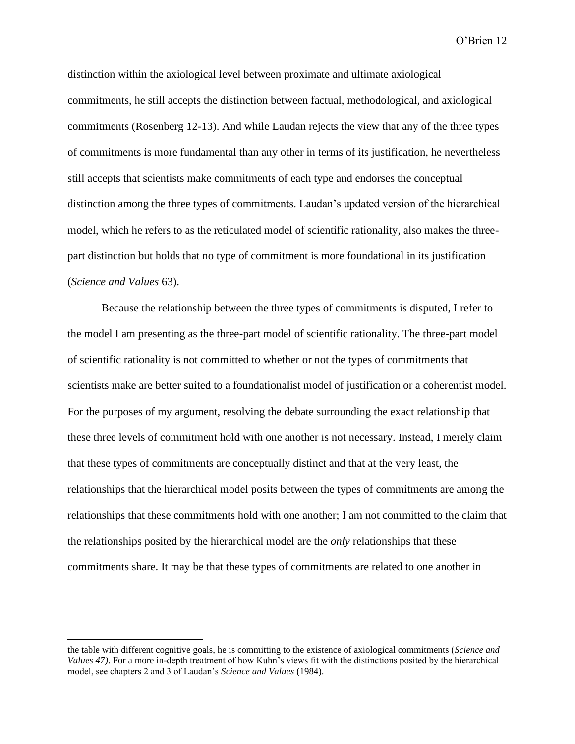distinction within the axiological level between proximate and ultimate axiological commitments, he still accepts the distinction between factual, methodological, and axiological commitments (Rosenberg 12-13). And while Laudan rejects the view that any of the three types of commitments is more fundamental than any other in terms of its justification, he nevertheless still accepts that scientists make commitments of each type and endorses the conceptual distinction among the three types of commitments. Laudan's updated version of the hierarchical model, which he refers to as the reticulated model of scientific rationality, also makes the three-part distinction but holds that no type of commitment is more foundational in its justification (*Science and Values* 63).

Because the relationship between the three types of commitments is disputed, I refer to the model I am presenting as the three-part model of scientific rationality. The three-part model of scientific rationality is not committed to whether or not the types of commitments that scientists make are better suited to a foundationalist model of justification or a coherentist model. For the purposes of my argument, resolving the debate surrounding the exact relationship that these three levels of commitment hold with one another is not necessary. Instead, I merely claim that these types of commitments are conceptually distinct and that at the very least, the relationships that the hierarchical model posits between the types of commitments are among the relationships that these commitments hold with one another; I am not committed to the claim that the relationships posited by the hierarchical model are the *only* relationships that these commitments share. It may be that these types of commitments are related to one another in

the table with different cognitive goals, he is committing to the existence of axiological commitments (*Science and Values 47)*. For a more in-depth treatment of how Kuhn's views fit with the distinctions posited by the hierarchical model, see chapters 2 and 3 of Laudan's *Science and Values* (1984).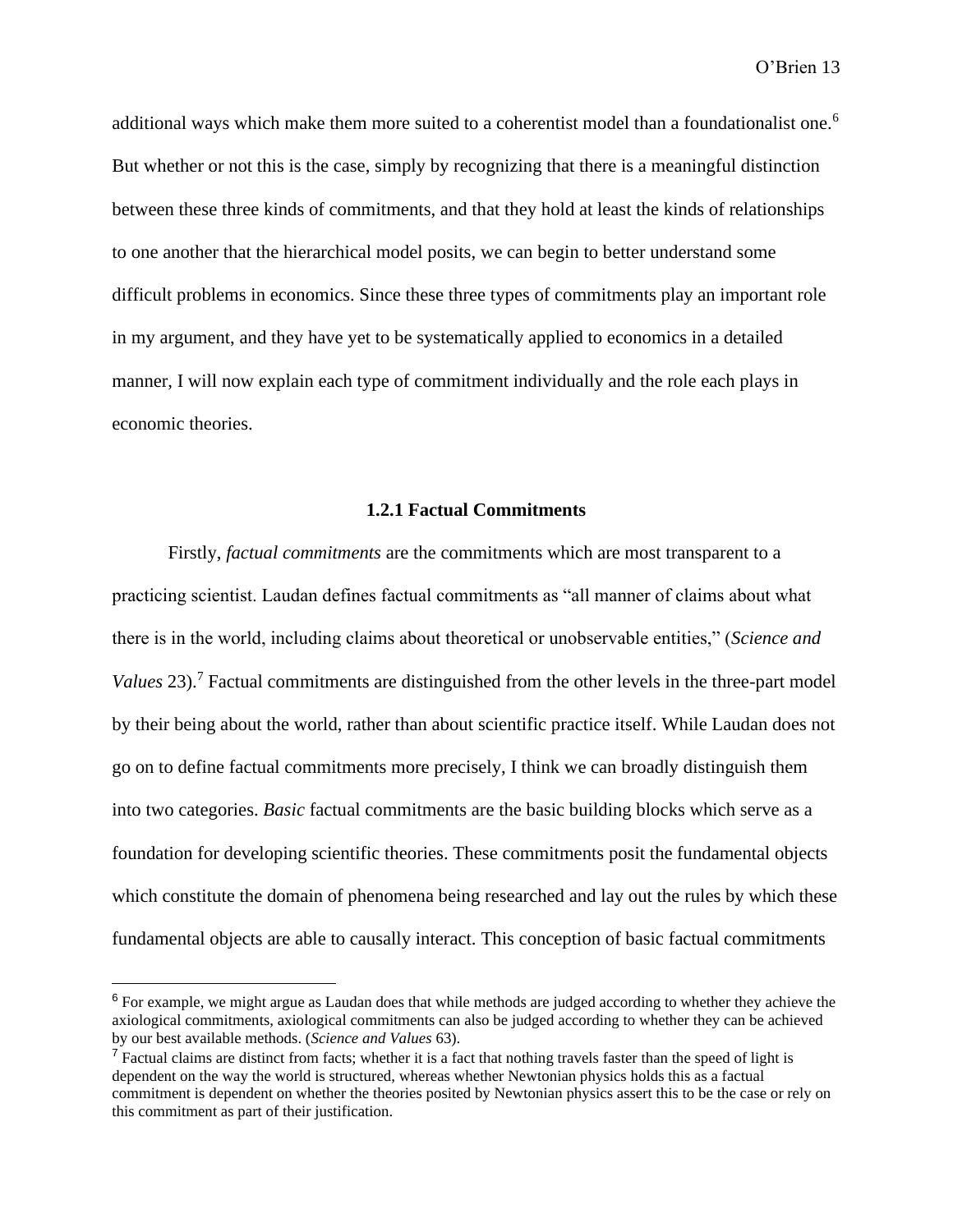additional ways which make them more suited to a coherentist model than a foundationalist one.[6] But whether or not this is the case, simply by recognizing that there is a meaningful distinction between these three kinds of commitments, and that they hold at least the kinds of relationships to one another that the hierarchical model posits, we can begin to better understand some difficult problems in economics. Since these three types of commitments play an important role in my argument, and they have yet to be systematically applied to economics in a detailed manner, I will now explain each type of commitment individually and the role each plays in economic theories.

### 1.2.1 Factual Commitments

Firstly, *factual commitments* are the commitments which are most transparent to a practicing scientist. Laudan defines factual commitments as "all manner of claims about what there is in the world, including claims about theoretical or unobservable entities," (*Science and Values* 23).[7] Factual commitments are distinguished from the other levels in the three-part model by their being about the world, rather than about scientific practice itself. While Laudan does not go on to define factual commitments more precisely, I think we can broadly distinguish them into two categories. *Basic* factual commitments are the basic building blocks which serve as a foundation for developing scientific theories. These commitments posit the fundamental objects which constitute the domain of phenomena being researched and lay out the rules by which these fundamental objects are able to causally interact. This conception of basic factual commitments

---

[6] For example, we might argue as Laudan does that while methods are judged according to whether they achieve the axiological commitments, axiological commitments can also be judged according to whether they can be achieved by our best available methods. (*Science and Values* 63).

[7] Factual claims are distinct from facts; whether it is a fact that nothing travels faster than the speed of light is dependent on the way the world is structured, whereas whether Newtonian physics holds this as a factual commitment is dependent on whether the theories posited by Newtonian physics assert this to be the case or rely on this commitment as part of their justification.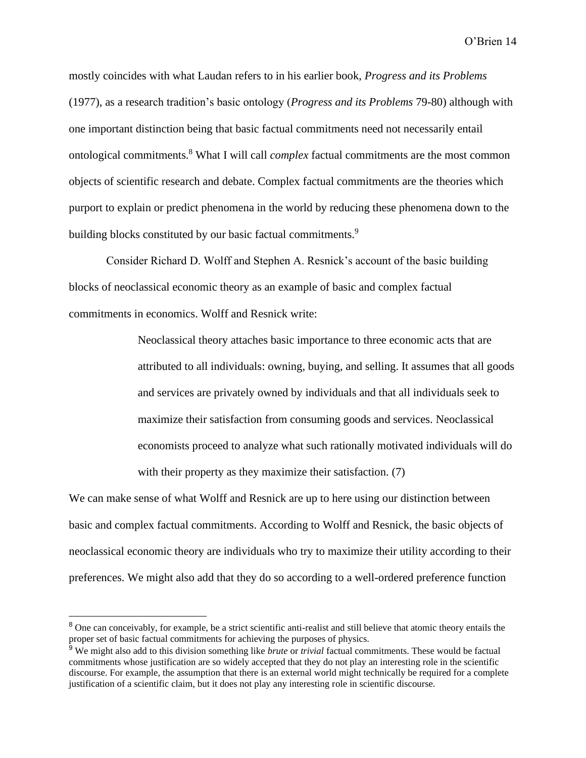mostly coincides with what Laudan refers to in his earlier book, *Progress and its Problems* (1977), as a research tradition's basic ontology (*Progress and its Problems* 79-80) although with one important distinction being that basic factual commitments need not necessarily entail ontological commitments.[8] What I will call *complex* factual commitments are the most common objects of scientific research and debate. Complex factual commitments are the theories which purport to explain or predict phenomena in the world by reducing these phenomena down to the building blocks constituted by our basic factual commitments.[9]

Consider Richard D. Wolff and Stephen A. Resnick's account of the basic building blocks of neoclassical economic theory as an example of basic and complex factual commitments in economics. Wolff and Resnick write:

> Neoclassical theory attaches basic importance to three economic acts that are attributed to all individuals: owning, buying, and selling. It assumes that all goods and services are privately owned by individuals and that all individuals seek to maximize their satisfaction from consuming goods and services. Neoclassical economists proceed to analyze what such rationally motivated individuals will do with their property as they maximize their satisfaction. (7)

We can make sense of what Wolff and Resnick are up to here using our distinction between basic and complex factual commitments. According to Wolff and Resnick, the basic objects of neoclassical economic theory are individuals who try to maximize their utility according to their preferences. We might also add that they do so according to a well-ordered preference function

---

[8] One can conceivably, for example, be a strict scientific anti-realist and still believe that atomic theory entails the proper set of basic factual commitments for achieving the purposes of physics.

[9] We might also add to this division something like *brute* or *trivial* factual commitments. These would be factual commitments whose justification are so widely accepted that they do not play an interesting role in the scientific discourse. For example, the assumption that there is an external world might technically be required for a complete justification of a scientific claim, but it does not play any interesting role in scientific discourse.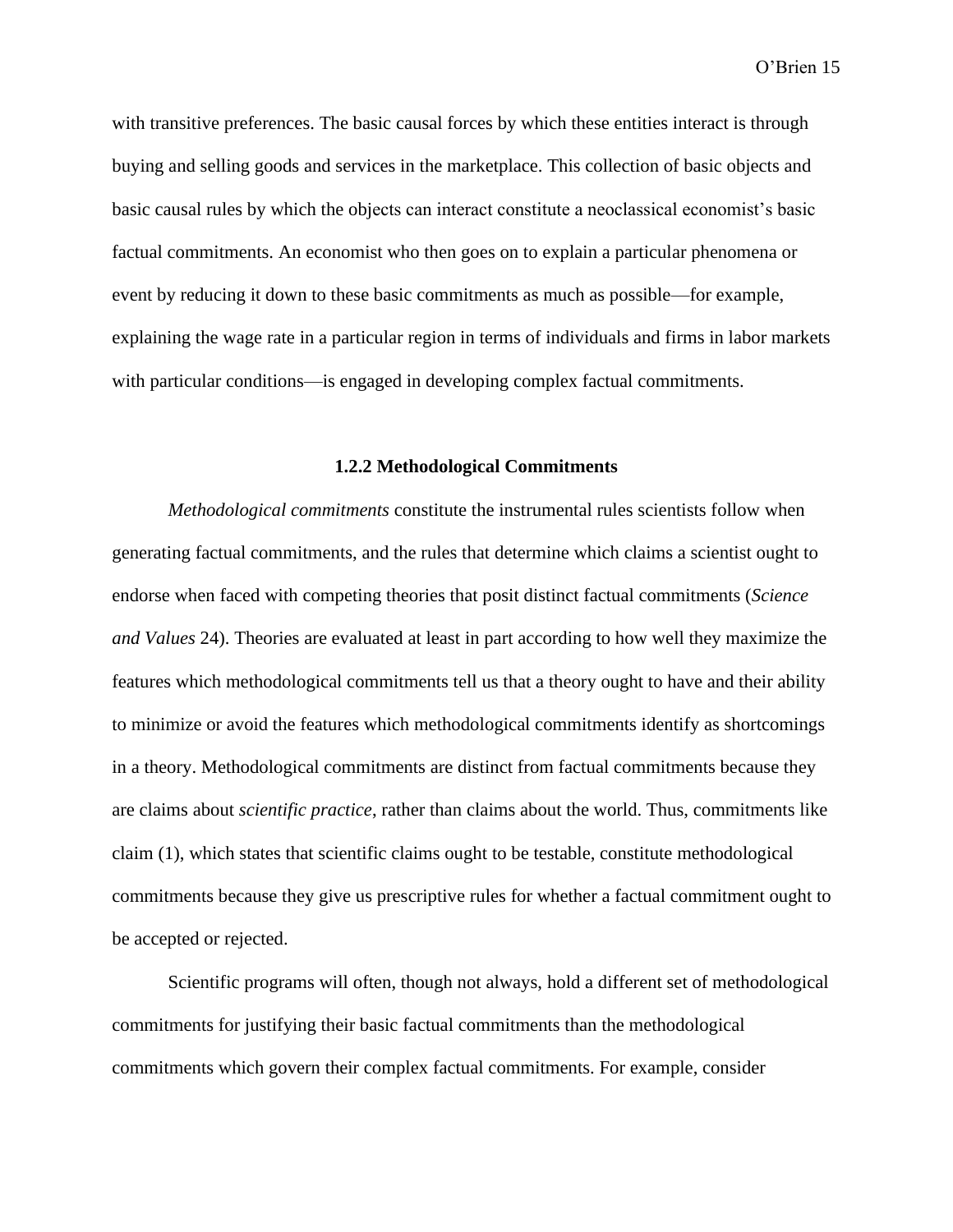with transitive preferences. The basic causal forces by which these entities interact is through buying and selling goods and services in the marketplace. This collection of basic objects and basic causal rules by which the objects can interact constitute a neoclassical economist's basic factual commitments. An economist who then goes on to explain a particular phenomena or event by reducing it down to these basic commitments as much as possible—for example, explaining the wage rate in a particular region in terms of individuals and firms in labor markets with particular conditions—is engaged in developing complex factual commitments.

### 1.2.2 Methodological Commitments

*Methodological commitments* constitute the instrumental rules scientists follow when generating factual commitments, and the rules that determine which claims a scientist ought to endorse when faced with competing theories that posit distinct factual commitments (*Science and Values* 24). Theories are evaluated at least in part according to how well they maximize the features which methodological commitments tell us that a theory ought to have and their ability to minimize or avoid the features which methodological commitments identify as shortcomings in a theory. Methodological commitments are distinct from factual commitments because they are claims about *scientific practice*, rather than claims about the world. Thus, commitments like claim (1), which states that scientific claims ought to be testable, constitute methodological commitments because they give us prescriptive rules for whether a factual commitment ought to be accepted or rejected.

Scientific programs will often, though not always, hold a different set of methodological commitments for justifying their basic factual commitments than the methodological commitments which govern their complex factual commitments. For example, consider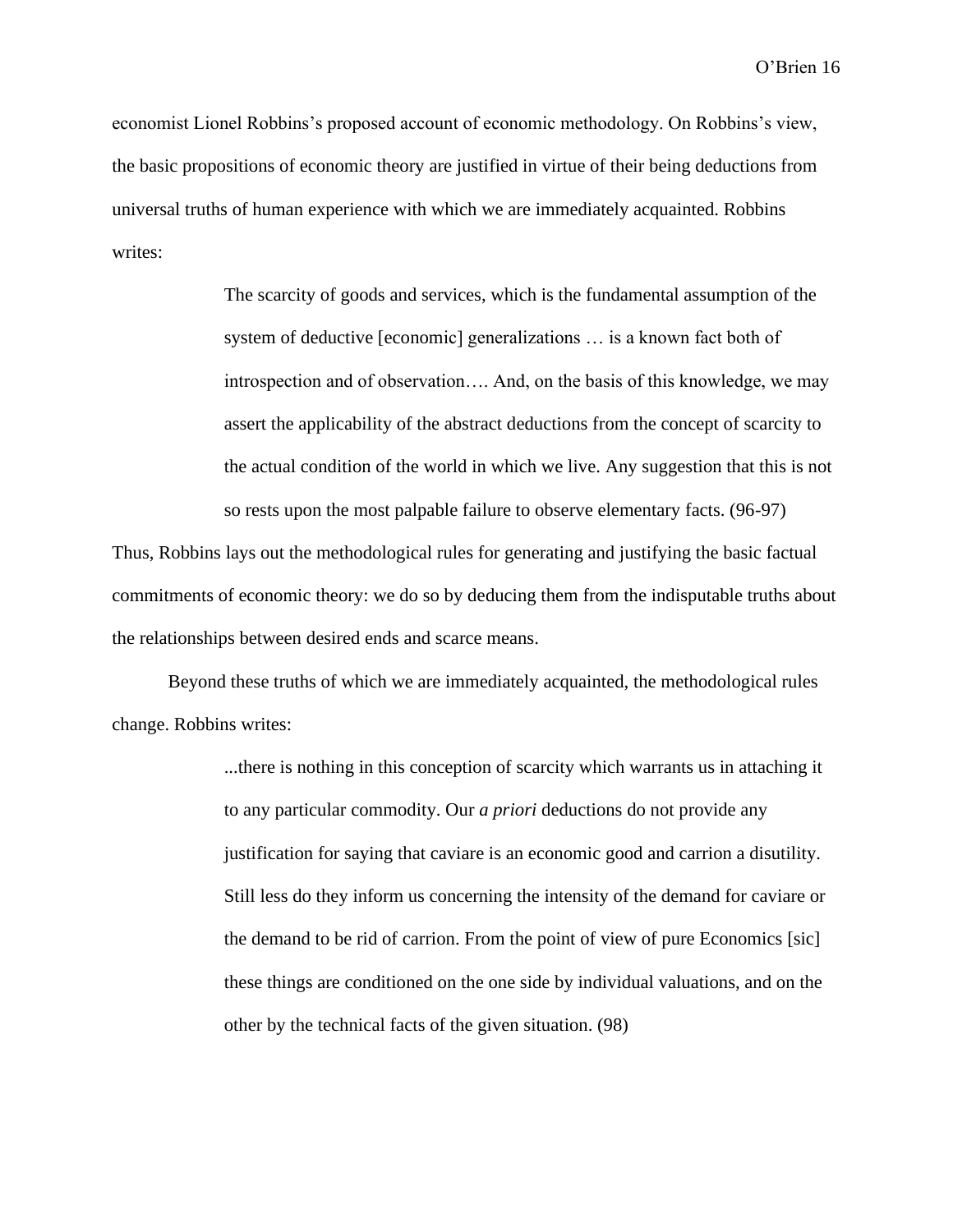economist Lionel Robbins's proposed account of economic methodology. On Robbins's view, the basic propositions of economic theory are justified in virtue of their being deductions from universal truths of human experience with which we are immediately acquainted. Robbins writes:

> The scarcity of goods and services, which is the fundamental assumption of the system of deductive [economic] generalizations … is a known fact both of introspection and of observation…. And, on the basis of this knowledge, we may assert the applicability of the abstract deductions from the concept of scarcity to the actual condition of the world in which we live. Any suggestion that this is not so rests upon the most palpable failure to observe elementary facts. (96-97)

Thus, Robbins lays out the methodological rules for generating and justifying the basic factual commitments of economic theory: we do so by deducing them from the indisputable truths about the relationships between desired ends and scarce means.

Beyond these truths of which we are immediately acquainted, the methodological rules change. Robbins writes:

> ...there is nothing in this conception of scarcity which warrants us in attaching it to any particular commodity. Our *a priori* deductions do not provide any justification for saying that caviare is an economic good and carrion a disutility. Still less do they inform us concerning the intensity of the demand for caviare or the demand to be rid of carrion. From the point of view of pure Economics [sic] these things are conditioned on the one side by individual valuations, and on the other by the technical facts of the given situation. (98)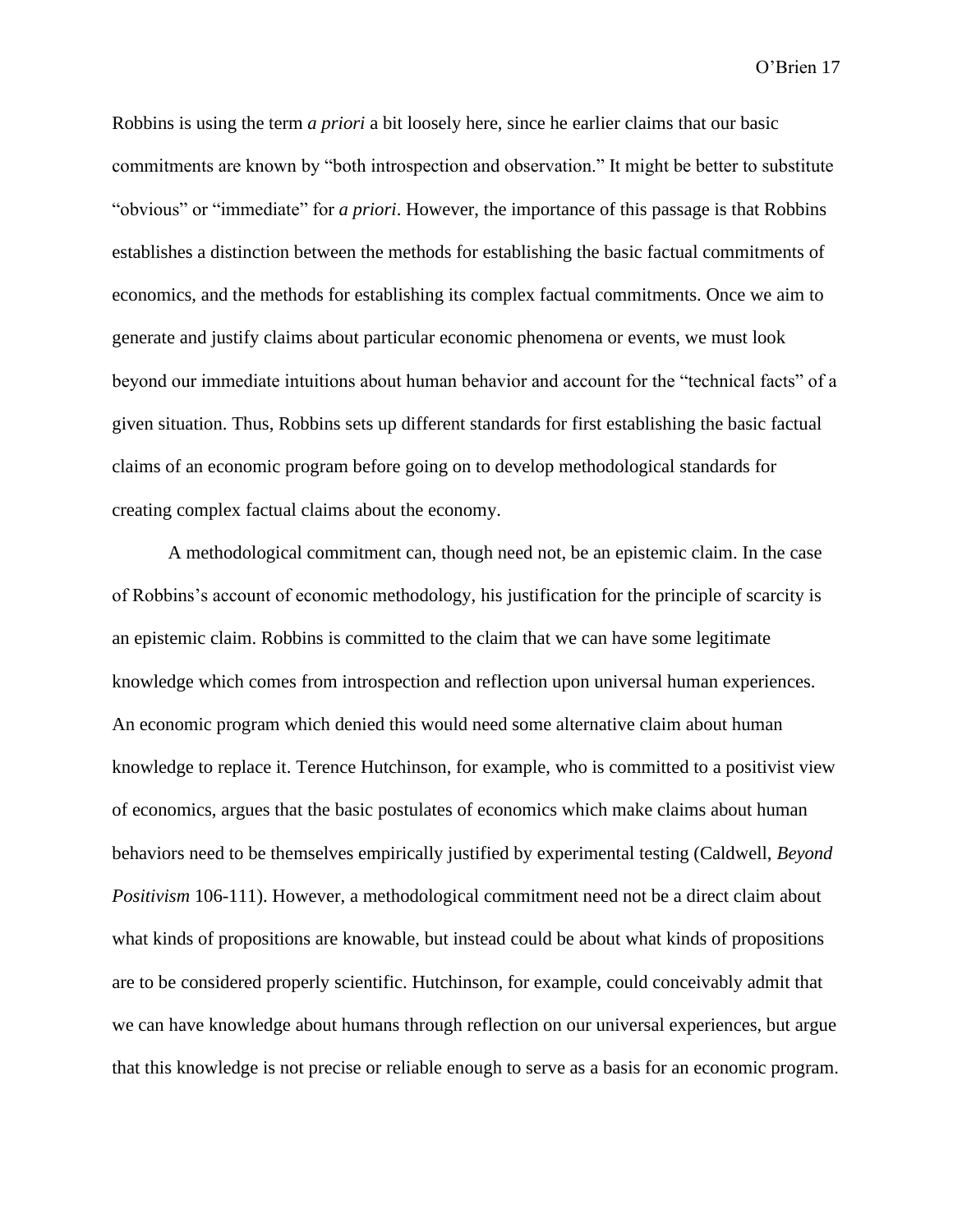Robbins is using the term *a priori* a bit loosely here, since he earlier claims that our basic commitments are known by "both introspection and observation." It might be better to substitute "obvious" or "immediate" for *a priori*. However, the importance of this passage is that Robbins establishes a distinction between the methods for establishing the basic factual commitments of economics, and the methods for establishing its complex factual commitments. Once we aim to generate and justify claims about particular economic phenomena or events, we must look beyond our immediate intuitions about human behavior and account for the "technical facts" of a given situation. Thus, Robbins sets up different standards for first establishing the basic factual claims of an economic program before going on to develop methodological standards for creating complex factual claims about the economy.

A methodological commitment can, though need not, be an epistemic claim. In the case of Robbins's account of economic methodology, his justification for the principle of scarcity is an epistemic claim. Robbins is committed to the claim that we can have some legitimate knowledge which comes from introspection and reflection upon universal human experiences. An economic program which denied this would need some alternative claim about human knowledge to replace it. Terence Hutchinson, for example, who is committed to a positivist view of economics, argues that the basic postulates of economics which make claims about human behaviors need to be themselves empirically justified by experimental testing (Caldwell, *Beyond Positivism* 106-111). However, a methodological commitment need not be a direct claim about what kinds of propositions are knowable, but instead could be about what kinds of propositions are to be considered properly scientific. Hutchinson, for example, could conceivably admit that we can have knowledge about humans through reflection on our universal experiences, but argue that this knowledge is not precise or reliable enough to serve as a basis for an economic program.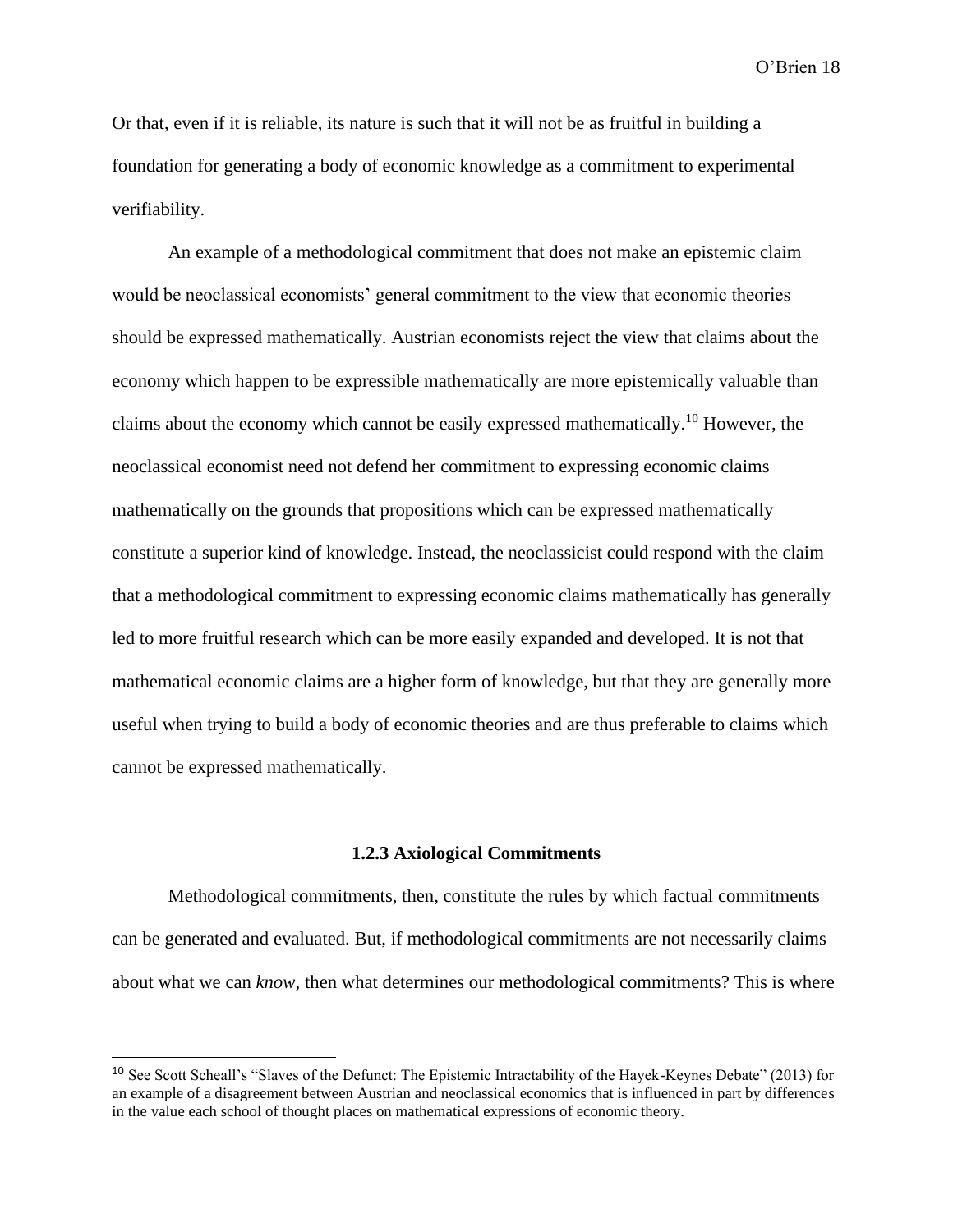Or that, even if it is reliable, its nature is such that it will not be as fruitful in building a foundation for generating a body of economic knowledge as a commitment to experimental verifiability.

An example of a methodological commitment that does not make an epistemic claim would be neoclassical economists' general commitment to the view that economic theories should be expressed mathematically. Austrian economists reject the view that claims about the economy which happen to be expressible mathematically are more epistemically valuable than claims about the economy which cannot be easily expressed mathematically.[10] However, the neoclassical economist need not defend her commitment to expressing economic claims mathematically on the grounds that propositions which can be expressed mathematically constitute a superior kind of knowledge. Instead, the neoclassicist could respond with the claim that a methodological commitment to expressing economic claims mathematically has generally led to more fruitful research which can be more easily expanded and developed. It is not that mathematical economic claims are a higher form of knowledge, but that they are generally more useful when trying to build a body of economic theories and are thus preferable to claims which cannot be expressed mathematically.

### 1.2.3 Axiological Commitments

Methodological commitments, then, constitute the rules by which factual commitments can be generated and evaluated. But, if methodological commitments are not necessarily claims about what we can *know*, then what determines our methodological commitments? This is where

[10] See Scott Scheall's "Slaves of the Defunct: The Epistemic Intractability of the Hayek-Keynes Debate" (2013) for an example of a disagreement between Austrian and neoclassical economics that is influenced in part by differences in the value each school of thought places on mathematical expressions of economic theory.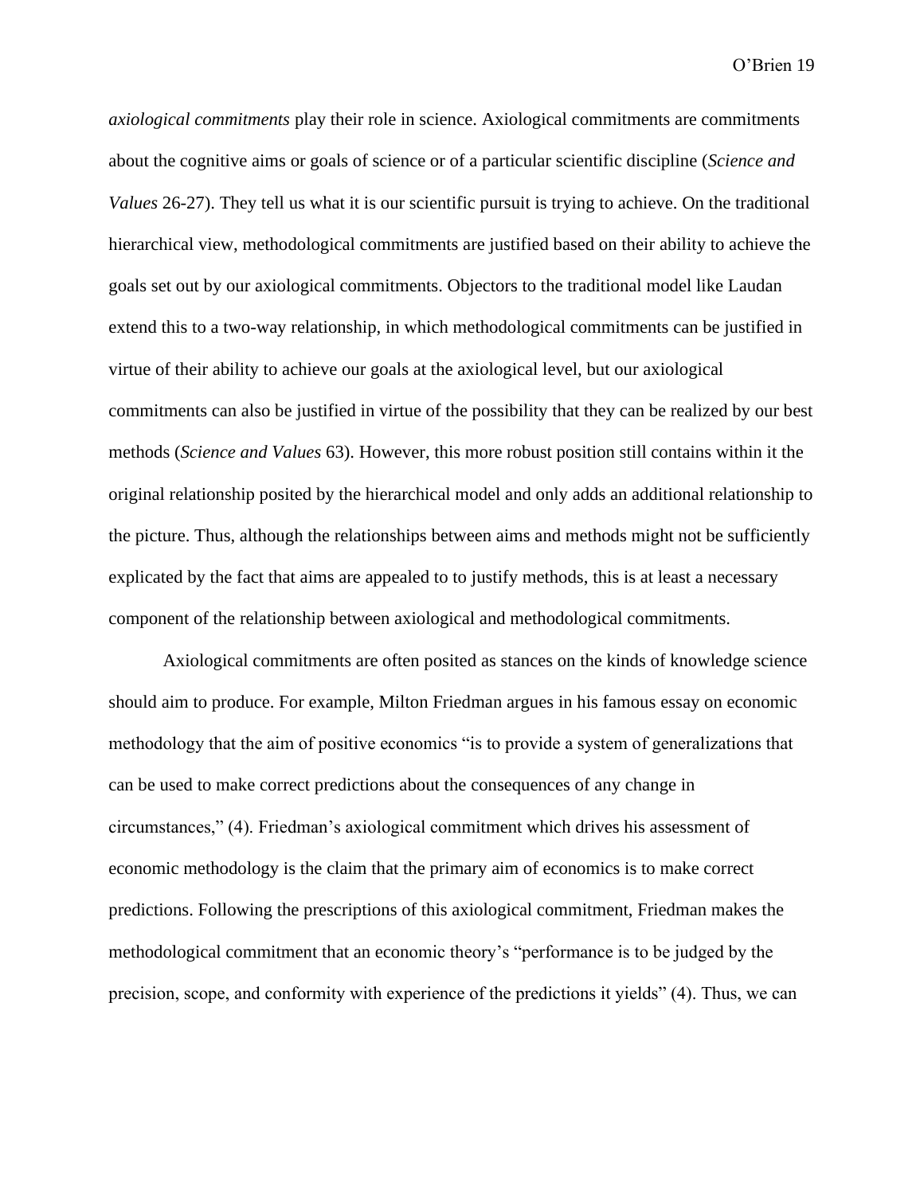*axiological commitments* play their role in science. Axiological commitments are commitments about the cognitive aims or goals of science or of a particular scientific discipline (*Science and Values* 26-27). They tell us what it is our scientific pursuit is trying to achieve. On the traditional hierarchical view, methodological commitments are justified based on their ability to achieve the goals set out by our axiological commitments. Objectors to the traditional model like Laudan extend this to a two-way relationship, in which methodological commitments can be justified in virtue of their ability to achieve our goals at the axiological level, but our axiological commitments can also be justified in virtue of the possibility that they can be realized by our best methods (*Science and Values* 63). However, this more robust position still contains within it the original relationship posited by the hierarchical model and only adds an additional relationship to the picture. Thus, although the relationships between aims and methods might not be sufficiently explicated by the fact that aims are appealed to to justify methods, this is at least a necessary component of the relationship between axiological and methodological commitments.

Axiological commitments are often posited as stances on the kinds of knowledge science should aim to produce. For example, Milton Friedman argues in his famous essay on economic methodology that the aim of positive economics "is to provide a system of generalizations that can be used to make correct predictions about the consequences of any change in circumstances," (4). Friedman's axiological commitment which drives his assessment of economic methodology is the claim that the primary aim of economics is to make correct predictions. Following the prescriptions of this axiological commitment, Friedman makes the methodological commitment that an economic theory's "performance is to be judged by the precision, scope, and conformity with experience of the predictions it yields" (4). Thus, we can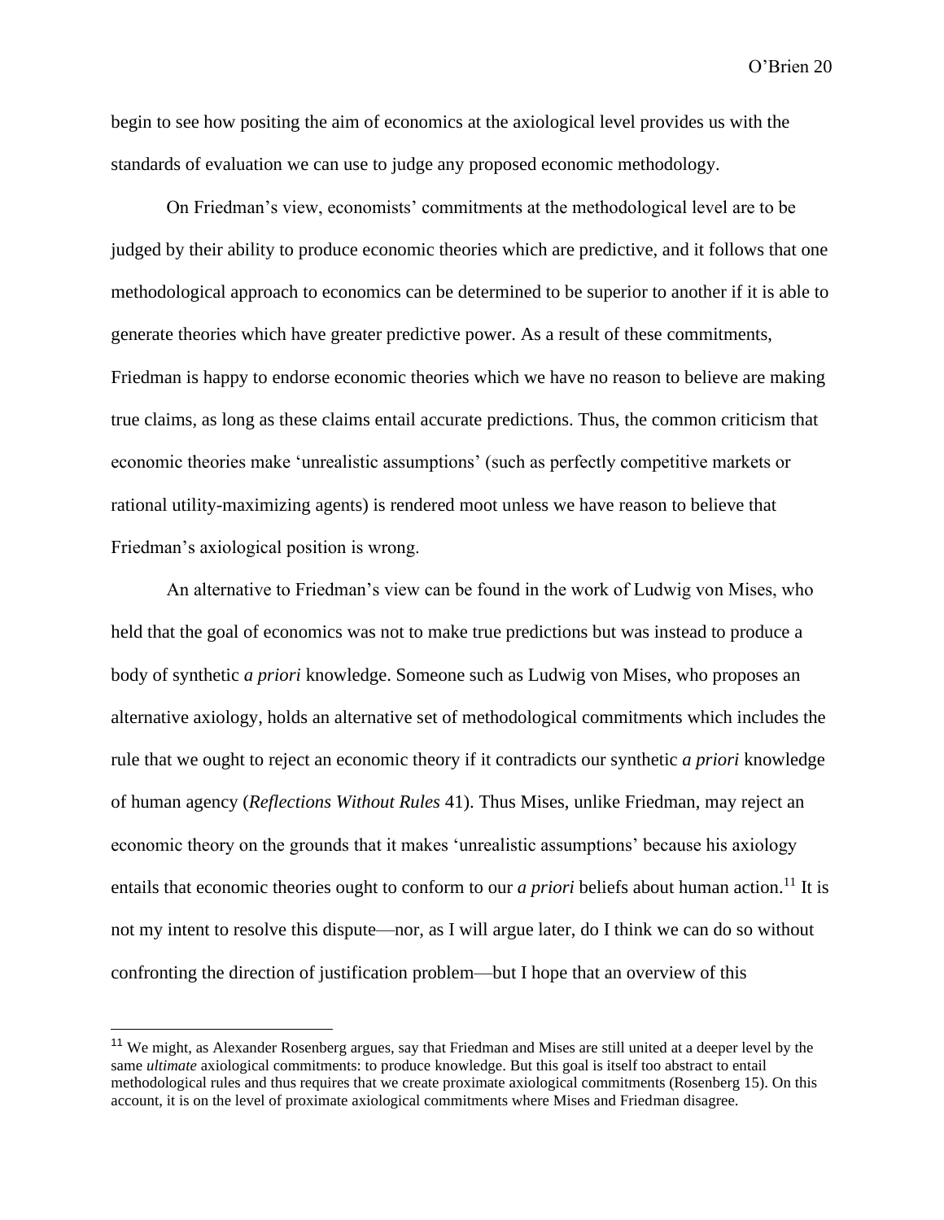begin to see how positing the aim of economics at the axiological level provides us with the standards of evaluation we can use to judge any proposed economic methodology.

On Friedman's view, economists' commitments at the methodological level are to be judged by their ability to produce economic theories which are predictive, and it follows that one methodological approach to economics can be determined to be superior to another if it is able to generate theories which have greater predictive power. As a result of these commitments, Friedman is happy to endorse economic theories which we have no reason to believe are making true claims, as long as these claims entail accurate predictions. Thus, the common criticism that economic theories make 'unrealistic assumptions' (such as perfectly competitive markets or rational utility-maximizing agents) is rendered moot unless we have reason to believe that Friedman's axiological position is wrong.

An alternative to Friedman's view can be found in the work of Ludwig von Mises, who held that the goal of economics was not to make true predictions but was instead to produce a body of synthetic *a priori* knowledge. Someone such as Ludwig von Mises, who proposes an alternative axiology, holds an alternative set of methodological commitments which includes the rule that we ought to reject an economic theory if it contradicts our synthetic *a priori* knowledge of human agency (*Reflections Without Rules* 41). Thus Mises, unlike Friedman, may reject an economic theory on the grounds that it makes 'unrealistic assumptions' because his axiology entails that economic theories ought to conform to our *a priori* beliefs about human action.[11] It is not my intent to resolve this dispute—nor, as I will argue later, do I think we can do so without confronting the direction of justification problem—but I hope that an overview of this

[11] We might, as Alexander Rosenberg argues, say that Friedman and Mises are still united at a deeper level by the same *ultimate* axiological commitments: to produce knowledge. But this goal is itself too abstract to entail methodological rules and thus requires that we create proximate axiological commitments (Rosenberg 15). On this account, it is on the level of proximate axiological commitments where Mises and Friedman disagree.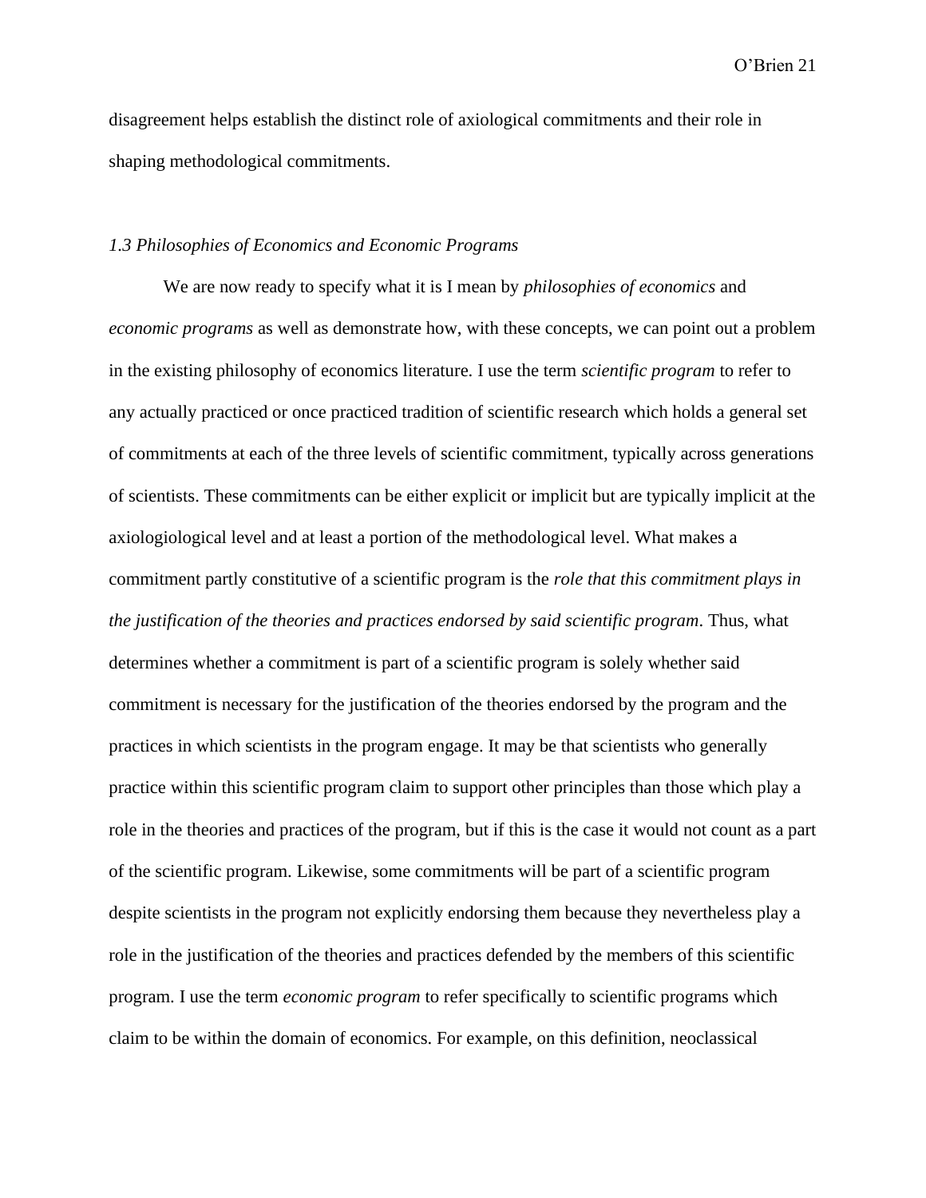disagreement helps establish the distinct role of axiological commitments and their role in shaping methodological commitments.

### *1.3 Philosophies of Economics and Economic Programs*

We are now ready to specify what it is I mean by *philosophies of economics* and *economic programs* as well as demonstrate how, with these concepts, we can point out a problem in the existing philosophy of economics literature. I use the term *scientific program* to refer to any actually practiced or once practiced tradition of scientific research which holds a general set of commitments at each of the three levels of scientific commitment, typically across generations of scientists. These commitments can be either explicit or implicit but are typically implicit at the axiologiological level and at least a portion of the methodological level. What makes a commitment partly constitutive of a scientific program is the *role that this commitment plays in the justification of the theories and practices endorsed by said scientific program*. Thus, what determines whether a commitment is part of a scientific program is solely whether said commitment is necessary for the justification of the theories endorsed by the program and the practices in which scientists in the program engage. It may be that scientists who generally practice within this scientific program claim to support other principles than those which play a role in the theories and practices of the program, but if this is the case it would not count as a part of the scientific program. Likewise, some commitments will be part of a scientific program despite scientists in the program not explicitly endorsing them because they nevertheless play a role in the justification of the theories and practices defended by the members of this scientific program. I use the term *economic program* to refer specifically to scientific programs which claim to be within the domain of economics. For example, on this definition, neoclassical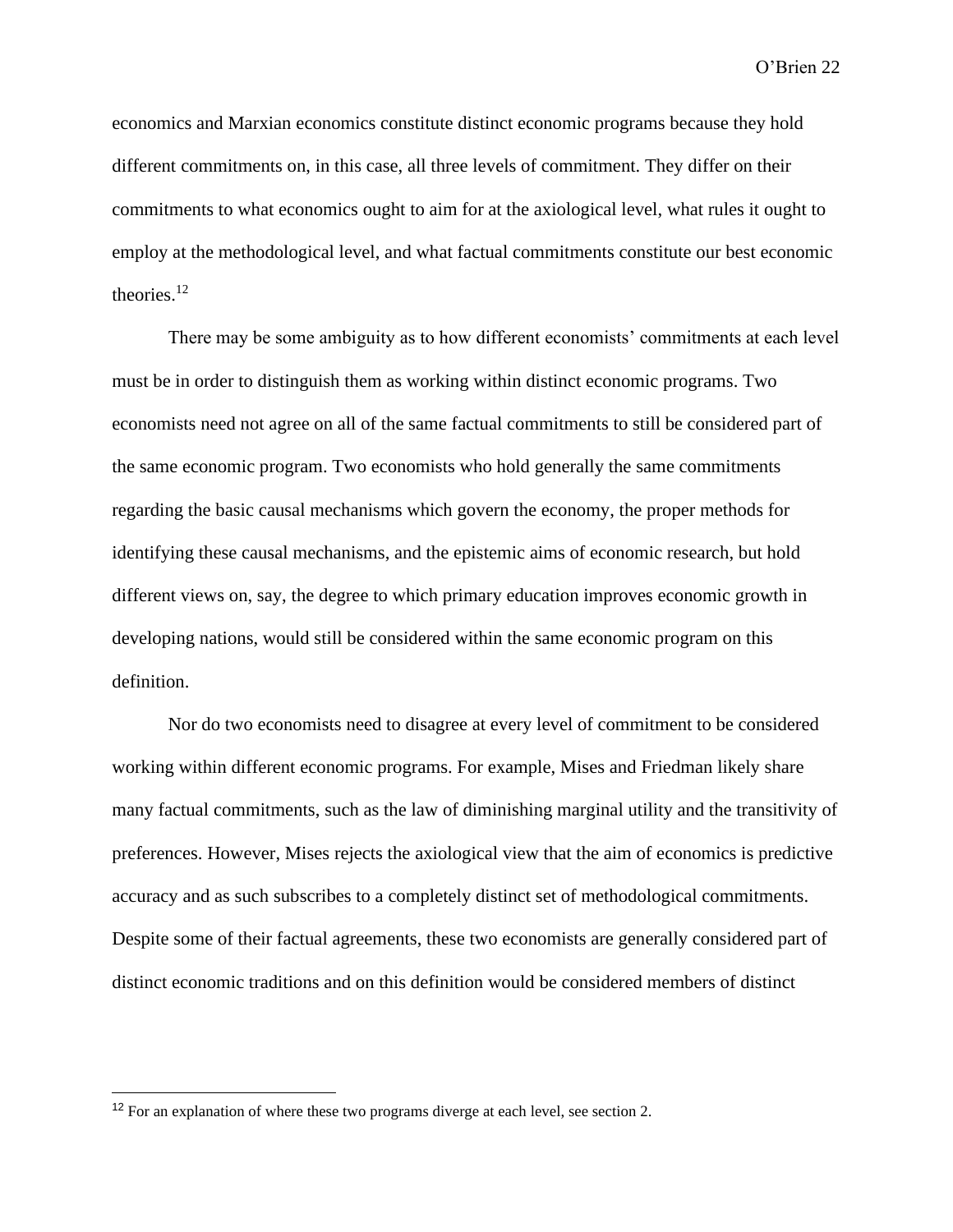economics and Marxian economics constitute distinct economic programs because they hold different commitments on, in this case, all three levels of commitment. They differ on their commitments to what economics ought to aim for at the axiological level, what rules it ought to employ at the methodological level, and what factual commitments constitute our best economic theories.[12]

There may be some ambiguity as to how different economists' commitments at each level must be in order to distinguish them as working within distinct economic programs. Two economists need not agree on all of the same factual commitments to still be considered part of the same economic program. Two economists who hold generally the same commitments regarding the basic causal mechanisms which govern the economy, the proper methods for identifying these causal mechanisms, and the epistemic aims of economic research, but hold different views on, say, the degree to which primary education improves economic growth in developing nations, would still be considered within the same economic program on this definition.

Nor do two economists need to disagree at every level of commitment to be considered working within different economic programs. For example, Mises and Friedman likely share many factual commitments, such as the law of diminishing marginal utility and the transitivity of preferences. However, Mises rejects the axiological view that the aim of economics is predictive accuracy and as such subscribes to a completely distinct set of methodological commitments. Despite some of their factual agreements, these two economists are generally considered part of distinct economic traditions and on this definition would be considered members of distinct

[12] For an explanation of where these two programs diverge at each level, see section 2.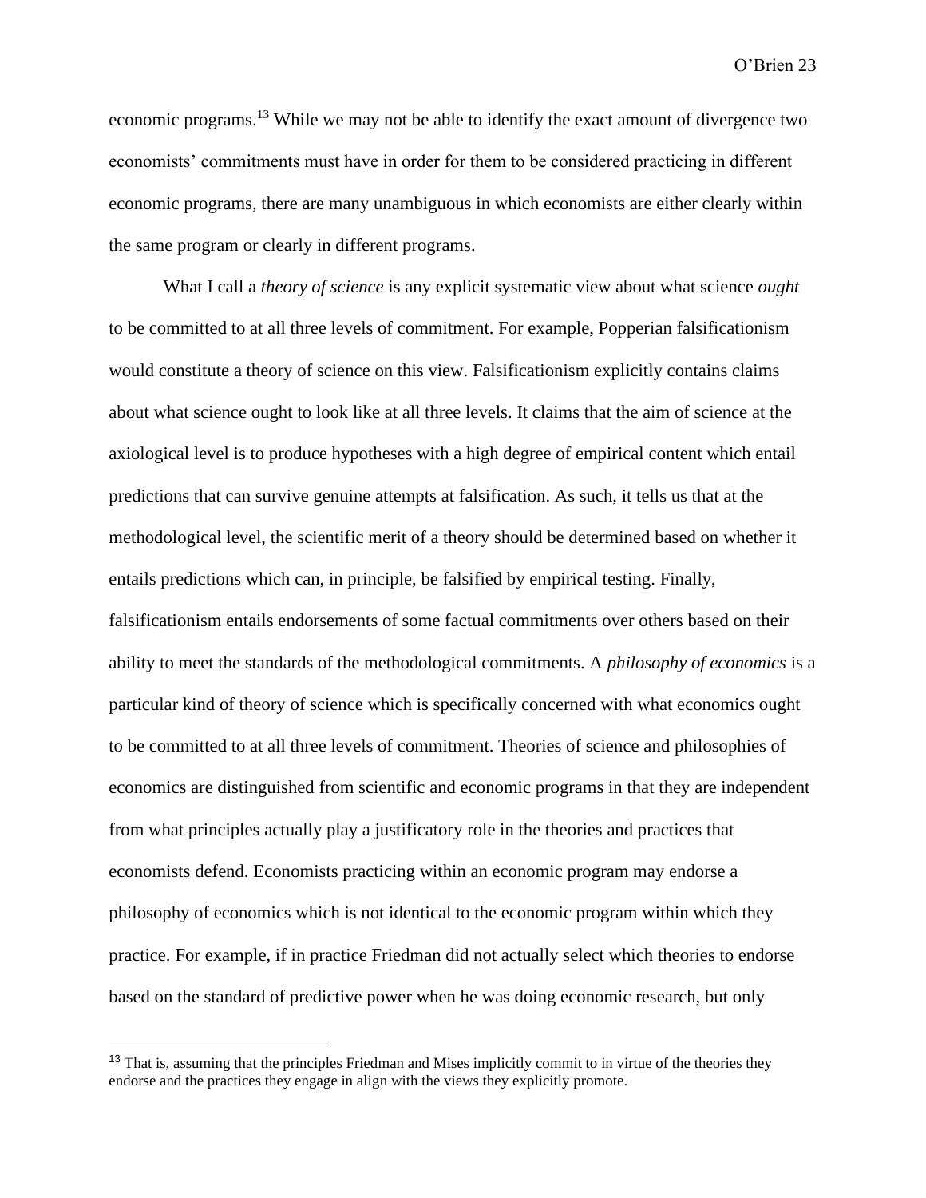economic programs.[13] While we may not be able to identify the exact amount of divergence two economists' commitments must have in order for them to be considered practicing in different economic programs, there are many unambiguous in which economists are either clearly within the same program or clearly in different programs.

What I call a *theory of science* is any explicit systematic view about what science *ought* to be committed to at all three levels of commitment. For example, Popperian falsificationism would constitute a theory of science on this view. Falsificationism explicitly contains claims about what science ought to look like at all three levels. It claims that the aim of science at the axiological level is to produce hypotheses with a high degree of empirical content which entail predictions that can survive genuine attempts at falsification. As such, it tells us that at the methodological level, the scientific merit of a theory should be determined based on whether it entails predictions which can, in principle, be falsified by empirical testing. Finally, falsificationism entails endorsements of some factual commitments over others based on their ability to meet the standards of the methodological commitments. A *philosophy of economics* is a particular kind of theory of science which is specifically concerned with what economics ought to be committed to at all three levels of commitment. Theories of science and philosophies of economics are distinguished from scientific and economic programs in that they are independent from what principles actually play a justificatory role in the theories and practices that economists defend. Economists practicing within an economic program may endorse a philosophy of economics which is not identical to the economic program within which they practice. For example, if in practice Friedman did not actually select which theories to endorse based on the standard of predictive power when he was doing economic research, but only

[13] That is, assuming that the principles Friedman and Mises implicitly commit to in virtue of the theories they endorse and the practices they engage in align with the views they explicitly promote.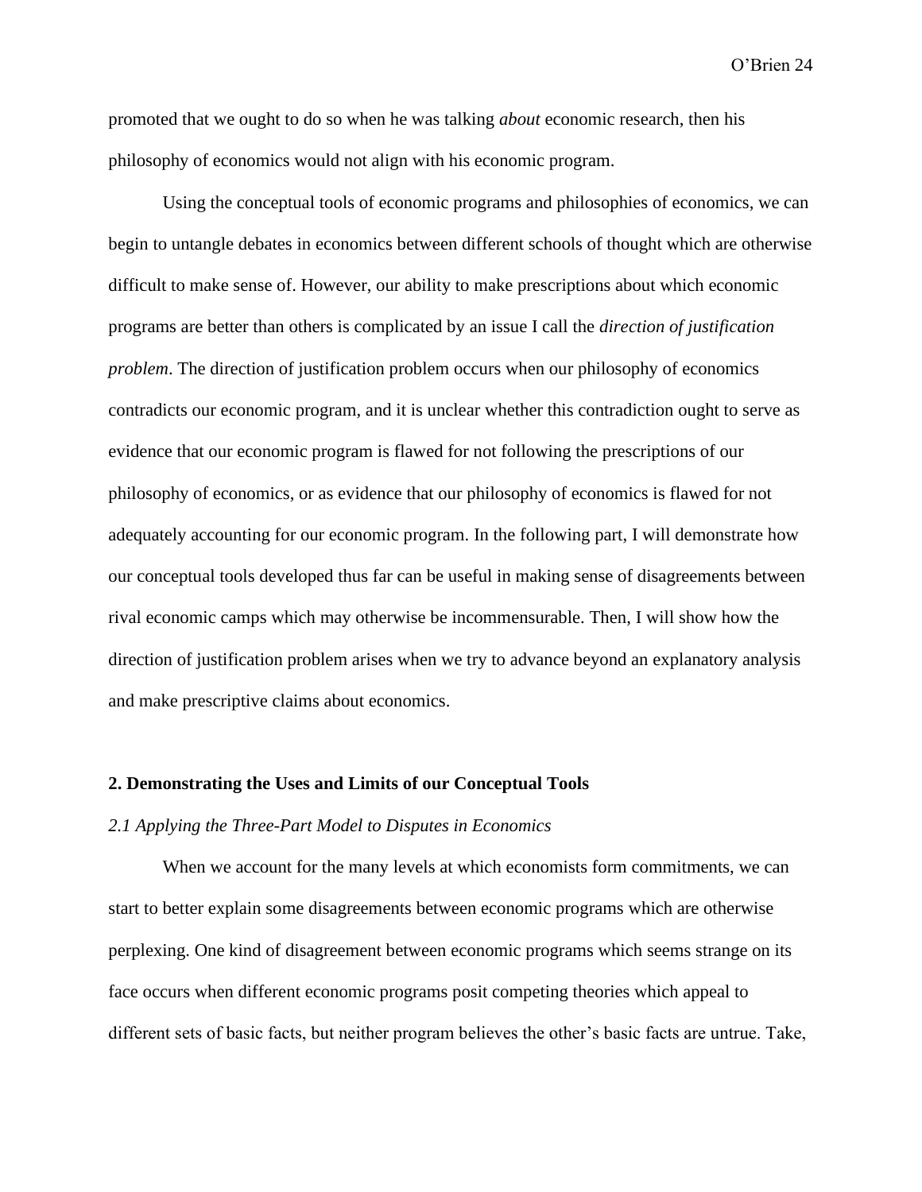promoted that we ought to do so when he was talking *about* economic research, then his philosophy of economics would not align with his economic program.

Using the conceptual tools of economic programs and philosophies of economics, we can begin to untangle debates in economics between different schools of thought which are otherwise difficult to make sense of. However, our ability to make prescriptions about which economic programs are better than others is complicated by an issue I call the *direction of justification problem*. The direction of justification problem occurs when our philosophy of economics contradicts our economic program, and it is unclear whether this contradiction ought to serve as evidence that our economic program is flawed for not following the prescriptions of our philosophy of economics, or as evidence that our philosophy of economics is flawed for not adequately accounting for our economic program. In the following part, I will demonstrate how our conceptual tools developed thus far can be useful in making sense of disagreements between rival economic camps which may otherwise be incommensurable. Then, I will show how the direction of justification problem arises when we try to advance beyond an explanatory analysis and make prescriptive claims about economics.

## 2. Demonstrating the Uses and Limits of our Conceptual Tools

### *2.1 Applying the Three-Part Model to Disputes in Economics*

When we account for the many levels at which economists form commitments, we can start to better explain some disagreements between economic programs which are otherwise perplexing. One kind of disagreement between economic programs which seems strange on its face occurs when different economic programs posit competing theories which appeal to different sets of basic facts, but neither program believes the other's basic facts are untrue. Take,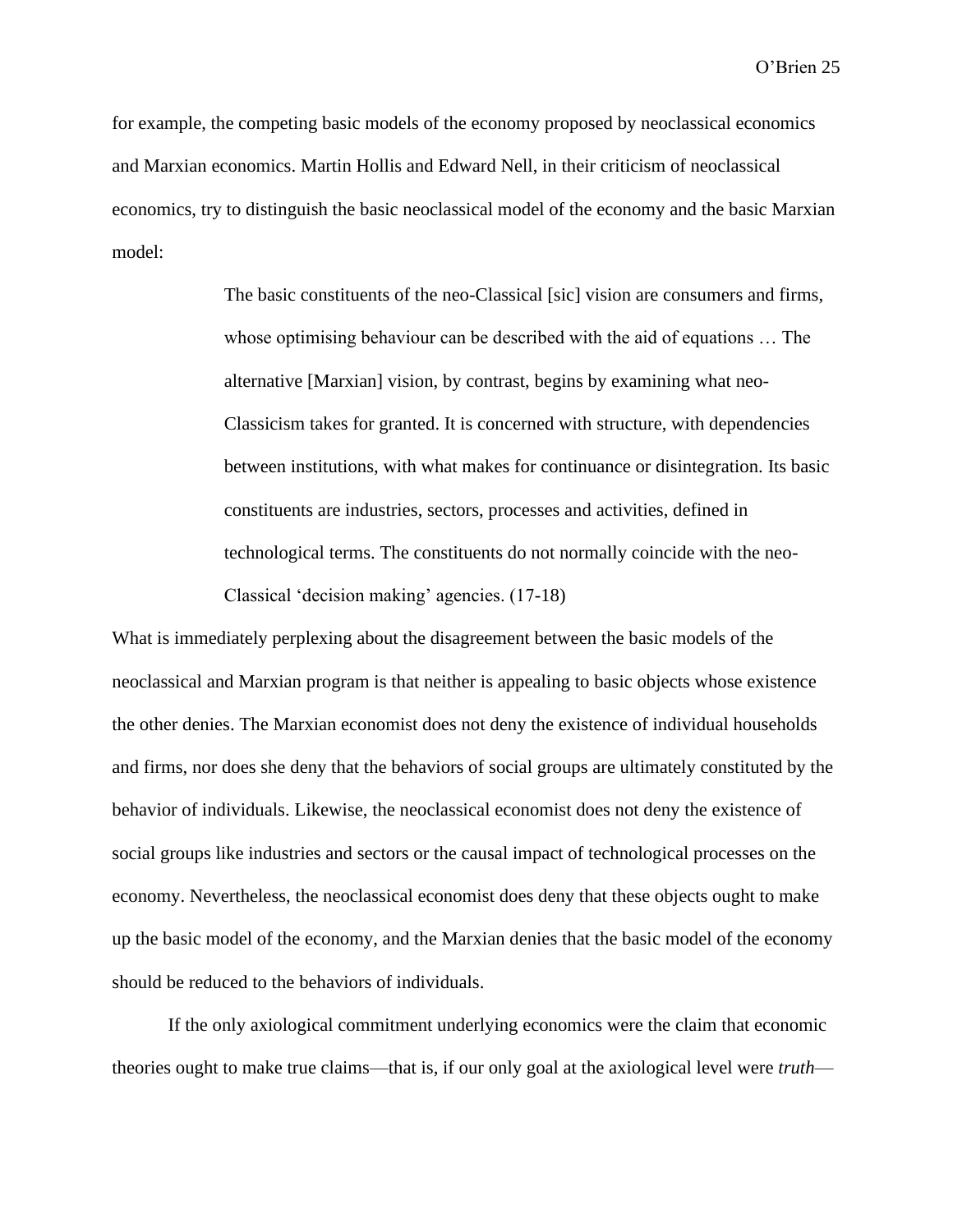for example, the competing basic models of the economy proposed by neoclassical economics and Marxian economics. Martin Hollis and Edward Nell, in their criticism of neoclassical economics, try to distinguish the basic neoclassical model of the economy and the basic Marxian model:

> The basic constituents of the neo-Classical [sic] vision are consumers and firms, whose optimising behaviour can be described with the aid of equations … The alternative [Marxian] vision, by contrast, begins by examining what neo-Classicism takes for granted. It is concerned with structure, with dependencies between institutions, with what makes for continuance or disintegration. Its basic constituents are industries, sectors, processes and activities, defined in technological terms. The constituents do not normally coincide with the neo-Classical 'decision making' agencies. (17-18)

What is immediately perplexing about the disagreement between the basic models of the neoclassical and Marxian program is that neither is appealing to basic objects whose existence the other denies. The Marxian economist does not deny the existence of individual households and firms, nor does she deny that the behaviors of social groups are ultimately constituted by the behavior of individuals. Likewise, the neoclassical economist does not deny the existence of social groups like industries and sectors or the causal impact of technological processes on the economy. Nevertheless, the neoclassical economist does deny that these objects ought to make up the basic model of the economy, and the Marxian denies that the basic model of the economy should be reduced to the behaviors of individuals.

If the only axiological commitment underlying economics were the claim that economic theories ought to make true claims—that is, if our only goal at the axiological level were *truth*—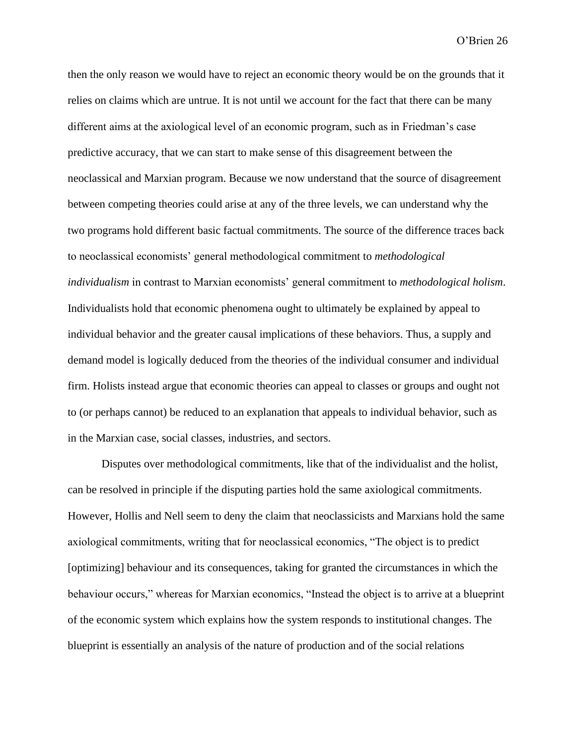then the only reason we would have to reject an economic theory would be on the grounds that it relies on claims which are untrue. It is not until we account for the fact that there can be many different aims at the axiological level of an economic program, such as in Friedman's case predictive accuracy, that we can start to make sense of this disagreement between the neoclassical and Marxian program. Because we now understand that the source of disagreement between competing theories could arise at any of the three levels, we can understand why the two programs hold different basic factual commitments. The source of the difference traces back to neoclassical economists' general methodological commitment to *methodological individualism* in contrast to Marxian economists' general commitment to *methodological holism*. Individualists hold that economic phenomena ought to ultimately be explained by appeal to individual behavior and the greater causal implications of these behaviors. Thus, a supply and demand model is logically deduced from the theories of the individual consumer and individual firm. Holists instead argue that economic theories can appeal to classes or groups and ought not to (or perhaps cannot) be reduced to an explanation that appeals to individual behavior, such as in the Marxian case, social classes, industries, and sectors.

Disputes over methodological commitments, like that of the individualist and the holist, can be resolved in principle if the disputing parties hold the same axiological commitments. However, Hollis and Nell seem to deny the claim that neoclassicists and Marxians hold the same axiological commitments, writing that for neoclassical economics, "The object is to predict [optimizing] behaviour and its consequences, taking for granted the circumstances in which the behaviour occurs," whereas for Marxian economics, "Instead the object is to arrive at a blueprint of the economic system which explains how the system responds to institutional changes. The blueprint is essentially an analysis of the nature of production and of the social relations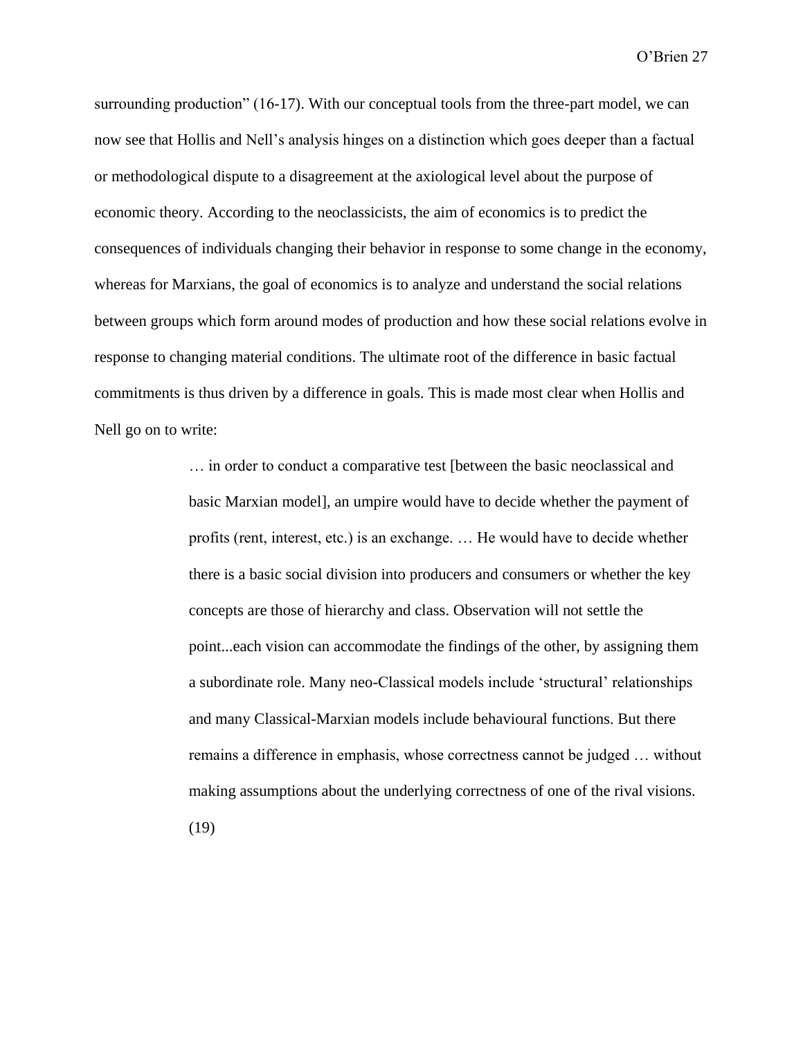surrounding production" (16-17). With our conceptual tools from the three-part model, we can now see that Hollis and Nell's analysis hinges on a distinction which goes deeper than a factual or methodological dispute to a disagreement at the axiological level about the purpose of economic theory. According to the neoclassicists, the aim of economics is to predict the consequences of individuals changing their behavior in response to some change in the economy, whereas for Marxians, the goal of economics is to analyze and understand the social relations between groups which form around modes of production and how these social relations evolve in response to changing material conditions. The ultimate root of the difference in basic factual commitments is thus driven by a difference in goals. This is made most clear when Hollis and Nell go on to write:

> … in order to conduct a comparative test [between the basic neoclassical and basic Marxian model], an umpire would have to decide whether the payment of profits (rent, interest, etc.) is an exchange. … He would have to decide whether there is a basic social division into producers and consumers or whether the key concepts are those of hierarchy and class. Observation will not settle the point...each vision can accommodate the findings of the other, by assigning them a subordinate role. Many neo-Classical models include 'structural' relationships and many Classical-Marxian models include behavioural functions. But there remains a difference in emphasis, whose correctness cannot be judged … without making assumptions about the underlying correctness of one of the rival visions. (19)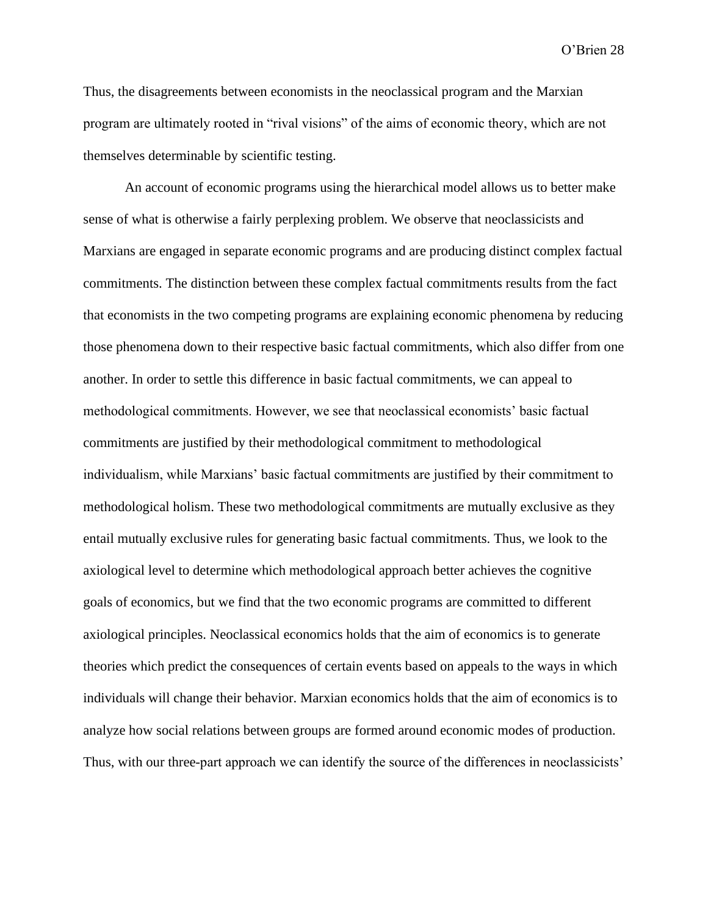Thus, the disagreements between economists in the neoclassical program and the Marxian program are ultimately rooted in "rival visions" of the aims of economic theory, which are not themselves determinable by scientific testing.

An account of economic programs using the hierarchical model allows us to better make sense of what is otherwise a fairly perplexing problem. We observe that neoclassicists and Marxians are engaged in separate economic programs and are producing distinct complex factual commitments. The distinction between these complex factual commitments results from the fact that economists in the two competing programs are explaining economic phenomena by reducing those phenomena down to their respective basic factual commitments, which also differ from one another. In order to settle this difference in basic factual commitments, we can appeal to methodological commitments. However, we see that neoclassical economists' basic factual commitments are justified by their methodological commitment to methodological individualism, while Marxians' basic factual commitments are justified by their commitment to methodological holism. These two methodological commitments are mutually exclusive as they entail mutually exclusive rules for generating basic factual commitments. Thus, we look to the axiological level to determine which methodological approach better achieves the cognitive goals of economics, but we find that the two economic programs are committed to different axiological principles. Neoclassical economics holds that the aim of economics is to generate theories which predict the consequences of certain events based on appeals to the ways in which individuals will change their behavior. Marxian economics holds that the aim of economics is to analyze how social relations between groups are formed around economic modes of production. Thus, with our three-part approach we can identify the source of the differences in neoclassicists'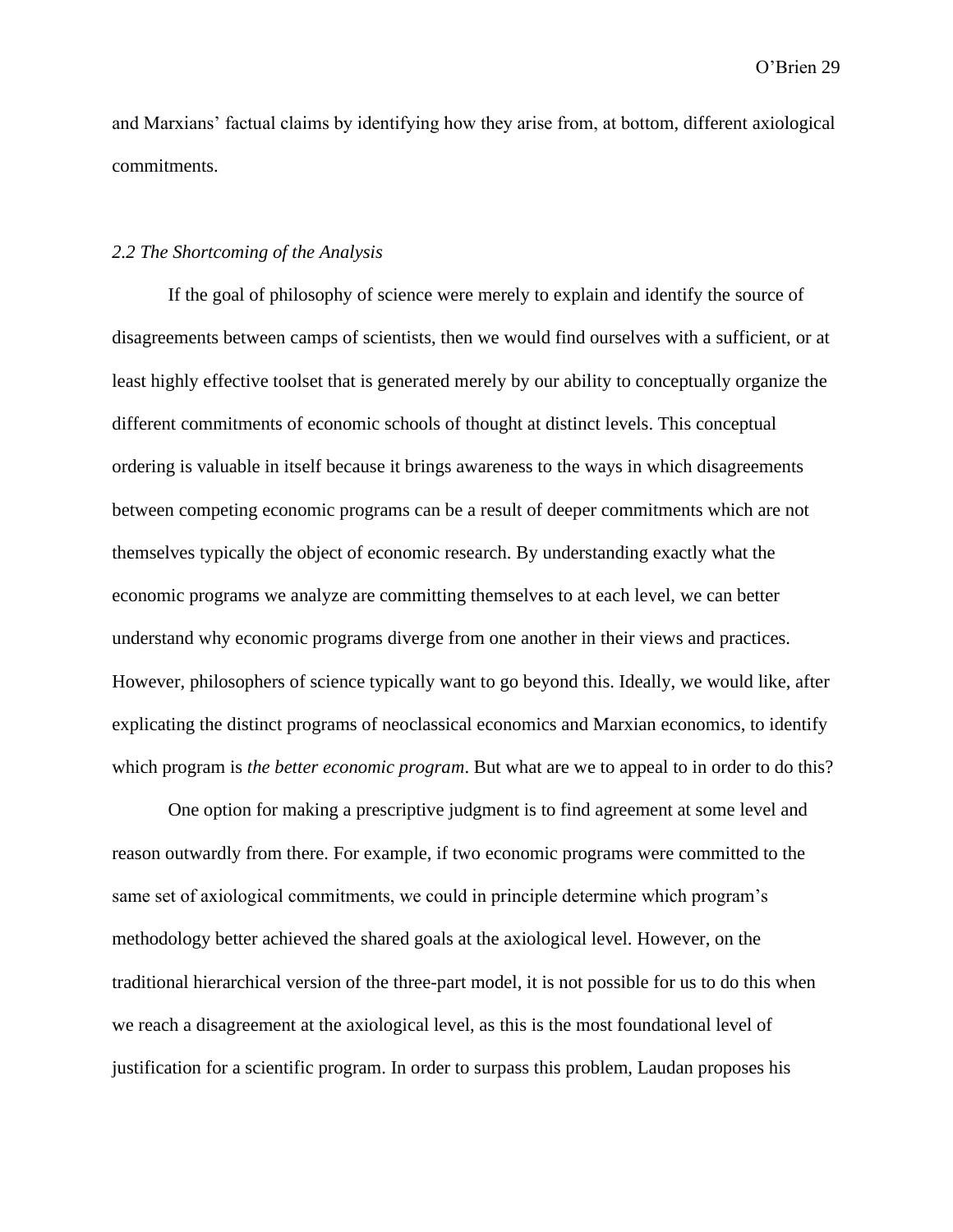and Marxians' factual claims by identifying how they arise from, at bottom, different axiological commitments.

### *2.2 The Shortcoming of the Analysis*

If the goal of philosophy of science were merely to explain and identify the source of disagreements between camps of scientists, then we would find ourselves with a sufficient, or at least highly effective toolset that is generated merely by our ability to conceptually organize the different commitments of economic schools of thought at distinct levels. This conceptual ordering is valuable in itself because it brings awareness to the ways in which disagreements between competing economic programs can be a result of deeper commitments which are not themselves typically the object of economic research. By understanding exactly what the economic programs we analyze are committing themselves to at each level, we can better understand why economic programs diverge from one another in their views and practices. However, philosophers of science typically want to go beyond this. Ideally, we would like, after explicating the distinct programs of neoclassical economics and Marxian economics, to identify which program is *the better economic program*. But what are we to appeal to in order to do this?

One option for making a prescriptive judgment is to find agreement at some level and reason outwardly from there. For example, if two economic programs were committed to the same set of axiological commitments, we could in principle determine which program's methodology better achieved the shared goals at the axiological level. However, on the traditional hierarchical version of the three-part model, it is not possible for us to do this when we reach a disagreement at the axiological level, as this is the most foundational level of justification for a scientific program. In order to surpass this problem, Laudan proposes his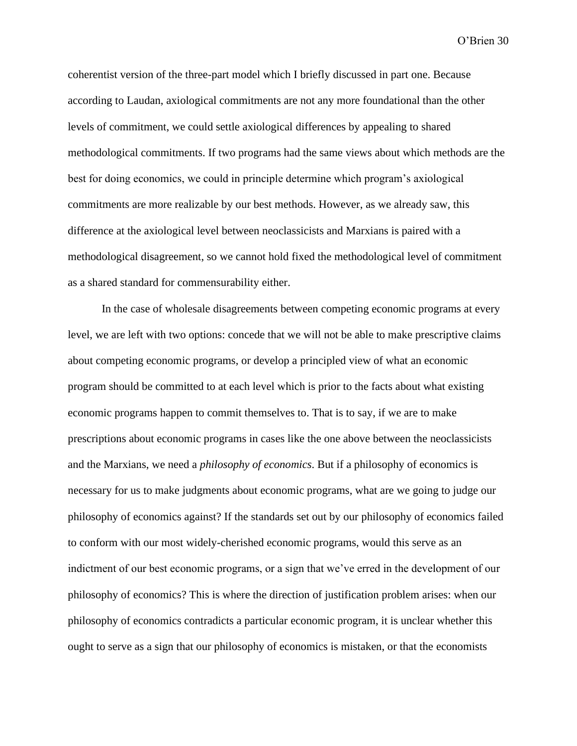coherentist version of the three-part model which I briefly discussed in part one. Because according to Laudan, axiological commitments are not any more foundational than the other levels of commitment, we could settle axiological differences by appealing to shared methodological commitments. If two programs had the same views about which methods are the best for doing economics, we could in principle determine which program's axiological commitments are more realizable by our best methods. However, as we already saw, this difference at the axiological level between neoclassicists and Marxians is paired with a methodological disagreement, so we cannot hold fixed the methodological level of commitment as a shared standard for commensurability either.

In the case of wholesale disagreements between competing economic programs at every level, we are left with two options: concede that we will not be able to make prescriptive claims about competing economic programs, or develop a principled view of what an economic program should be committed to at each level which is prior to the facts about what existing economic programs happen to commit themselves to. That is to say, if we are to make prescriptions about economic programs in cases like the one above between the neoclassicists and the Marxians, we need a *philosophy of economics*. But if a philosophy of economics is necessary for us to make judgments about economic programs, what are we going to judge our philosophy of economics against? If the standards set out by our philosophy of economics failed to conform with our most widely-cherished economic programs, would this serve as an indictment of our best economic programs, or a sign that we've erred in the development of our philosophy of economics? This is where the direction of justification problem arises: when our philosophy of economics contradicts a particular economic program, it is unclear whether this ought to serve as a sign that our philosophy of economics is mistaken, or that the economists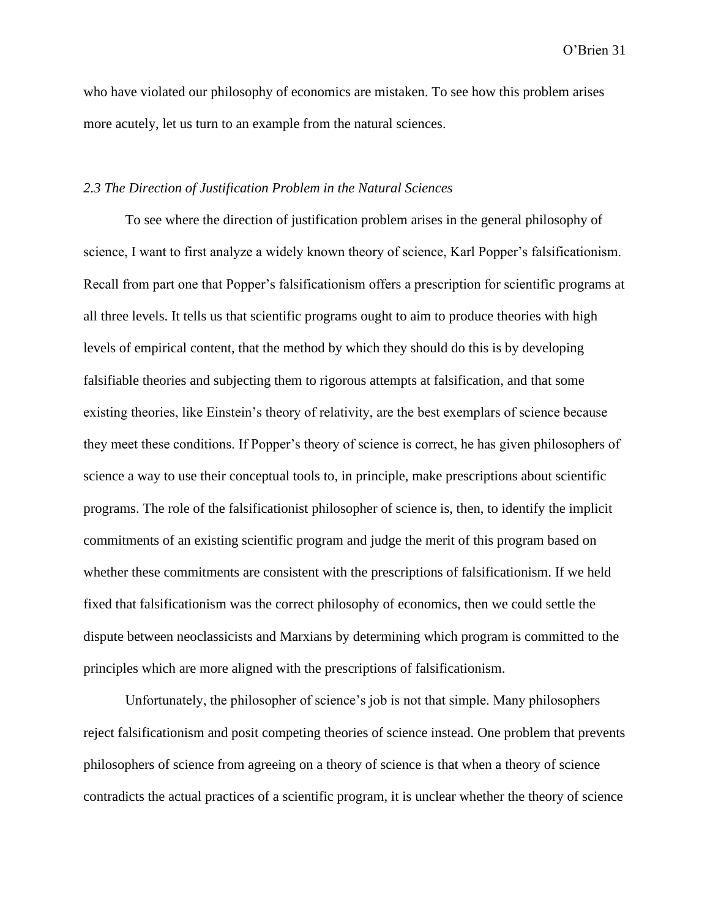who have violated our philosophy of economics are mistaken. To see how this problem arises more acutely, let us turn to an example from the natural sciences.

### *2.3 The Direction of Justification Problem in the Natural Sciences*

To see where the direction of justification problem arises in the general philosophy of science, I want to first analyze a widely known theory of science, Karl Popper's falsificationism. Recall from part one that Popper's falsificationism offers a prescription for scientific programs at all three levels. It tells us that scientific programs ought to aim to produce theories with high levels of empirical content, that the method by which they should do this is by developing falsifiable theories and subjecting them to rigorous attempts at falsification, and that some existing theories, like Einstein's theory of relativity, are the best exemplars of science because they meet these conditions. If Popper's theory of science is correct, he has given philosophers of science a way to use their conceptual tools to, in principle, make prescriptions about scientific programs. The role of the falsificationist philosopher of science is, then, to identify the implicit commitments of an existing scientific program and judge the merit of this program based on whether these commitments are consistent with the prescriptions of falsificationism. If we held fixed that falsificationism was the correct philosophy of economics, then we could settle the dispute between neoclassicists and Marxians by determining which program is committed to the principles which are more aligned with the prescriptions of falsificationism.

Unfortunately, the philosopher of science's job is not that simple. Many philosophers reject falsificationism and posit competing theories of science instead. One problem that prevents philosophers of science from agreeing on a theory of science is that when a theory of science contradicts the actual practices of a scientific program, it is unclear whether the theory of science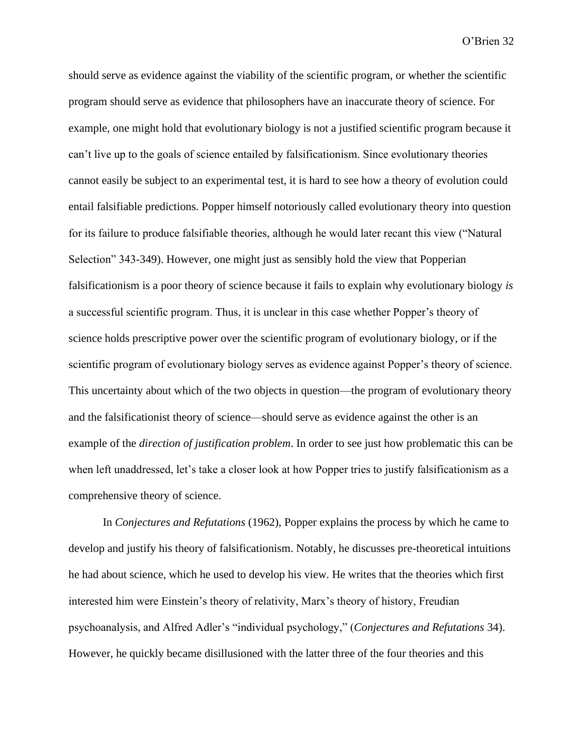should serve as evidence against the viability of the scientific program, or whether the scientific program should serve as evidence that philosophers have an inaccurate theory of science. For example, one might hold that evolutionary biology is not a justified scientific program because it can't live up to the goals of science entailed by falsificationism. Since evolutionary theories cannot easily be subject to an experimental test, it is hard to see how a theory of evolution could entail falsifiable predictions. Popper himself notoriously called evolutionary theory into question for its failure to produce falsifiable theories, although he would later recant this view ("Natural Selection" 343-349). However, one might just as sensibly hold the view that Popperian falsificationism is a poor theory of science because it fails to explain why evolutionary biology *is* a successful scientific program. Thus, it is unclear in this case whether Popper's theory of science holds prescriptive power over the scientific program of evolutionary biology, or if the scientific program of evolutionary biology serves as evidence against Popper's theory of science. This uncertainty about which of the two objects in question—the program of evolutionary theory and the falsificationist theory of science—should serve as evidence against the other is an example of the *direction of justification problem*. In order to see just how problematic this can be when left unaddressed, let's take a closer look at how Popper tries to justify falsificationism as a comprehensive theory of science.

In *Conjectures and Refutations* (1962), Popper explains the process by which he came to develop and justify his theory of falsificationism. Notably, he discusses pre-theoretical intuitions he had about science, which he used to develop his view. He writes that the theories which first interested him were Einstein's theory of relativity, Marx's theory of history, Freudian psychoanalysis, and Alfred Adler's "individual psychology," (*Conjectures and Refutations* 34). However, he quickly became disillusioned with the latter three of the four theories and this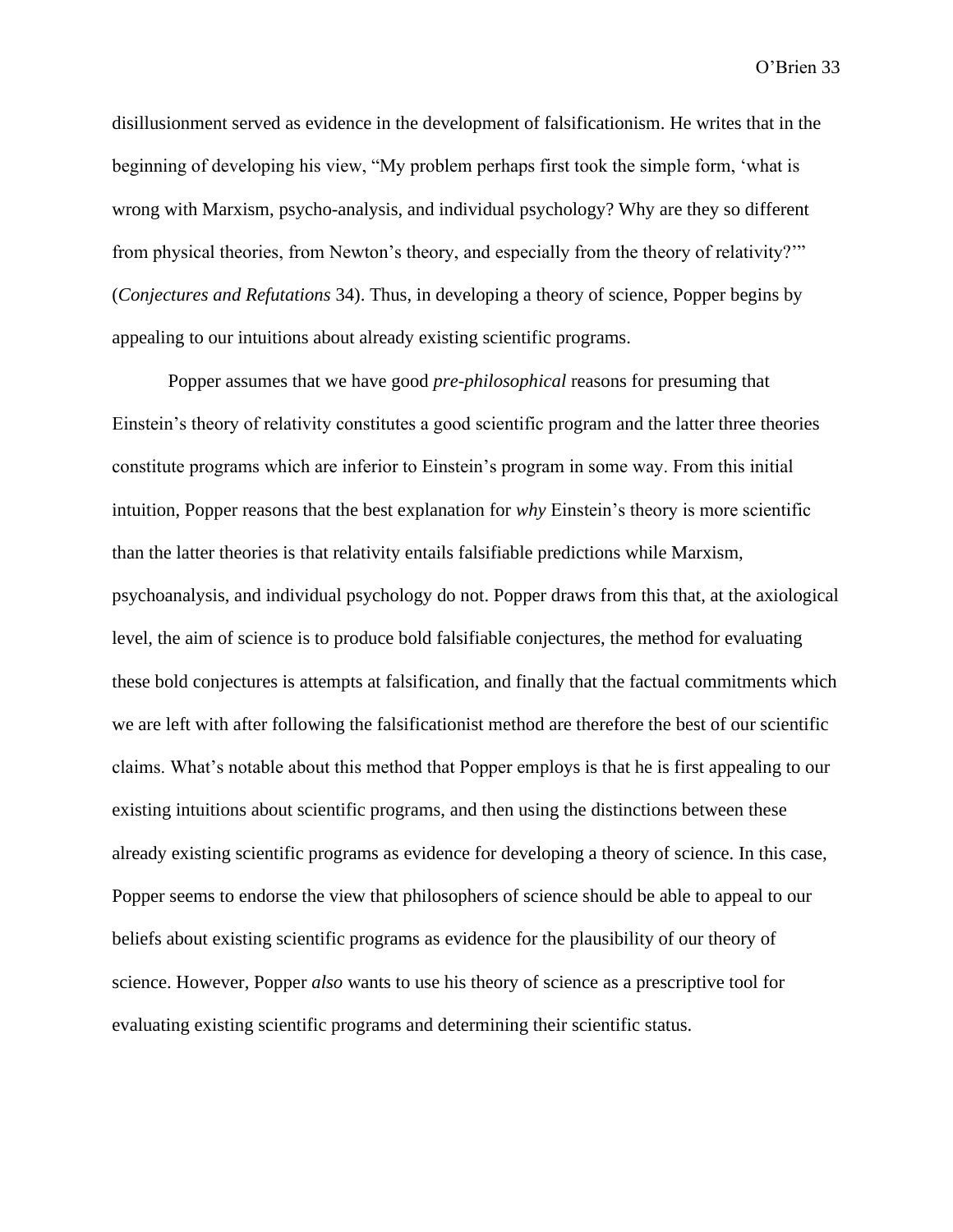disillusionment served as evidence in the development of falsificationism. He writes that in the beginning of developing his view, “My problem perhaps first took the simple form, ‘what is wrong with Marxism, psycho-analysis, and individual psychology? Why are they so different from physical theories, from Newton’s theory, and especially from the theory of relativity?’” (*Conjectures and Refutations* 34). Thus, in developing a theory of science, Popper begins by appealing to our intuitions about already existing scientific programs.

Popper assumes that we have good *pre-philosophical* reasons for presuming that Einstein’s theory of relativity constitutes a good scientific program and the latter three theories constitute programs which are inferior to Einstein’s program in some way. From this initial intuition, Popper reasons that the best explanation for *why* Einstein’s theory is more scientific than the latter theories is that relativity entails falsifiable predictions while Marxism, psychoanalysis, and individual psychology do not. Popper draws from this that, at the axiological level, the aim of science is to produce bold falsifiable conjectures, the method for evaluating these bold conjectures is attempts at falsification, and finally that the factual commitments which we are left with after following the falsificationist method are therefore the best of our scientific claims. What’s notable about this method that Popper employs is that he is first appealing to our existing intuitions about scientific programs, and then using the distinctions between these already existing scientific programs as evidence for developing a theory of science. In this case, Popper seems to endorse the view that philosophers of science should be able to appeal to our beliefs about existing scientific programs as evidence for the plausibility of our theory of science. However, Popper *also* wants to use his theory of science as a prescriptive tool for evaluating existing scientific programs and determining their scientific status.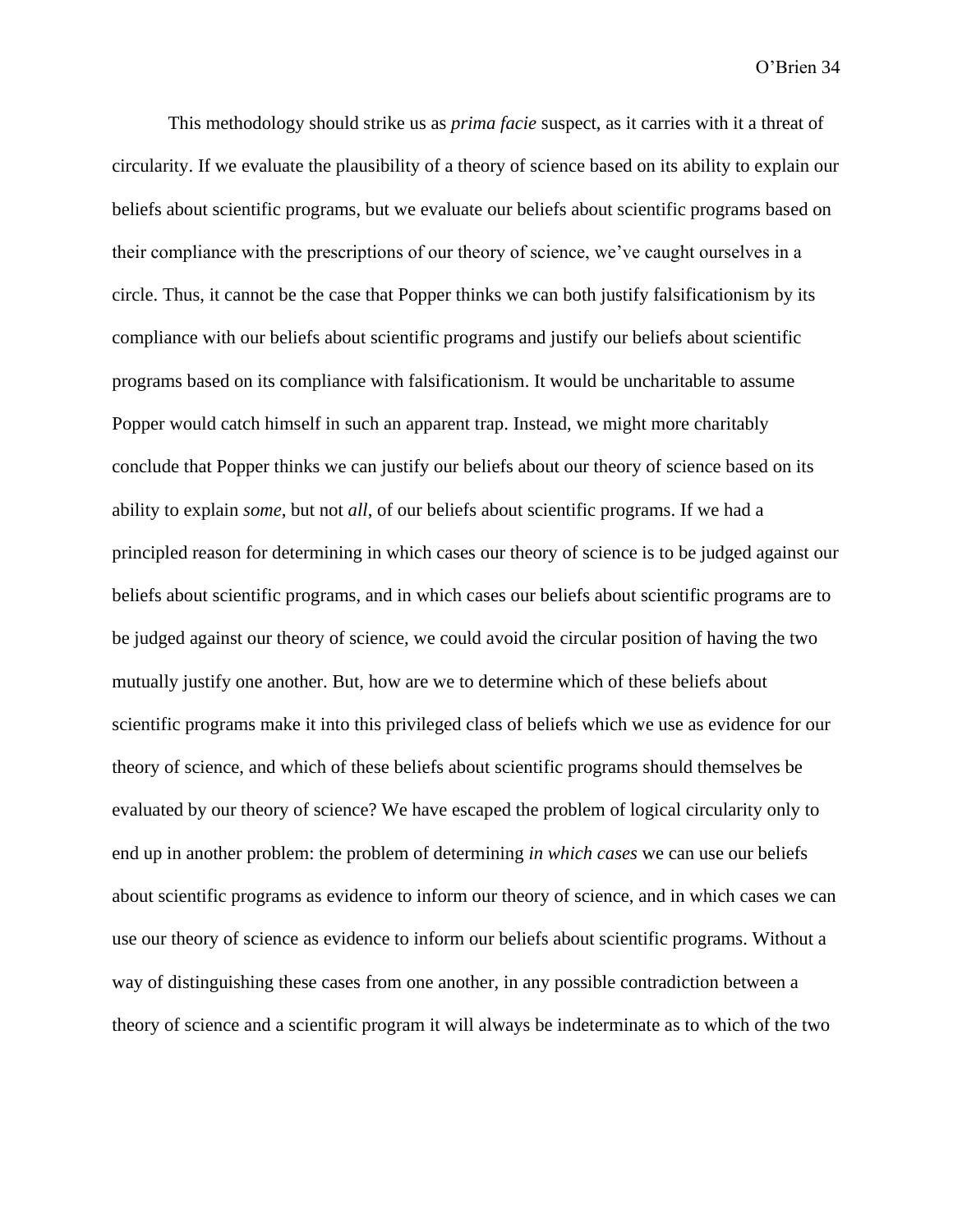This methodology should strike us as *prima facie* suspect, as it carries with it a threat of circularity. If we evaluate the plausibility of a theory of science based on its ability to explain our beliefs about scientific programs, but we evaluate our beliefs about scientific programs based on their compliance with the prescriptions of our theory of science, we've caught ourselves in a circle. Thus, it cannot be the case that Popper thinks we can both justify falsificationism by its compliance with our beliefs about scientific programs and justify our beliefs about scientific programs based on its compliance with falsificationism. It would be uncharitable to assume Popper would catch himself in such an apparent trap. Instead, we might more charitably conclude that Popper thinks we can justify our beliefs about our theory of science based on its ability to explain *some*, but not *all*, of our beliefs about scientific programs. If we had a principled reason for determining in which cases our theory of science is to be judged against our beliefs about scientific programs, and in which cases our beliefs about scientific programs are to be judged against our theory of science, we could avoid the circular position of having the two mutually justify one another. But, how are we to determine which of these beliefs about scientific programs make it into this privileged class of beliefs which we use as evidence for our theory of science, and which of these beliefs about scientific programs should themselves be evaluated by our theory of science? We have escaped the problem of logical circularity only to end up in another problem: the problem of determining *in which cases* we can use our beliefs about scientific programs as evidence to inform our theory of science, and in which cases we can use our theory of science as evidence to inform our beliefs about scientific programs. Without a way of distinguishing these cases from one another, in any possible contradiction between a theory of science and a scientific program it will always be indeterminate as to which of the two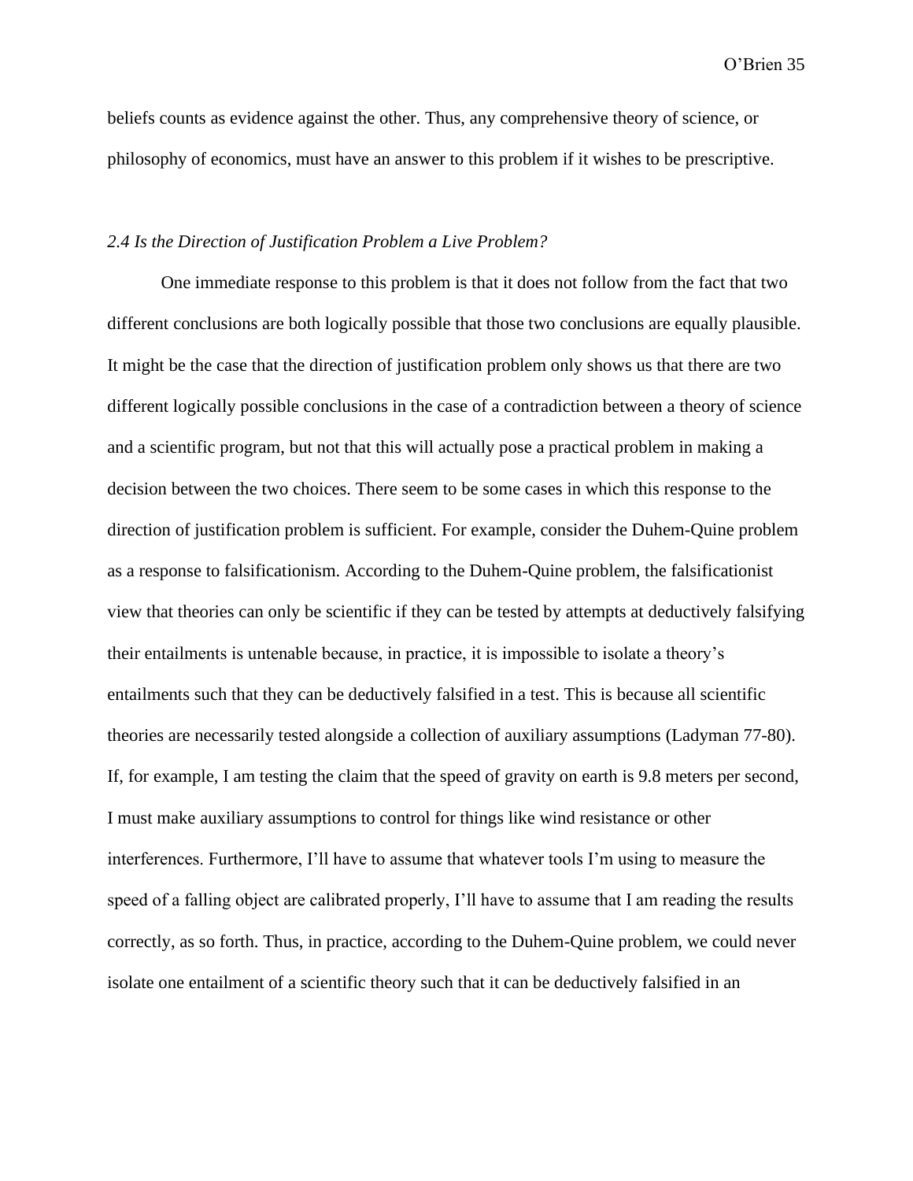beliefs counts as evidence against the other. Thus, any comprehensive theory of science, or philosophy of economics, must have an answer to this problem if it wishes to be prescriptive.

### *2.4 Is the Direction of Justification Problem a Live Problem?*

One immediate response to this problem is that it does not follow from the fact that two different conclusions are both logically possible that those two conclusions are equally plausible. It might be the case that the direction of justification problem only shows us that there are two different logically possible conclusions in the case of a contradiction between a theory of science and a scientific program, but not that this will actually pose a practical problem in making a decision between the two choices. There seem to be some cases in which this response to the direction of justification problem is sufficient. For example, consider the Duhem-Quine problem as a response to falsificationism. According to the Duhem-Quine problem, the falsificationist view that theories can only be scientific if they can be tested by attempts at deductively falsifying their entailments is untenable because, in practice, it is impossible to isolate a theory's entailments such that they can be deductively falsified in a test. This is because all scientific theories are necessarily tested alongside a collection of auxiliary assumptions (Ladyman 77-80). If, for example, I am testing the claim that the speed of gravity on earth is 9.8 meters per second, I must make auxiliary assumptions to control for things like wind resistance or other interferences. Furthermore, I'll have to assume that whatever tools I'm using to measure the speed of a falling object are calibrated properly, I'll have to assume that I am reading the results correctly, as so forth. Thus, in practice, according to the Duhem-Quine problem, we could never isolate one entailment of a scientific theory such that it can be deductively falsified in an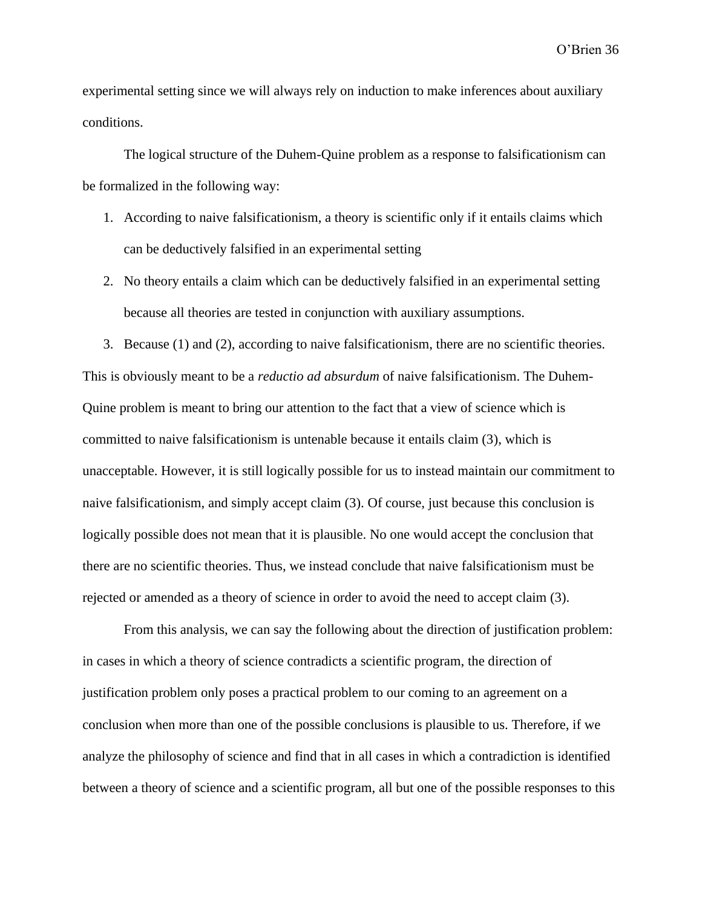experimental setting since we will always rely on induction to make inferences about auxiliary conditions.

The logical structure of the Duhem-Quine problem as a response to falsificationism can be formalized in the following way:

1. According to naive falsificationism, a theory is scientific only if it entails claims which can be deductively falsified in an experimental setting
2. No theory entails a claim which can be deductively falsified in an experimental setting because all theories are tested in conjunction with auxiliary assumptions.
3. Because (1) and (2), according to naive falsificationism, there are no scientific theories.

This is obviously meant to be a *reductio ad absurdum* of naive falsificationism. The Duhem-Quine problem is meant to bring our attention to the fact that a view of science which is committed to naive falsificationism is untenable because it entails claim (3), which is unacceptable. However, it is still logically possible for us to instead maintain our commitment to naive falsificationism, and simply accept claim (3). Of course, just because this conclusion is logically possible does not mean that it is plausible. No one would accept the conclusion that there are no scientific theories. Thus, we instead conclude that naive falsificationism must be rejected or amended as a theory of science in order to avoid the need to accept claim (3).

From this analysis, we can say the following about the direction of justification problem: in cases in which a theory of science contradicts a scientific program, the direction of justification problem only poses a practical problem to our coming to an agreement on a conclusion when more than one of the possible conclusions is plausible to us. Therefore, if we analyze the philosophy of science and find that in all cases in which a contradiction is identified between a theory of science and a scientific program, all but one of the possible responses to this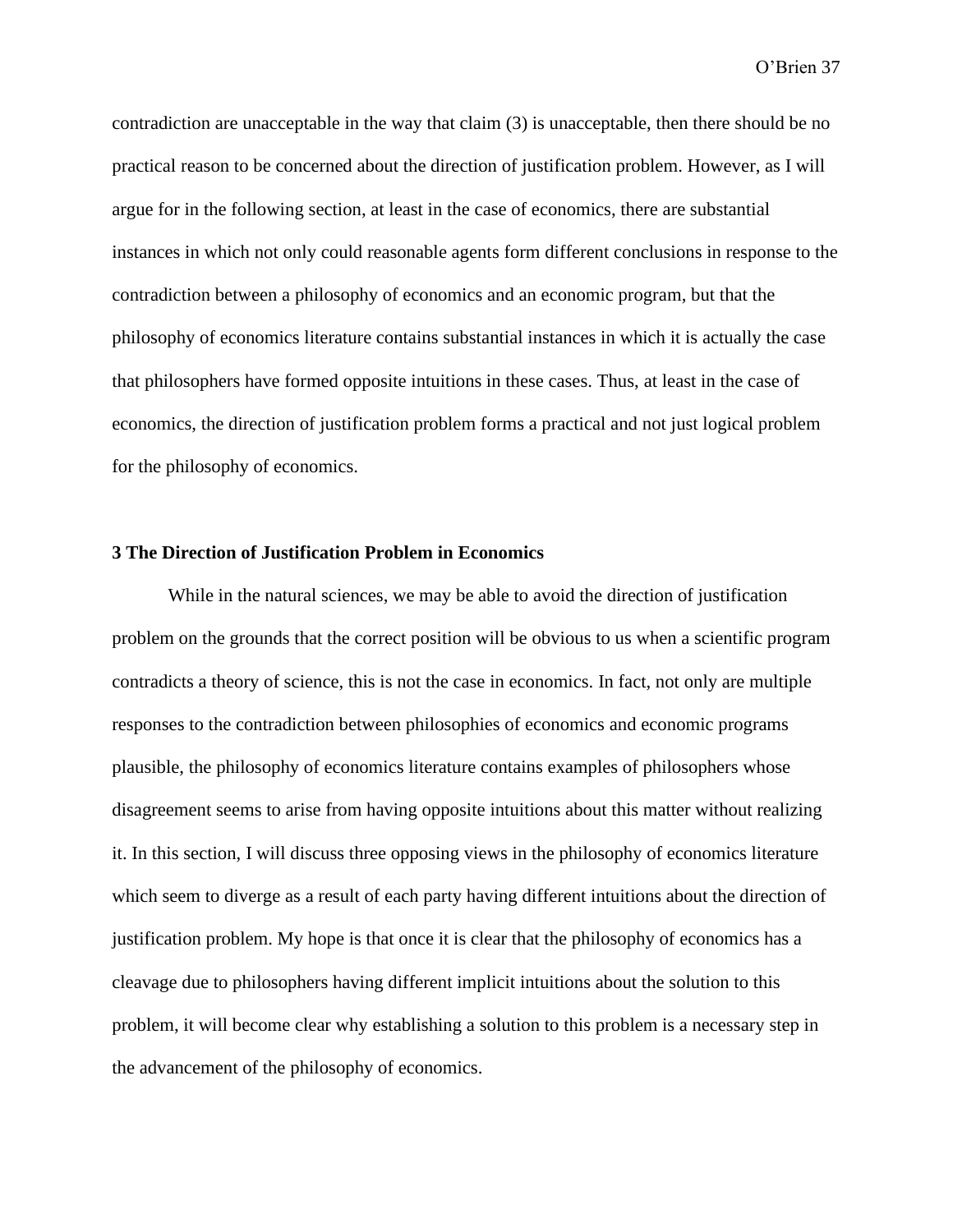contradiction are unacceptable in the way that claim (3) is unacceptable, then there should be no practical reason to be concerned about the direction of justification problem. However, as I will argue for in the following section, at least in the case of economics, there are substantial instances in which not only could reasonable agents form different conclusions in response to the contradiction between a philosophy of economics and an economic program, but that the philosophy of economics literature contains substantial instances in which it is actually the case that philosophers have formed opposite intuitions in these cases. Thus, at least in the case of economics, the direction of justification problem forms a practical and not just logical problem for the philosophy of economics.

## 3 The Direction of Justification Problem in Economics

While in the natural sciences, we may be able to avoid the direction of justification problem on the grounds that the correct position will be obvious to us when a scientific program contradicts a theory of science, this is not the case in economics. In fact, not only are multiple responses to the contradiction between philosophies of economics and economic programs plausible, the philosophy of economics literature contains examples of philosophers whose disagreement seems to arise from having opposite intuitions about this matter without realizing it. In this section, I will discuss three opposing views in the philosophy of economics literature which seem to diverge as a result of each party having different intuitions about the direction of justification problem. My hope is that once it is clear that the philosophy of economics has a cleavage due to philosophers having different implicit intuitions about the solution to this problem, it will become clear why establishing a solution to this problem is a necessary step in the advancement of the philosophy of economics.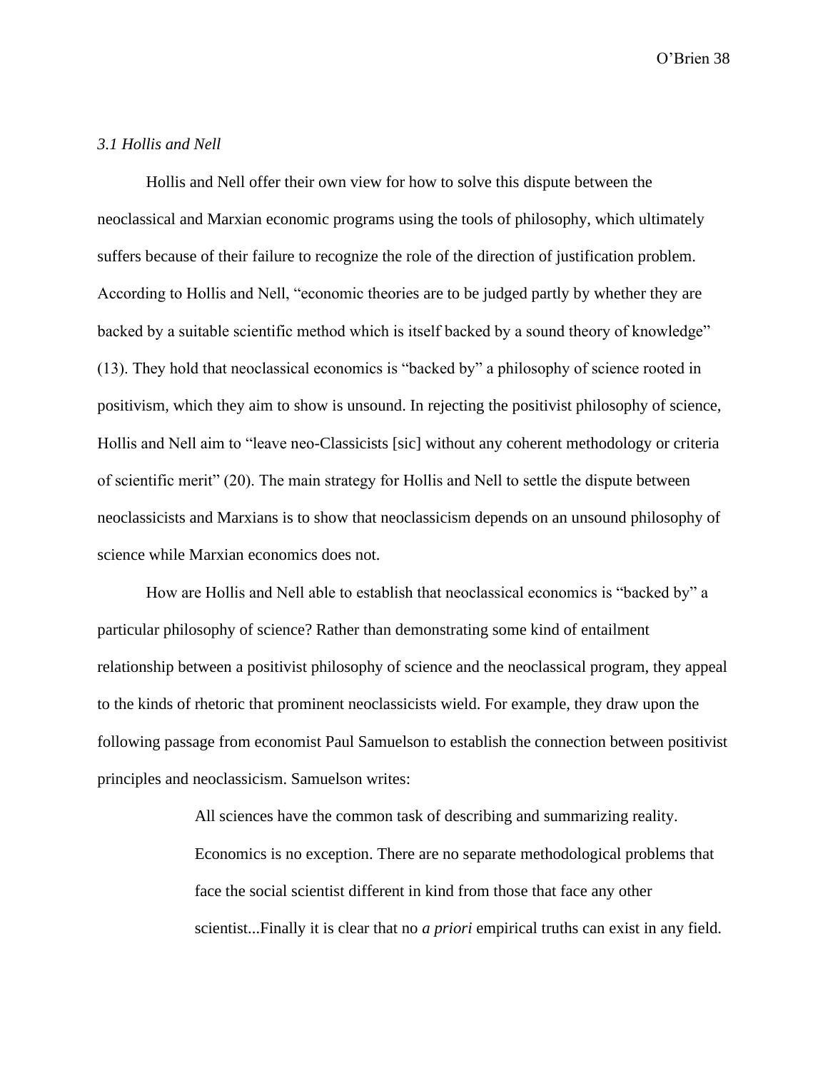*3.1 Hollis and Nell*

Hollis and Nell offer their own view for how to solve this dispute between the neoclassical and Marxian economic programs using the tools of philosophy, which ultimately suffers because of their failure to recognize the role of the direction of justification problem. According to Hollis and Nell, "economic theories are to be judged partly by whether they are backed by a suitable scientific method which is itself backed by a sound theory of knowledge" (13). They hold that neoclassical economics is "backed by" a philosophy of science rooted in positivism, which they aim to show is unsound. In rejecting the positivist philosophy of science, Hollis and Nell aim to "leave neo-Classicists [sic] without any coherent methodology or criteria of scientific merit" (20). The main strategy for Hollis and Nell to settle the dispute between neoclassicists and Marxians is to show that neoclassicism depends on an unsound philosophy of science while Marxian economics does not.

How are Hollis and Nell able to establish that neoclassical economics is "backed by" a particular philosophy of science? Rather than demonstrating some kind of entailment relationship between a positivist philosophy of science and the neoclassical program, they appeal to the kinds of rhetoric that prominent neoclassicists wield. For example, they draw upon the following passage from economist Paul Samuelson to establish the connection between positivist principles and neoclassicism. Samuelson writes:

> All sciences have the common task of describing and summarizing reality. Economics is no exception. There are no separate methodological problems that face the social scientist different in kind from those that face any other scientist...Finally it is clear that no *a priori* empirical truths can exist in any field.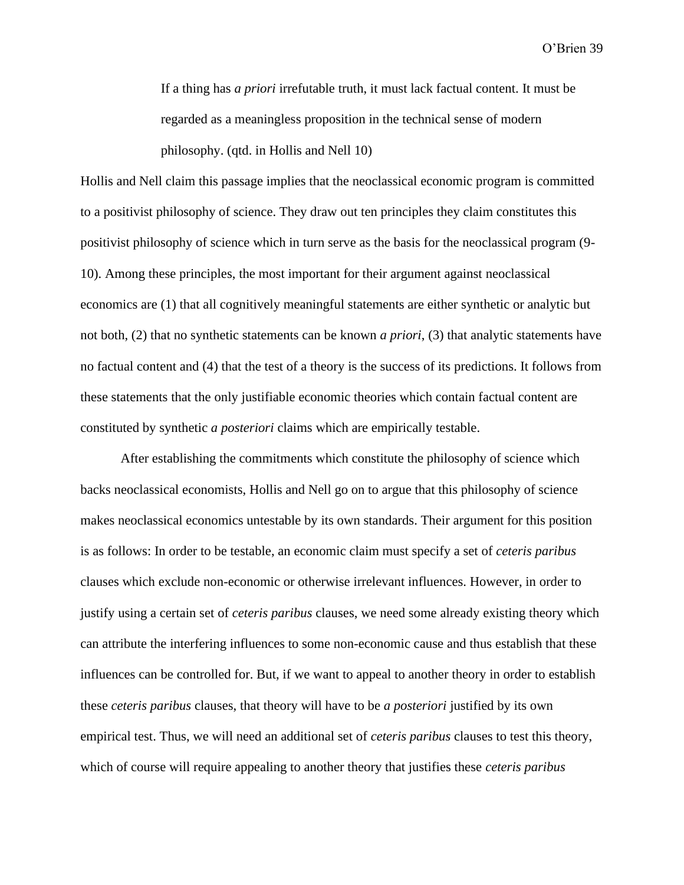> If a thing has *a priori* irrefutable truth, it must lack factual content. It must be regarded as a meaningless proposition in the technical sense of modern philosophy. (qtd. in Hollis and Nell 10)

Hollis and Nell claim this passage implies that the neoclassical economic program is committed to a positivist philosophy of science. They draw out ten principles they claim constitutes this positivist philosophy of science which in turn serve as the basis for the neoclassical program (9-10). Among these principles, the most important for their argument against neoclassical economics are (1) that all cognitively meaningful statements are either synthetic or analytic but not both, (2) that no synthetic statements can be known *a priori*, (3) that analytic statements have no factual content and (4) that the test of a theory is the success of its predictions. It follows from these statements that the only justifiable economic theories which contain factual content are constituted by synthetic *a posteriori* claims which are empirically testable.

After establishing the commitments which constitute the philosophy of science which backs neoclassical economists, Hollis and Nell go on to argue that this philosophy of science makes neoclassical economics untestable by its own standards. Their argument for this position is as follows: In order to be testable, an economic claim must specify a set of *ceteris paribus* clauses which exclude non-economic or otherwise irrelevant influences. However, in order to justify using a certain set of *ceteris paribus* clauses, we need some already existing theory which can attribute the interfering influences to some non-economic cause and thus establish that these influences can be controlled for. But, if we want to appeal to another theory in order to establish these *ceteris paribus* clauses, that theory will have to be *a posteriori* justified by its own empirical test. Thus, we will need an additional set of *ceteris paribus* clauses to test this theory, which of course will require appealing to another theory that justifies these *ceteris paribus*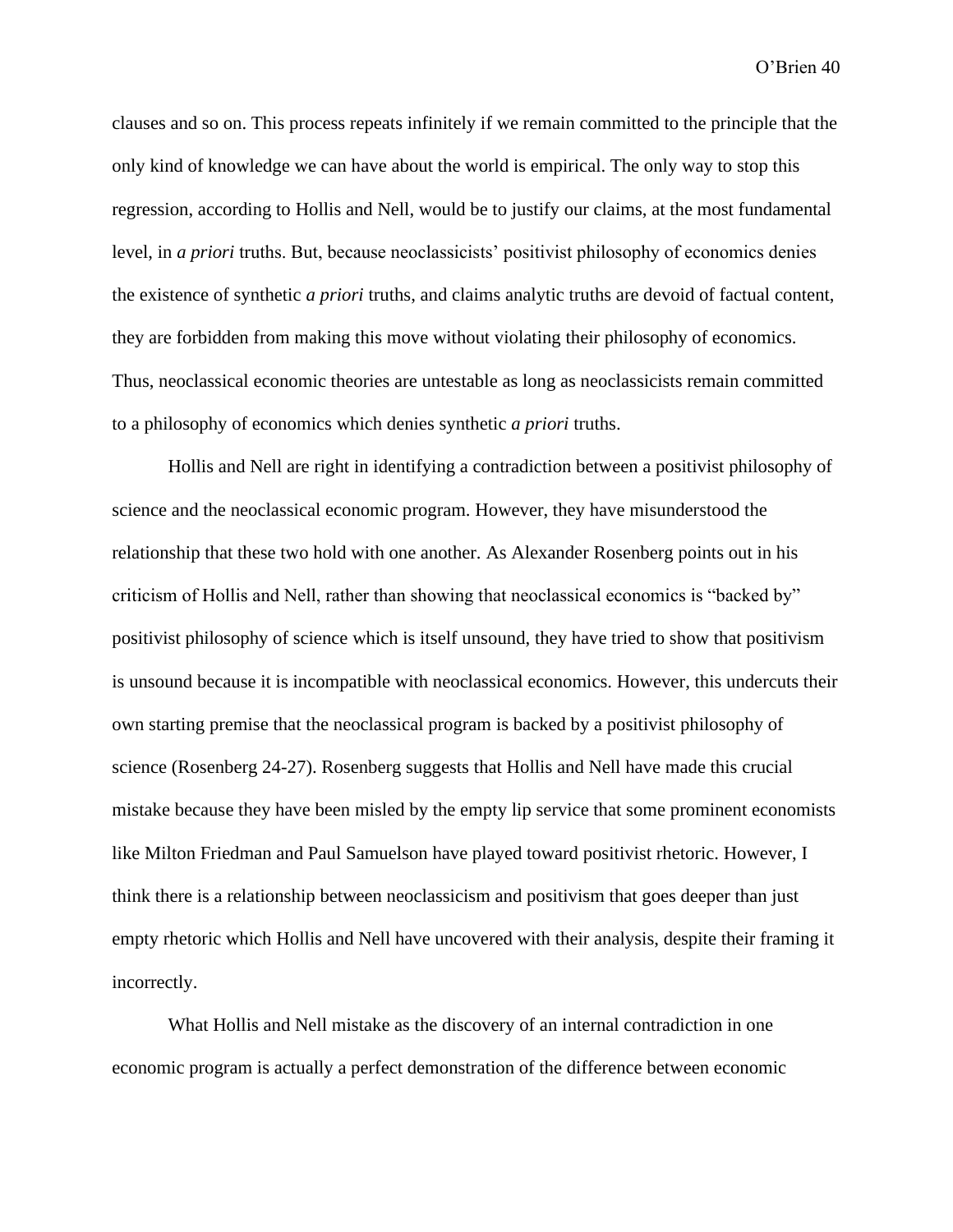clauses and so on. This process repeats infinitely if we remain committed to the principle that the only kind of knowledge we can have about the world is empirical. The only way to stop this regression, according to Hollis and Nell, would be to justify our claims, at the most fundamental level, in *a priori* truths. But, because neoclassicists' positivist philosophy of economics denies the existence of synthetic *a priori* truths, and claims analytic truths are devoid of factual content, they are forbidden from making this move without violating their philosophy of economics. Thus, neoclassical economic theories are untestable as long as neoclassicists remain committed to a philosophy of economics which denies synthetic *a priori* truths.

Hollis and Nell are right in identifying a contradiction between a positivist philosophy of science and the neoclassical economic program. However, they have misunderstood the relationship that these two hold with one another. As Alexander Rosenberg points out in his criticism of Hollis and Nell, rather than showing that neoclassical economics is "backed by" positivist philosophy of science which is itself unsound, they have tried to show that positivism is unsound because it is incompatible with neoclassical economics. However, this undercuts their own starting premise that the neoclassical program is backed by a positivist philosophy of science (Rosenberg 24-27). Rosenberg suggests that Hollis and Nell have made this crucial mistake because they have been misled by the empty lip service that some prominent economists like Milton Friedman and Paul Samuelson have played toward positivist rhetoric. However, I think there is a relationship between neoclassicism and positivism that goes deeper than just empty rhetoric which Hollis and Nell have uncovered with their analysis, despite their framing it incorrectly.

What Hollis and Nell mistake as the discovery of an internal contradiction in one economic program is actually a perfect demonstration of the difference between economic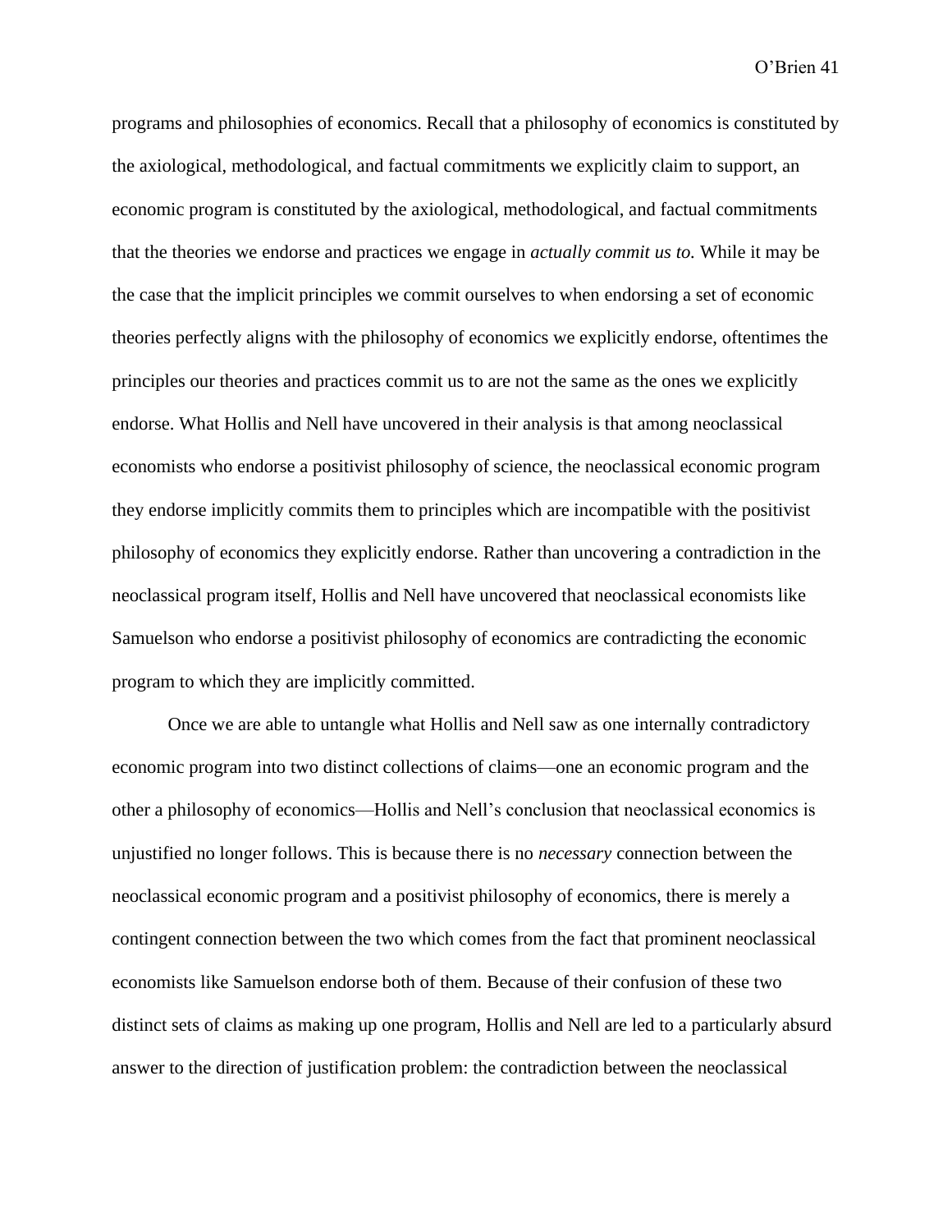programs and philosophies of economics. Recall that a philosophy of economics is constituted by the axiological, methodological, and factual commitments we explicitly claim to support, an economic program is constituted by the axiological, methodological, and factual commitments that the theories we endorse and practices we engage in *actually commit us to.* While it may be the case that the implicit principles we commit ourselves to when endorsing a set of economic theories perfectly aligns with the philosophy of economics we explicitly endorse, oftentimes the principles our theories and practices commit us to are not the same as the ones we explicitly endorse. What Hollis and Nell have uncovered in their analysis is that among neoclassical economists who endorse a positivist philosophy of science, the neoclassical economic program they endorse implicitly commits them to principles which are incompatible with the positivist philosophy of economics they explicitly endorse. Rather than uncovering a contradiction in the neoclassical program itself, Hollis and Nell have uncovered that neoclassical economists like Samuelson who endorse a positivist philosophy of economics are contradicting the economic program to which they are implicitly committed.

Once we are able to untangle what Hollis and Nell saw as one internally contradictory economic program into two distinct collections of claims—one an economic program and the other a philosophy of economics—Hollis and Nell's conclusion that neoclassical economics is unjustified no longer follows. This is because there is no *necessary* connection between the neoclassical economic program and a positivist philosophy of economics, there is merely a contingent connection between the two which comes from the fact that prominent neoclassical economists like Samuelson endorse both of them. Because of their confusion of these two distinct sets of claims as making up one program, Hollis and Nell are led to a particularly absurd answer to the direction of justification problem: the contradiction between the neoclassical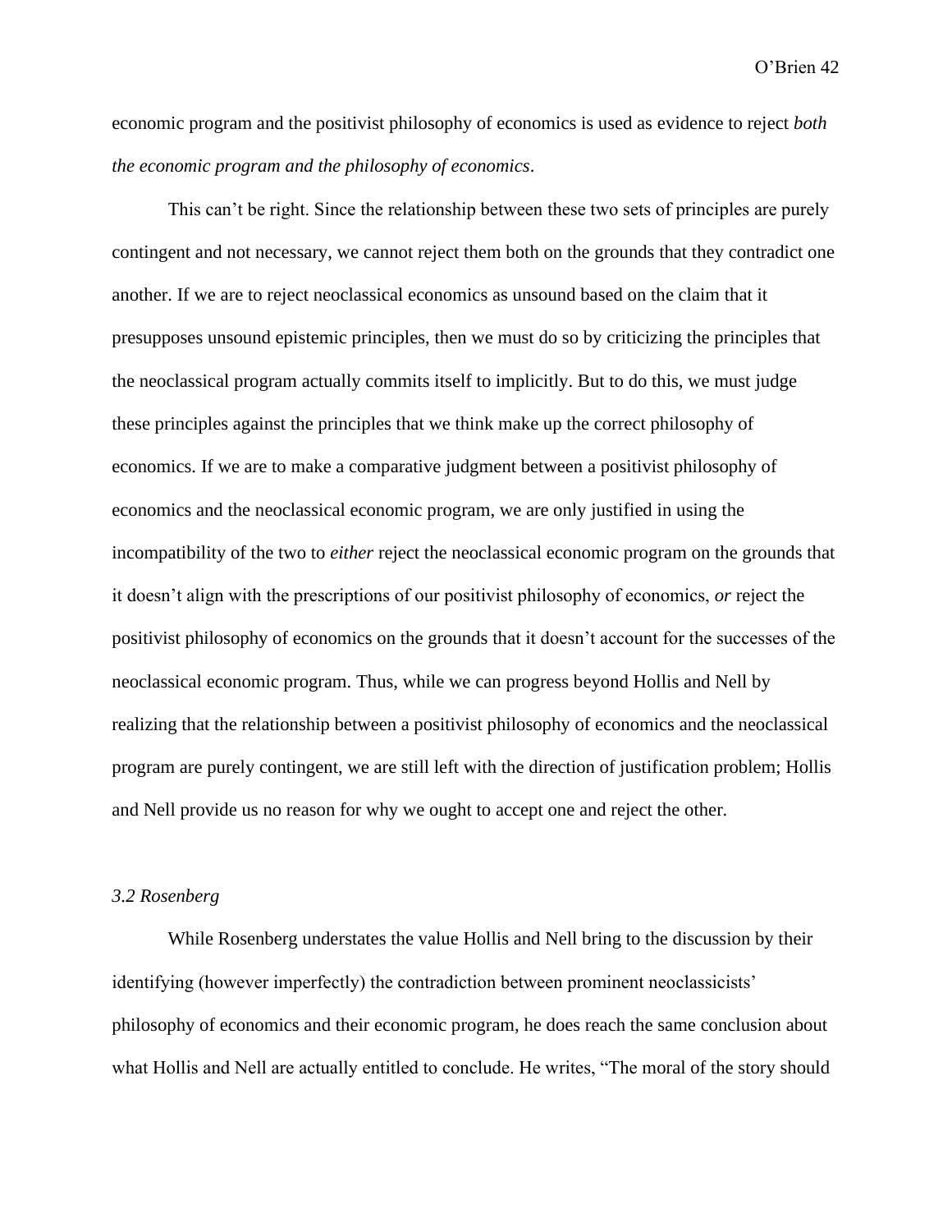economic program and the positivist philosophy of economics is used as evidence to reject *both the economic program and the philosophy of economics*.

This can't be right. Since the relationship between these two sets of principles are purely contingent and not necessary, we cannot reject them both on the grounds that they contradict one another. If we are to reject neoclassical economics as unsound based on the claim that it presupposes unsound epistemic principles, then we must do so by criticizing the principles that the neoclassical program actually commits itself to implicitly. But to do this, we must judge these principles against the principles that we think make up the correct philosophy of economics. If we are to make a comparative judgment between a positivist philosophy of economics and the neoclassical economic program, we are only justified in using the incompatibility of the two to *either* reject the neoclassical economic program on the grounds that it doesn't align with the prescriptions of our positivist philosophy of economics, *or* reject the positivist philosophy of economics on the grounds that it doesn't account for the successes of the neoclassical economic program. Thus, while we can progress beyond Hollis and Nell by realizing that the relationship between a positivist philosophy of economics and the neoclassical program are purely contingent, we are still left with the direction of justification problem; Hollis and Nell provide us no reason for why we ought to accept one and reject the other.

### *3.2 Rosenberg*

While Rosenberg understates the value Hollis and Nell bring to the discussion by their identifying (however imperfectly) the contradiction between prominent neoclassicists' philosophy of economics and their economic program, he does reach the same conclusion about what Hollis and Nell are actually entitled to conclude. He writes, "The moral of the story should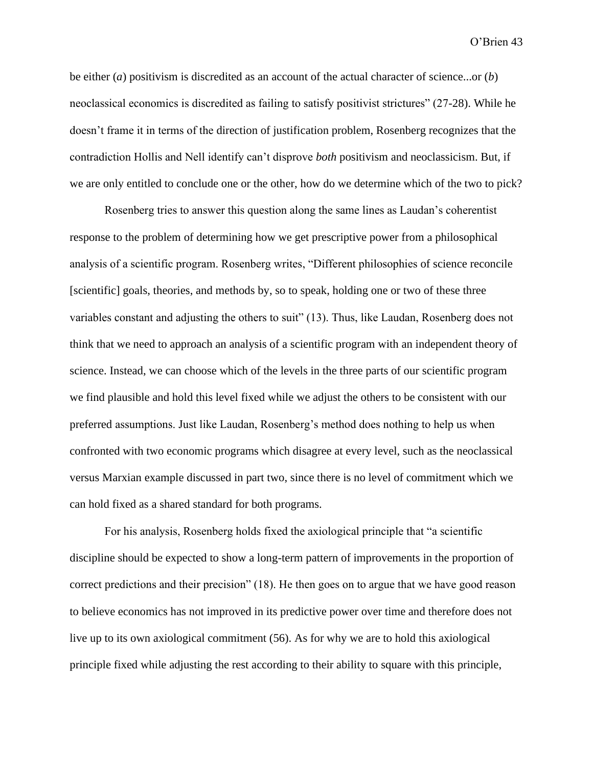be either (*a*) positivism is discredited as an account of the actual character of science...or (*b*) neoclassical economics is discredited as failing to satisfy positivist strictures" (27-28). While he doesn't frame it in terms of the direction of justification problem, Rosenberg recognizes that the contradiction Hollis and Nell identify can't disprove *both* positivism and neoclassicism. But, if we are only entitled to conclude one or the other, how do we determine which of the two to pick?

Rosenberg tries to answer this question along the same lines as Laudan's coherentist response to the problem of determining how we get prescriptive power from a philosophical analysis of a scientific program. Rosenberg writes, "Different philosophies of science reconcile [scientific] goals, theories, and methods by, so to speak, holding one or two of these three variables constant and adjusting the others to suit" (13). Thus, like Laudan, Rosenberg does not think that we need to approach an analysis of a scientific program with an independent theory of science. Instead, we can choose which of the levels in the three parts of our scientific program we find plausible and hold this level fixed while we adjust the others to be consistent with our preferred assumptions. Just like Laudan, Rosenberg's method does nothing to help us when confronted with two economic programs which disagree at every level, such as the neoclassical versus Marxian example discussed in part two, since there is no level of commitment which we can hold fixed as a shared standard for both programs.

For his analysis, Rosenberg holds fixed the axiological principle that "a scientific discipline should be expected to show a long-term pattern of improvements in the proportion of correct predictions and their precision" (18). He then goes on to argue that we have good reason to believe economics has not improved in its predictive power over time and therefore does not live up to its own axiological commitment (56). As for why we are to hold this axiological principle fixed while adjusting the rest according to their ability to square with this principle,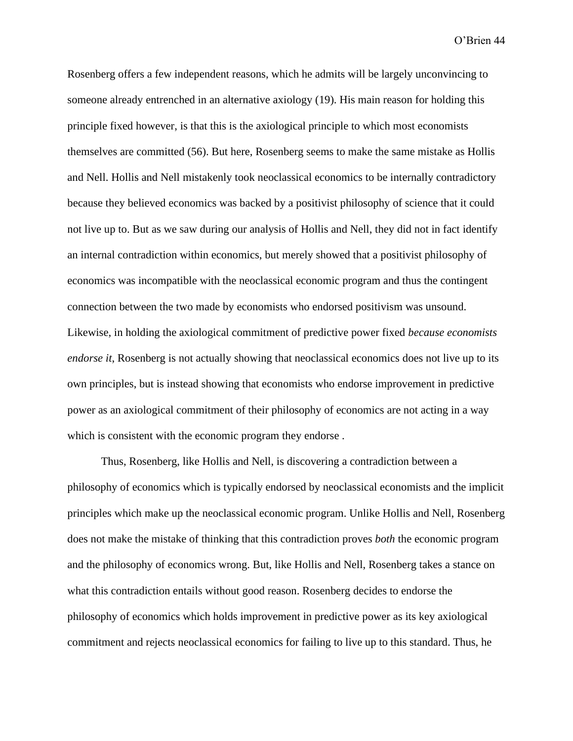Rosenberg offers a few independent reasons, which he admits will be largely unconvincing to someone already entrenched in an alternative axiology (19). His main reason for holding this principle fixed however, is that this is the axiological principle to which most economists themselves are committed (56). But here, Rosenberg seems to make the same mistake as Hollis and Nell. Hollis and Nell mistakenly took neoclassical economics to be internally contradictory because they believed economics was backed by a positivist philosophy of science that it could not live up to. But as we saw during our analysis of Hollis and Nell, they did not in fact identify an internal contradiction within economics, but merely showed that a positivist philosophy of economics was incompatible with the neoclassical economic program and thus the contingent connection between the two made by economists who endorsed positivism was unsound. Likewise, in holding the axiological commitment of predictive power fixed *because economists endorse it*, Rosenberg is not actually showing that neoclassical economics does not live up to its own principles, but is instead showing that economists who endorse improvement in predictive power as an axiological commitment of their philosophy of economics are not acting in a way which is consistent with the economic program they endorse .

Thus, Rosenberg, like Hollis and Nell, is discovering a contradiction between a philosophy of economics which is typically endorsed by neoclassical economists and the implicit principles which make up the neoclassical economic program. Unlike Hollis and Nell, Rosenberg does not make the mistake of thinking that this contradiction proves *both* the economic program and the philosophy of economics wrong. But, like Hollis and Nell, Rosenberg takes a stance on what this contradiction entails without good reason. Rosenberg decides to endorse the philosophy of economics which holds improvement in predictive power as its key axiological commitment and rejects neoclassical economics for failing to live up to this standard. Thus, he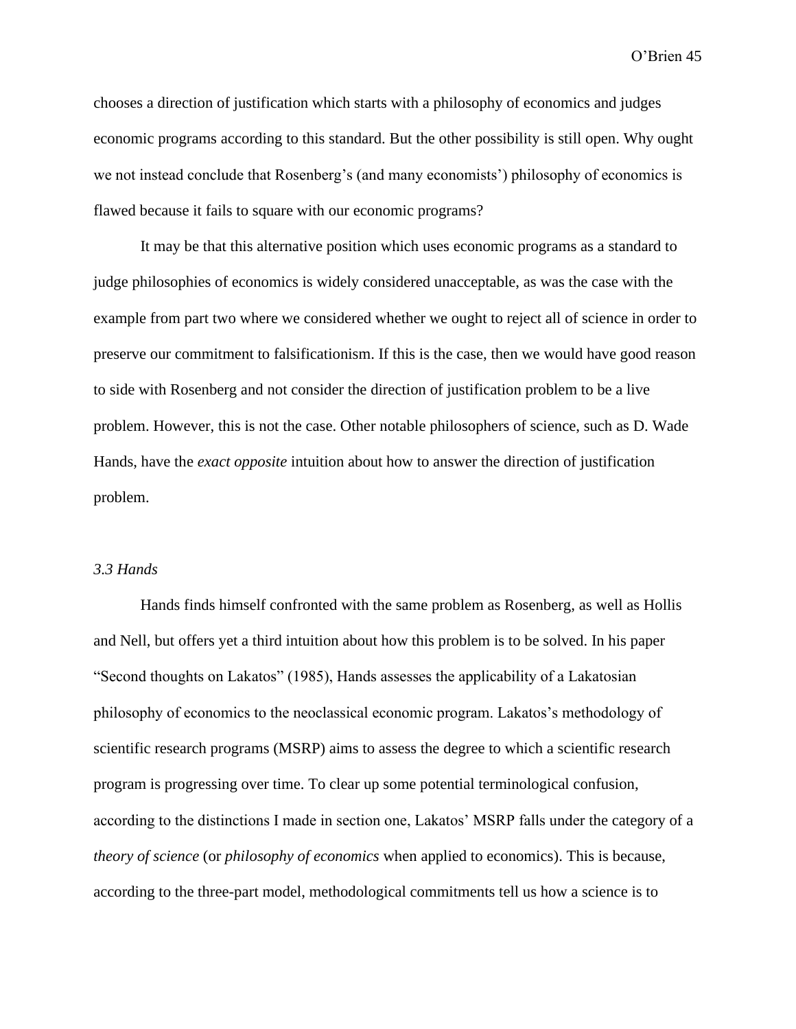chooses a direction of justification which starts with a philosophy of economics and judges economic programs according to this standard. But the other possibility is still open. Why ought we not instead conclude that Rosenberg's (and many economists') philosophy of economics is flawed because it fails to square with our economic programs?

It may be that this alternative position which uses economic programs as a standard to judge philosophies of economics is widely considered unacceptable, as was the case with the example from part two where we considered whether we ought to reject all of science in order to preserve our commitment to falsificationism. If this is the case, then we would have good reason to side with Rosenberg and not consider the direction of justification problem to be a live problem. However, this is not the case. Other notable philosophers of science, such as D. Wade Hands, have the *exact opposite* intuition about how to answer the direction of justification problem.

### *3.3 Hands*

Hands finds himself confronted with the same problem as Rosenberg, as well as Hollis and Nell, but offers yet a third intuition about how this problem is to be solved. In his paper "Second thoughts on Lakatos" (1985), Hands assesses the applicability of a Lakatosian philosophy of economics to the neoclassical economic program. Lakatos's methodology of scientific research programs (MSRP) aims to assess the degree to which a scientific research program is progressing over time. To clear up some potential terminological confusion, according to the distinctions I made in section one, Lakatos' MSRP falls under the category of a *theory of science* (or *philosophy of economics* when applied to economics). This is because, according to the three-part model, methodological commitments tell us how a science is to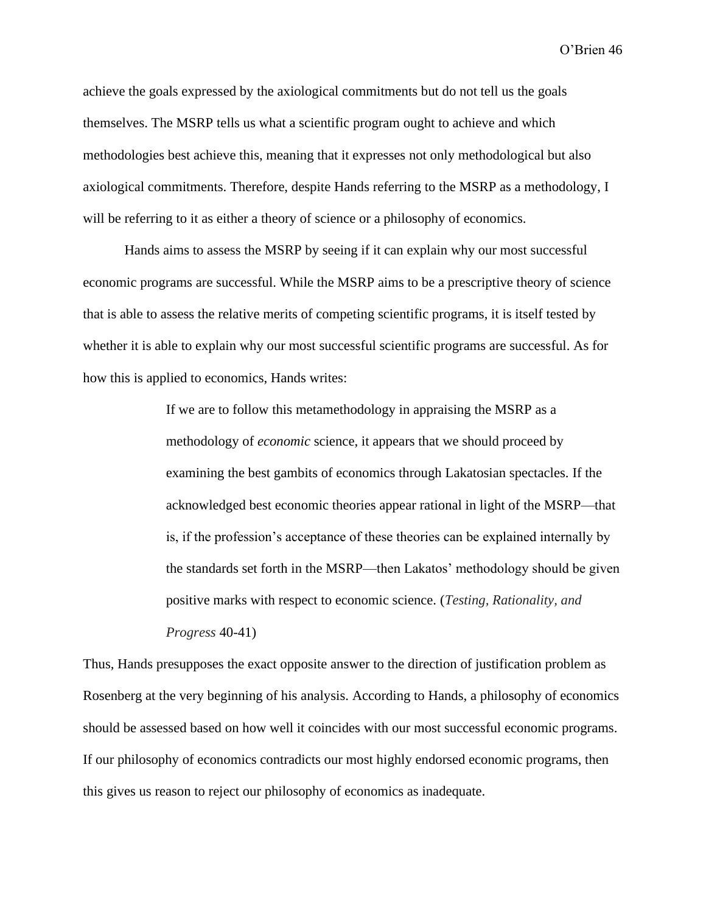achieve the goals expressed by the axiological commitments but do not tell us the goals themselves. The MSRP tells us what a scientific program ought to achieve and which methodologies best achieve this, meaning that it expresses not only methodological but also axiological commitments. Therefore, despite Hands referring to the MSRP as a methodology, I will be referring to it as either a theory of science or a philosophy of economics.

Hands aims to assess the MSRP by seeing if it can explain why our most successful economic programs are successful. While the MSRP aims to be a prescriptive theory of science that is able to assess the relative merits of competing scientific programs, it is itself tested by whether it is able to explain why our most successful scientific programs are successful. As for how this is applied to economics, Hands writes:

> If we are to follow this metamethodology in appraising the MSRP as a methodology of *economic* science, it appears that we should proceed by examining the best gambits of economics through Lakatosian spectacles. If the acknowledged best economic theories appear rational in light of the MSRP—that is, if the profession's acceptance of these theories can be explained internally by the standards set forth in the MSRP—then Lakatos' methodology should be given positive marks with respect to economic science. (*Testing, Rationality, and Progress* 40-41)

Thus, Hands presupposes the exact opposite answer to the direction of justification problem as Rosenberg at the very beginning of his analysis. According to Hands, a philosophy of economics should be assessed based on how well it coincides with our most successful economic programs. If our philosophy of economics contradicts our most highly endorsed economic programs, then this gives us reason to reject our philosophy of economics as inadequate.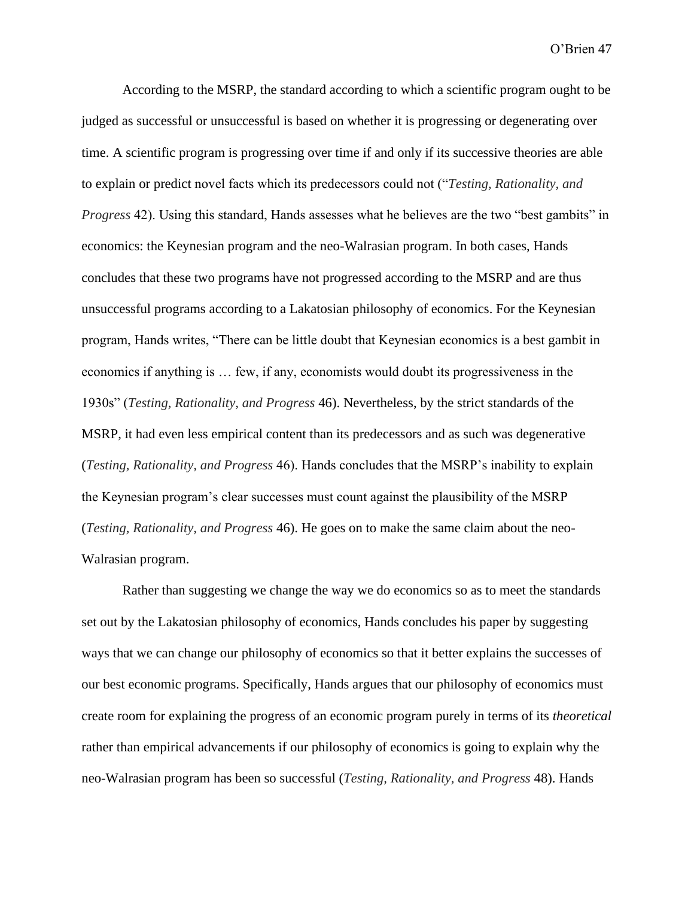According to the MSRP, the standard according to which a scientific program ought to be judged as successful or unsuccessful is based on whether it is progressing or degenerating over time. A scientific program is progressing over time if and only if its successive theories are able to explain or predict novel facts which its predecessors could not ("*Testing, Rationality, and Progress* 42). Using this standard, Hands assesses what he believes are the two "best gambits" in economics: the Keynesian program and the neo-Walrasian program. In both cases, Hands concludes that these two programs have not progressed according to the MSRP and are thus unsuccessful programs according to a Lakatosian philosophy of economics. For the Keynesian program, Hands writes, "There can be little doubt that Keynesian economics is a best gambit in economics if anything is … few, if any, economists would doubt its progressiveness in the 1930s" (*Testing, Rationality, and Progress* 46). Nevertheless, by the strict standards of the MSRP, it had even less empirical content than its predecessors and as such was degenerative (*Testing, Rationality, and Progress* 46). Hands concludes that the MSRP's inability to explain the Keynesian program's clear successes must count against the plausibility of the MSRP (*Testing, Rationality, and Progress* 46). He goes on to make the same claim about the neo-Walrasian program.

Rather than suggesting we change the way we do economics so as to meet the standards set out by the Lakatosian philosophy of economics, Hands concludes his paper by suggesting ways that we can change our philosophy of economics so that it better explains the successes of our best economic programs. Specifically, Hands argues that our philosophy of economics must create room for explaining the progress of an economic program purely in terms of its *theoretical* rather than empirical advancements if our philosophy of economics is going to explain why the neo-Walrasian program has been so successful (*Testing, Rationality, and Progress* 48). Hands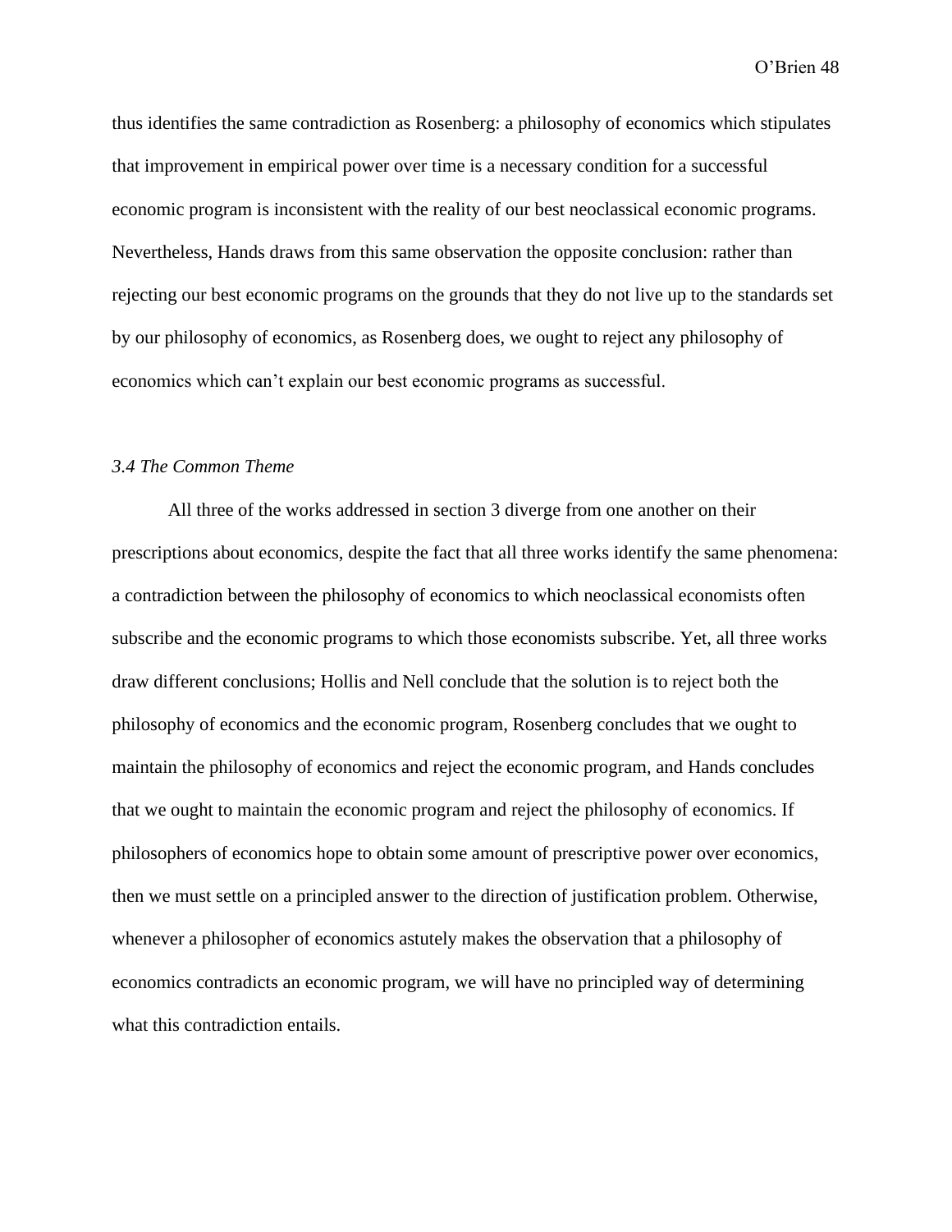thus identifies the same contradiction as Rosenberg: a philosophy of economics which stipulates that improvement in empirical power over time is a necessary condition for a successful economic program is inconsistent with the reality of our best neoclassical economic programs. Nevertheless, Hands draws from this same observation the opposite conclusion: rather than rejecting our best economic programs on the grounds that they do not live up to the standards set by our philosophy of economics, as Rosenberg does, we ought to reject any philosophy of economics which can't explain our best economic programs as successful.

### *3.4 The Common Theme*

All three of the works addressed in section 3 diverge from one another on their prescriptions about economics, despite the fact that all three works identify the same phenomena: a contradiction between the philosophy of economics to which neoclassical economists often subscribe and the economic programs to which those economists subscribe. Yet, all three works draw different conclusions; Hollis and Nell conclude that the solution is to reject both the philosophy of economics and the economic program, Rosenberg concludes that we ought to maintain the philosophy of economics and reject the economic program, and Hands concludes that we ought to maintain the economic program and reject the philosophy of economics. If philosophers of economics hope to obtain some amount of prescriptive power over economics, then we must settle on a principled answer to the direction of justification problem. Otherwise, whenever a philosopher of economics astutely makes the observation that a philosophy of economics contradicts an economic program, we will have no principled way of determining what this contradiction entails.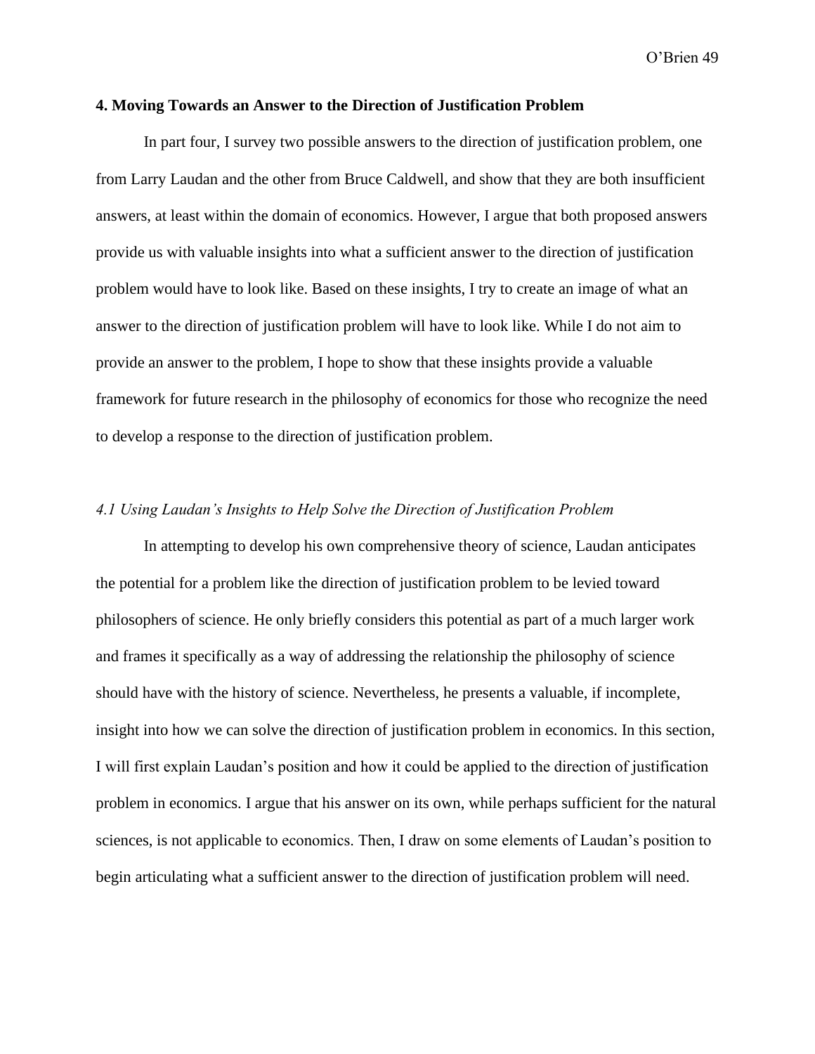## 4. Moving Towards an Answer to the Direction of Justification Problem

In part four, I survey two possible answers to the direction of justification problem, one from Larry Laudan and the other from Bruce Caldwell, and show that they are both insufficient answers, at least within the domain of economics. However, I argue that both proposed answers provide us with valuable insights into what a sufficient answer to the direction of justification problem would have to look like. Based on these insights, I try to create an image of what an answer to the direction of justification problem will have to look like. While I do not aim to provide an answer to the problem, I hope to show that these insights provide a valuable framework for future research in the philosophy of economics for those who recognize the need to develop a response to the direction of justification problem.

### *4.1 Using Laudan's Insights to Help Solve the Direction of Justification Problem*

In attempting to develop his own comprehensive theory of science, Laudan anticipates the potential for a problem like the direction of justification problem to be levied toward philosophers of science. He only briefly considers this potential as part of a much larger work and frames it specifically as a way of addressing the relationship the philosophy of science should have with the history of science. Nevertheless, he presents a valuable, if incomplete, insight into how we can solve the direction of justification problem in economics. In this section, I will first explain Laudan's position and how it could be applied to the direction of justification problem in economics. I argue that his answer on its own, while perhaps sufficient for the natural sciences, is not applicable to economics. Then, I draw on some elements of Laudan's position to begin articulating what a sufficient answer to the direction of justification problem will need.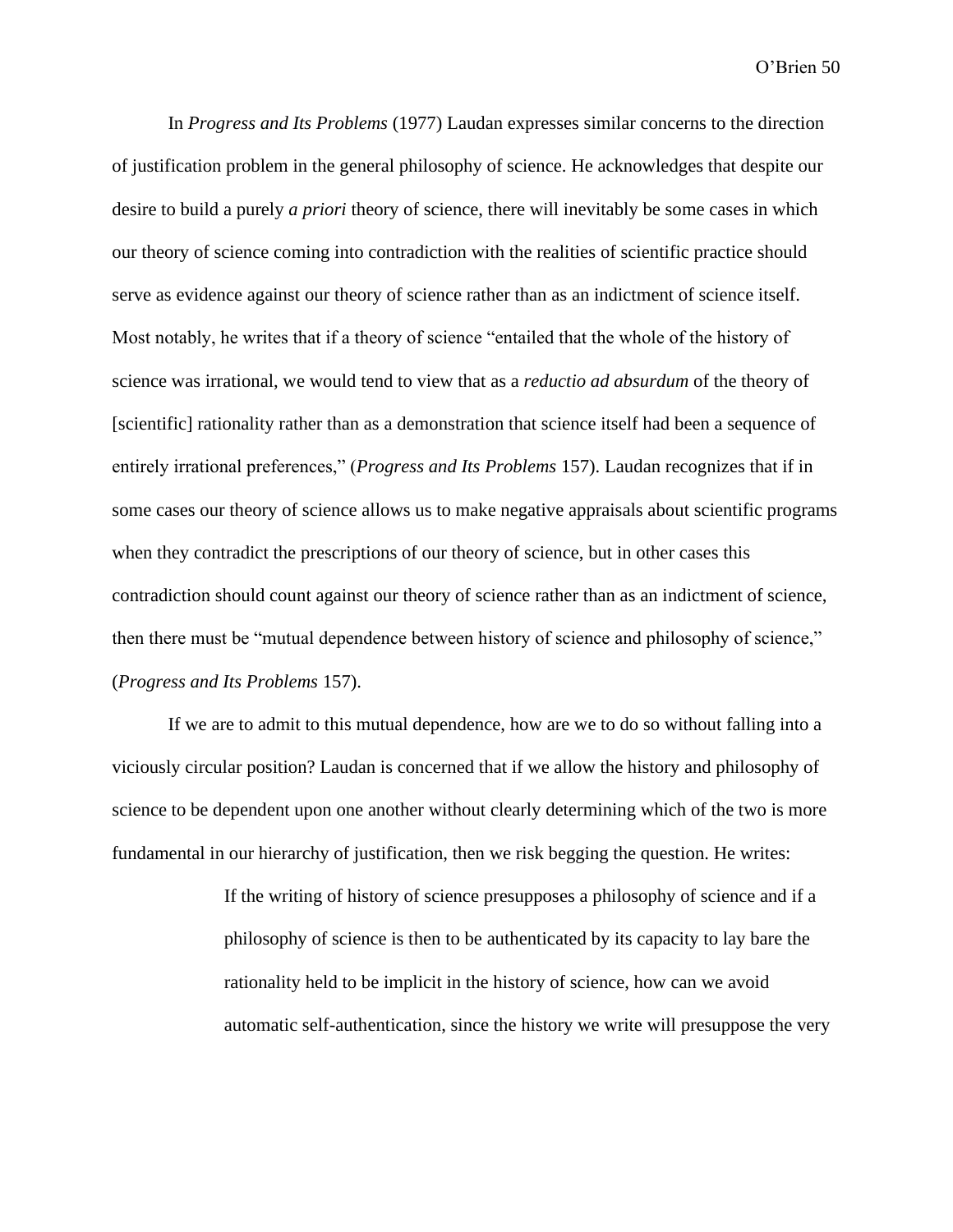In *Progress and Its Problems* (1977) Laudan expresses similar concerns to the direction of justification problem in the general philosophy of science. He acknowledges that despite our desire to build a purely *a priori* theory of science, there will inevitably be some cases in which our theory of science coming into contradiction with the realities of scientific practice should serve as evidence against our theory of science rather than as an indictment of science itself. Most notably, he writes that if a theory of science "entailed that the whole of the history of science was irrational, we would tend to view that as a *reductio ad absurdum* of the theory of [scientific] rationality rather than as a demonstration that science itself had been a sequence of entirely irrational preferences," (*Progress and Its Problems* 157). Laudan recognizes that if in some cases our theory of science allows us to make negative appraisals about scientific programs when they contradict the prescriptions of our theory of science, but in other cases this contradiction should count against our theory of science rather than as an indictment of science, then there must be "mutual dependence between history of science and philosophy of science," (*Progress and Its Problems* 157).

If we are to admit to this mutual dependence, how are we to do so without falling into a viciously circular position? Laudan is concerned that if we allow the history and philosophy of science to be dependent upon one another without clearly determining which of the two is more fundamental in our hierarchy of justification, then we risk begging the question. He writes:

> If the writing of history of science presupposes a philosophy of science and if a philosophy of science is then to be authenticated by its capacity to lay bare the rationality held to be implicit in the history of science, how can we avoid automatic self-authentication, since the history we write will presuppose the very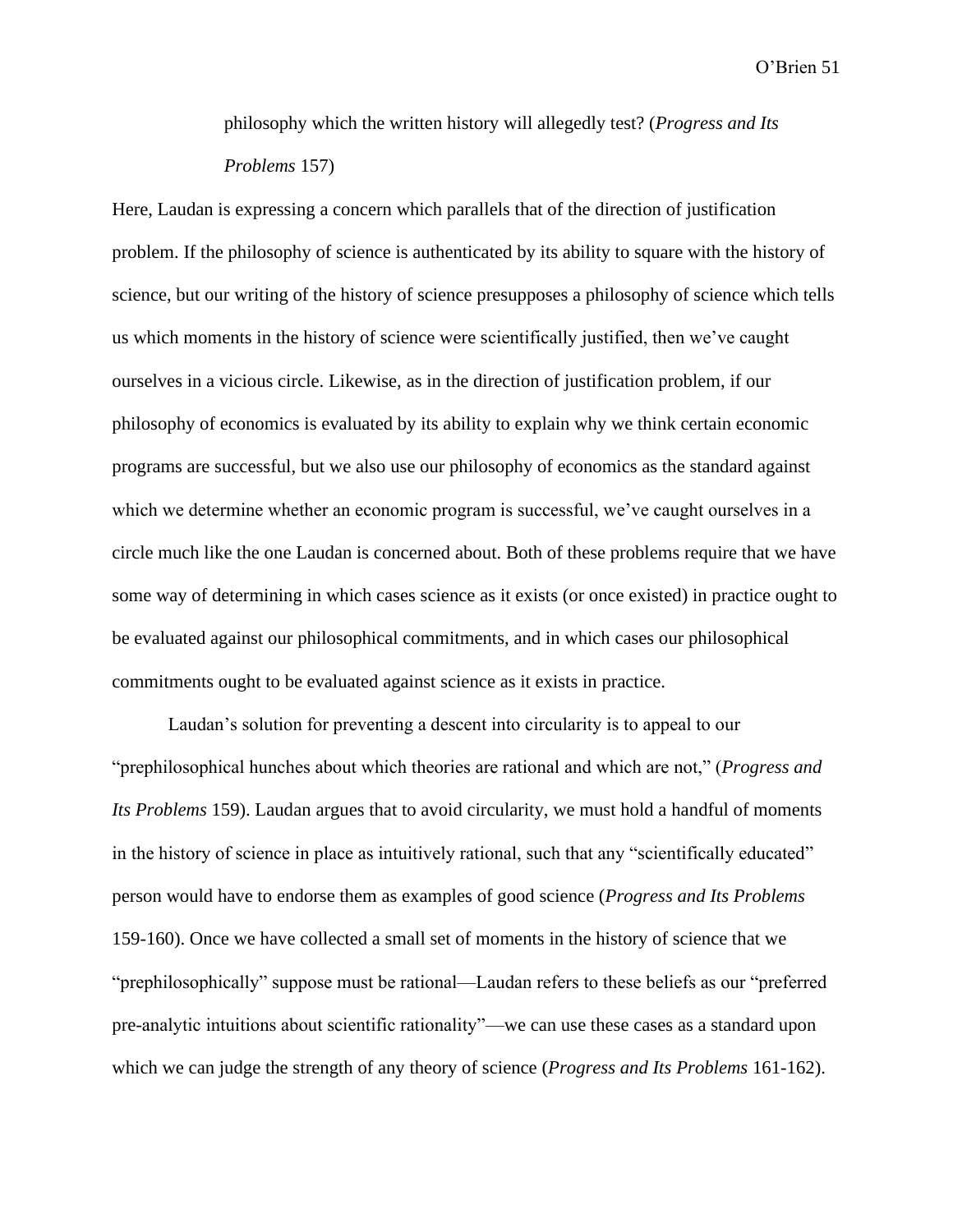> philosophy which the written history will allegedly test? (*Progress and Its Problems* 157)

Here, Laudan is expressing a concern which parallels that of the direction of justification problem. If the philosophy of science is authenticated by its ability to square with the history of science, but our writing of the history of science presupposes a philosophy of science which tells us which moments in the history of science were scientifically justified, then we've caught ourselves in a vicious circle. Likewise, as in the direction of justification problem, if our philosophy of economics is evaluated by its ability to explain why we think certain economic programs are successful, but we also use our philosophy of economics as the standard against which we determine whether an economic program is successful, we've caught ourselves in a circle much like the one Laudan is concerned about. Both of these problems require that we have some way of determining in which cases science as it exists (or once existed) in practice ought to be evaluated against our philosophical commitments, and in which cases our philosophical commitments ought to be evaluated against science as it exists in practice.

Laudan's solution for preventing a descent into circularity is to appeal to our "prephilosophical hunches about which theories are rational and which are not," (*Progress and Its Problems* 159). Laudan argues that to avoid circularity, we must hold a handful of moments in the history of science in place as intuitively rational, such that any "scientifically educated" person would have to endorse them as examples of good science (*Progress and Its Problems* 159-160). Once we have collected a small set of moments in the history of science that we "prephilosophically" suppose must be rational—Laudan refers to these beliefs as our "preferred pre-analytic intuitions about scientific rationality"—we can use these cases as a standard upon which we can judge the strength of any theory of science (*Progress and Its Problems* 161-162).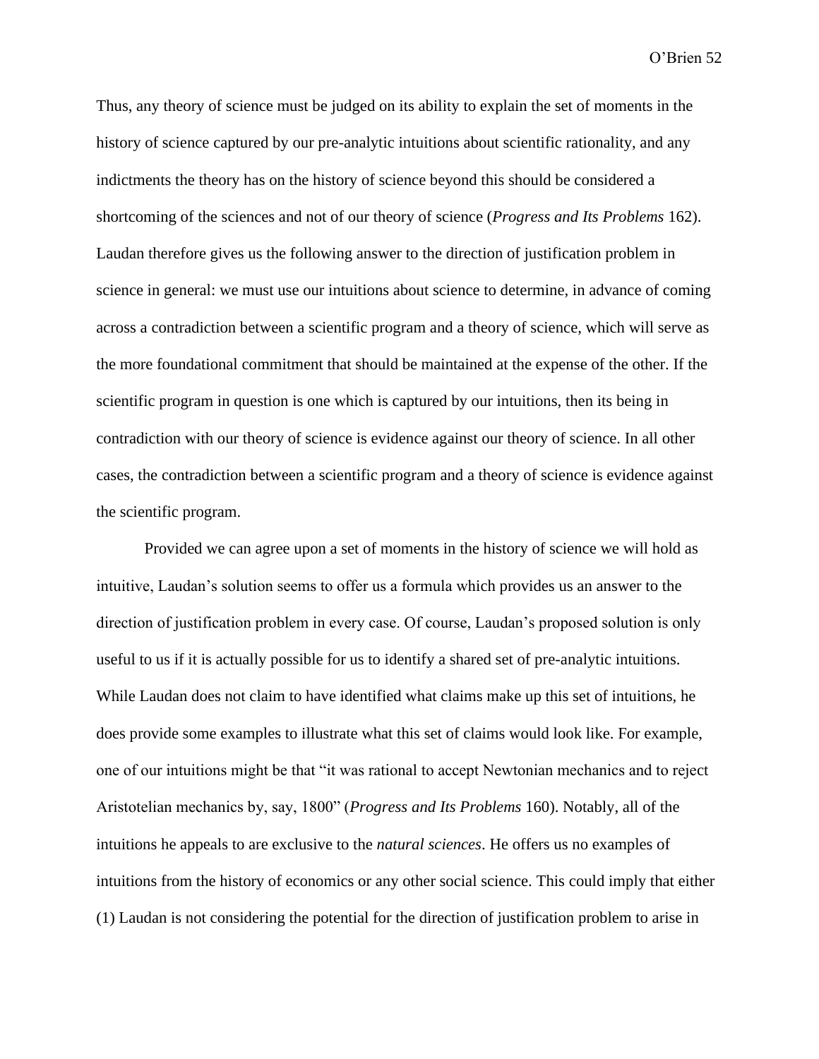Thus, any theory of science must be judged on its ability to explain the set of moments in the history of science captured by our pre-analytic intuitions about scientific rationality, and any indictments the theory has on the history of science beyond this should be considered a shortcoming of the sciences and not of our theory of science (*Progress and Its Problems* 162). Laudan therefore gives us the following answer to the direction of justification problem in science in general: we must use our intuitions about science to determine, in advance of coming across a contradiction between a scientific program and a theory of science, which will serve as the more foundational commitment that should be maintained at the expense of the other. If the scientific program in question is one which is captured by our intuitions, then its being in contradiction with our theory of science is evidence against our theory of science. In all other cases, the contradiction between a scientific program and a theory of science is evidence against the scientific program.

Provided we can agree upon a set of moments in the history of science we will hold as intuitive, Laudan's solution seems to offer us a formula which provides us an answer to the direction of justification problem in every case. Of course, Laudan's proposed solution is only useful to us if it is actually possible for us to identify a shared set of pre-analytic intuitions. While Laudan does not claim to have identified what claims make up this set of intuitions, he does provide some examples to illustrate what this set of claims would look like. For example, one of our intuitions might be that "it was rational to accept Newtonian mechanics and to reject Aristotelian mechanics by, say, 1800" (*Progress and Its Problems* 160). Notably, all of the intuitions he appeals to are exclusive to the *natural sciences*. He offers us no examples of intuitions from the history of economics or any other social science. This could imply that either (1) Laudan is not considering the potential for the direction of justification problem to arise in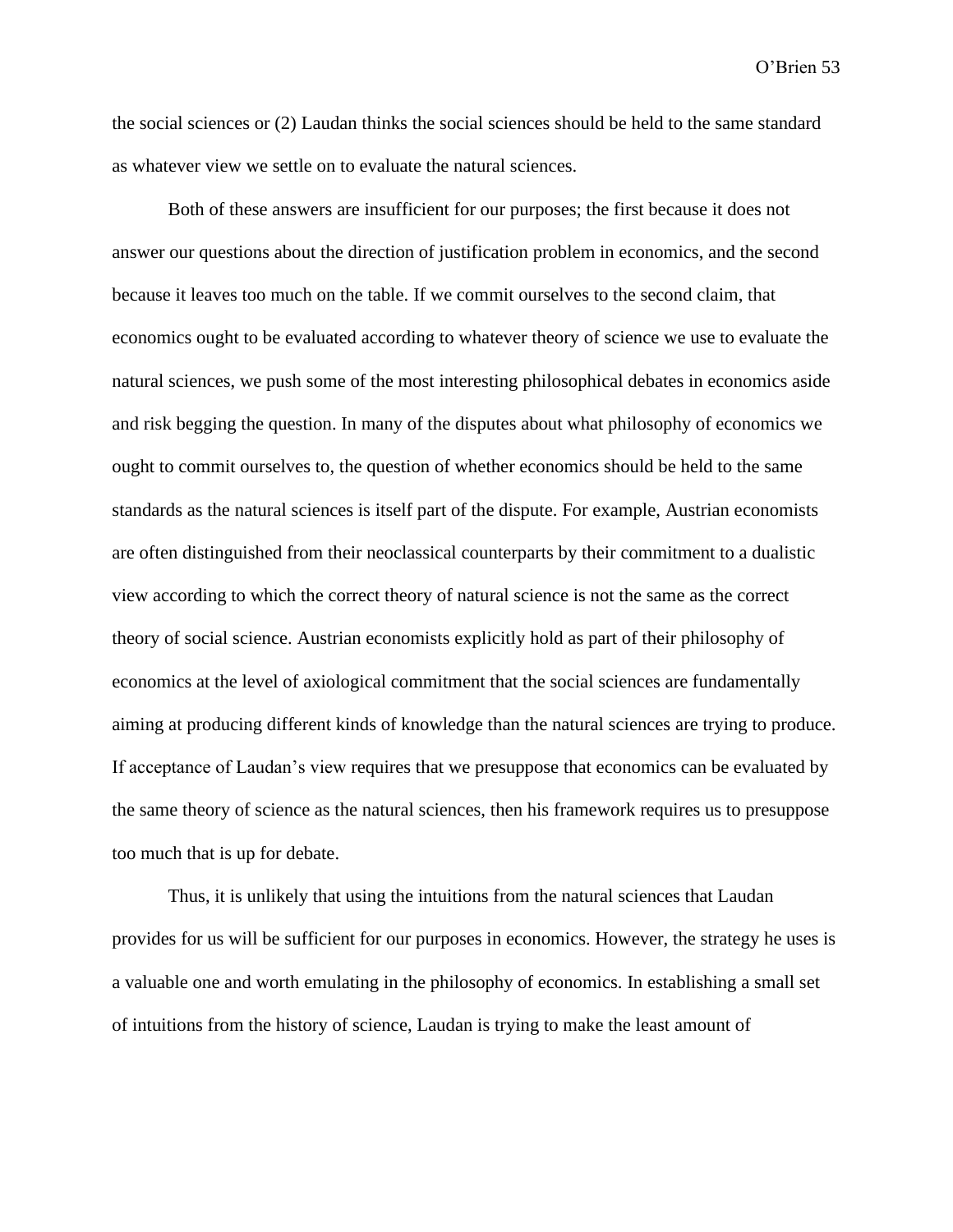the social sciences or (2) Laudan thinks the social sciences should be held to the same standard as whatever view we settle on to evaluate the natural sciences.

Both of these answers are insufficient for our purposes; the first because it does not answer our questions about the direction of justification problem in economics, and the second because it leaves too much on the table. If we commit ourselves to the second claim, that economics ought to be evaluated according to whatever theory of science we use to evaluate the natural sciences, we push some of the most interesting philosophical debates in economics aside and risk begging the question. In many of the disputes about what philosophy of economics we ought to commit ourselves to, the question of whether economics should be held to the same standards as the natural sciences is itself part of the dispute. For example, Austrian economists are often distinguished from their neoclassical counterparts by their commitment to a dualistic view according to which the correct theory of natural science is not the same as the correct theory of social science. Austrian economists explicitly hold as part of their philosophy of economics at the level of axiological commitment that the social sciences are fundamentally aiming at producing different kinds of knowledge than the natural sciences are trying to produce. If acceptance of Laudan's view requires that we presuppose that economics can be evaluated by the same theory of science as the natural sciences, then his framework requires us to presuppose too much that is up for debate.

Thus, it is unlikely that using the intuitions from the natural sciences that Laudan provides for us will be sufficient for our purposes in economics. However, the strategy he uses is a valuable one and worth emulating in the philosophy of economics. In establishing a small set of intuitions from the history of science, Laudan is trying to make the least amount of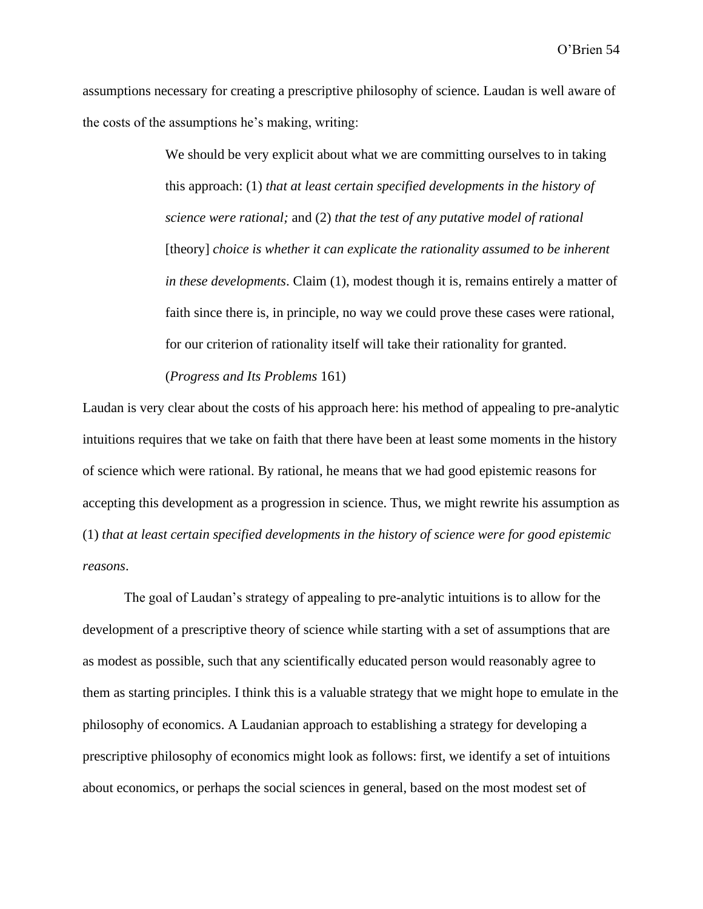assumptions necessary for creating a prescriptive philosophy of science. Laudan is well aware of the costs of the assumptions he's making, writing:

> We should be very explicit about what we are committing ourselves to in taking this approach: (1) *that at least certain specified developments in the history of science were rational;* and (2) *that the test of any putative model of rational* [theory] *choice is whether it can explicate the rationality assumed to be inherent in these developments*. Claim (1), modest though it is, remains entirely a matter of faith since there is, in principle, no way we could prove these cases were rational, for our criterion of rationality itself will take their rationality for granted. (*Progress and Its Problems* 161)

Laudan is very clear about the costs of his approach here: his method of appealing to pre-analytic intuitions requires that we take on faith that there have been at least some moments in the history of science which were rational. By rational, he means that we had good epistemic reasons for accepting this development as a progression in science. Thus, we might rewrite his assumption as (1) *that at least certain specified developments in the history of science were for good epistemic reasons*.

The goal of Laudan's strategy of appealing to pre-analytic intuitions is to allow for the development of a prescriptive theory of science while starting with a set of assumptions that are as modest as possible, such that any scientifically educated person would reasonably agree to them as starting principles. I think this is a valuable strategy that we might hope to emulate in the philosophy of economics. A Laudanian approach to establishing a strategy for developing a prescriptive philosophy of economics might look as follows: first, we identify a set of intuitions about economics, or perhaps the social sciences in general, based on the most modest set of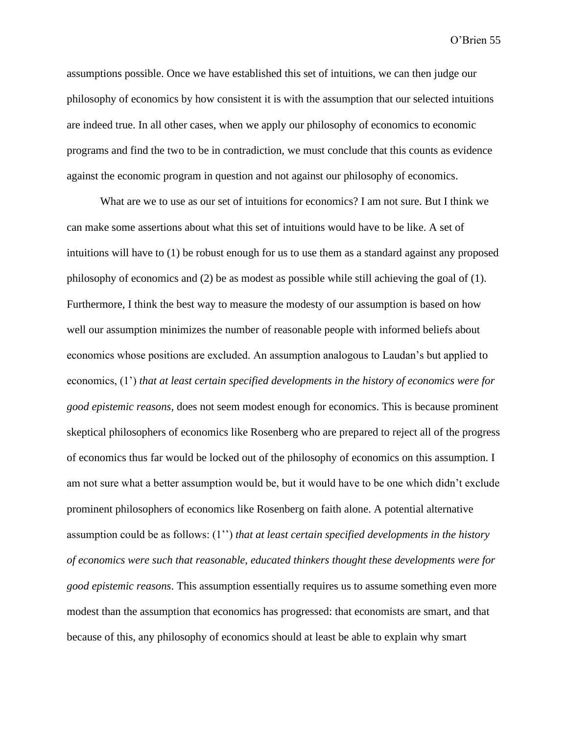assumptions possible. Once we have established this set of intuitions, we can then judge our philosophy of economics by how consistent it is with the assumption that our selected intuitions are indeed true. In all other cases, when we apply our philosophy of economics to economic programs and find the two to be in contradiction, we must conclude that this counts as evidence against the economic program in question and not against our philosophy of economics.

What are we to use as our set of intuitions for economics? I am not sure. But I think we can make some assertions about what this set of intuitions would have to be like. A set of intuitions will have to (1) be robust enough for us to use them as a standard against any proposed philosophy of economics and (2) be as modest as possible while still achieving the goal of (1). Furthermore, I think the best way to measure the modesty of our assumption is based on how well our assumption minimizes the number of reasonable people with informed beliefs about economics whose positions are excluded. An assumption analogous to Laudan's but applied to economics, (1') *that at least certain specified developments in the history of economics were for good epistemic reasons*, does not seem modest enough for economics. This is because prominent skeptical philosophers of economics like Rosenberg who are prepared to reject all of the progress of economics thus far would be locked out of the philosophy of economics on this assumption. I am not sure what a better assumption would be, but it would have to be one which didn't exclude prominent philosophers of economics like Rosenberg on faith alone. A potential alternative assumption could be as follows: (1'') *that at least certain specified developments in the history of economics were such that reasonable, educated thinkers thought these developments were for good epistemic reasons*. This assumption essentially requires us to assume something even more modest than the assumption that economics has progressed: that economists are smart, and that because of this, any philosophy of economics should at least be able to explain why smart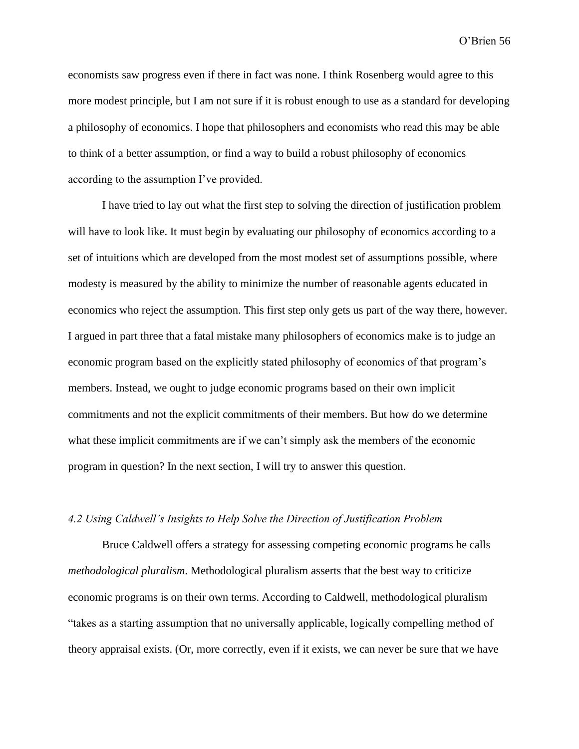economists saw progress even if there in fact was none. I think Rosenberg would agree to this more modest principle, but I am not sure if it is robust enough to use as a standard for developing a philosophy of economics. I hope that philosophers and economists who read this may be able to think of a better assumption, or find a way to build a robust philosophy of economics according to the assumption I've provided.

I have tried to lay out what the first step to solving the direction of justification problem will have to look like. It must begin by evaluating our philosophy of economics according to a set of intuitions which are developed from the most modest set of assumptions possible, where modesty is measured by the ability to minimize the number of reasonable agents educated in economics who reject the assumption. This first step only gets us part of the way there, however. I argued in part three that a fatal mistake many philosophers of economics make is to judge an economic program based on the explicitly stated philosophy of economics of that program's members. Instead, we ought to judge economic programs based on their own implicit commitments and not the explicit commitments of their members. But how do we determine what these implicit commitments are if we can't simply ask the members of the economic program in question? In the next section, I will try to answer this question.

### *4.2 Using Caldwell's Insights to Help Solve the Direction of Justification Problem*

Bruce Caldwell offers a strategy for assessing competing economic programs he calls *methodological pluralism*. Methodological pluralism asserts that the best way to criticize economic programs is on their own terms. According to Caldwell, methodological pluralism "takes as a starting assumption that no universally applicable, logically compelling method of theory appraisal exists. (Or, more correctly, even if it exists, we can never be sure that we have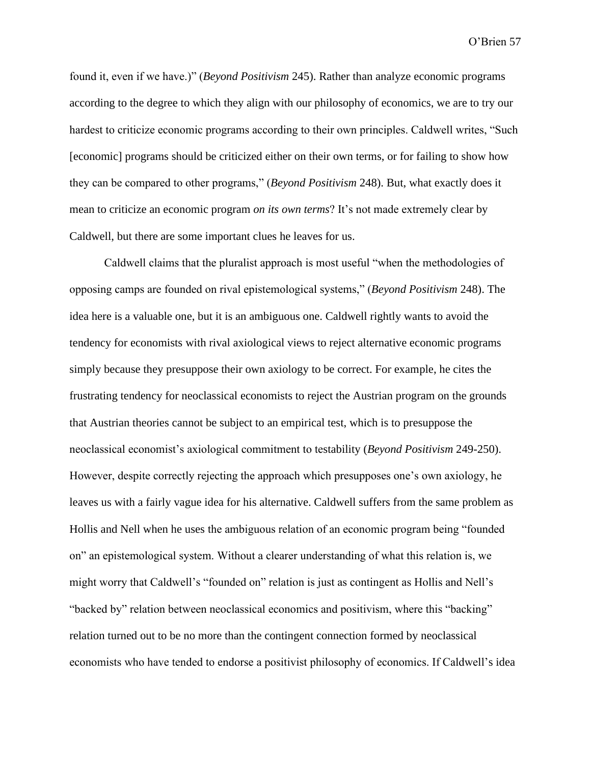found it, even if we have.)" (*Beyond Positivism* 245). Rather than analyze economic programs according to the degree to which they align with our philosophy of economics, we are to try our hardest to criticize economic programs according to their own principles. Caldwell writes, "Such [economic] programs should be criticized either on their own terms, or for failing to show how they can be compared to other programs," (*Beyond Positivism* 248). But, what exactly does it mean to criticize an economic program *on its own terms*? It's not made extremely clear by Caldwell, but there are some important clues he leaves for us.

Caldwell claims that the pluralist approach is most useful "when the methodologies of opposing camps are founded on rival epistemological systems," (*Beyond Positivism* 248). The idea here is a valuable one, but it is an ambiguous one. Caldwell rightly wants to avoid the tendency for economists with rival axiological views to reject alternative economic programs simply because they presuppose their own axiology to be correct. For example, he cites the frustrating tendency for neoclassical economists to reject the Austrian program on the grounds that Austrian theories cannot be subject to an empirical test, which is to presuppose the neoclassical economist's axiological commitment to testability (*Beyond Positivism* 249-250). However, despite correctly rejecting the approach which presupposes one's own axiology, he leaves us with a fairly vague idea for his alternative. Caldwell suffers from the same problem as Hollis and Nell when he uses the ambiguous relation of an economic program being "founded on" an epistemological system. Without a clearer understanding of what this relation is, we might worry that Caldwell's "founded on" relation is just as contingent as Hollis and Nell's "backed by" relation between neoclassical economics and positivism, where this "backing" relation turned out to be no more than the contingent connection formed by neoclassical economists who have tended to endorse a positivist philosophy of economics. If Caldwell's idea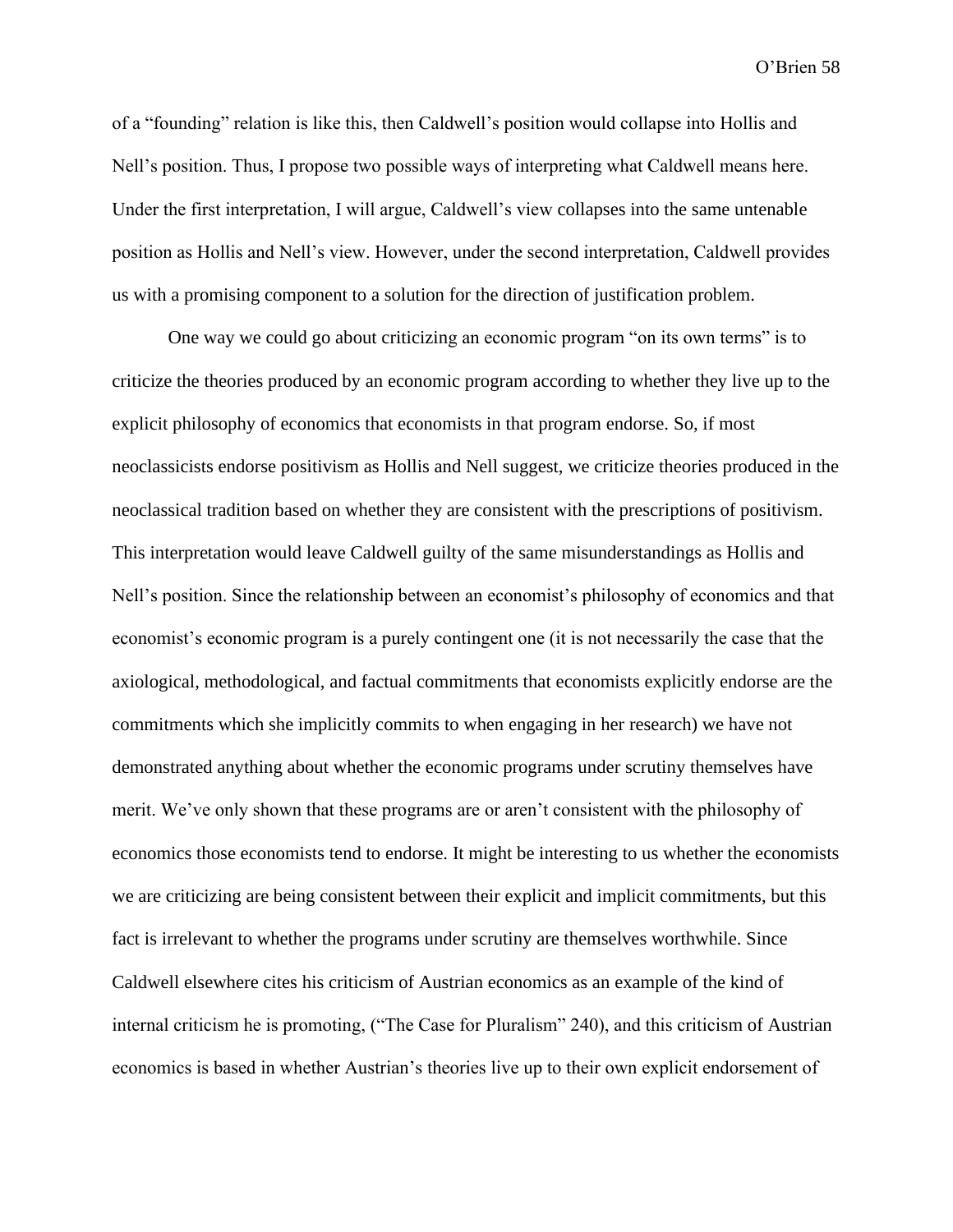of a "founding" relation is like this, then Caldwell's position would collapse into Hollis and Nell's position. Thus, I propose two possible ways of interpreting what Caldwell means here. Under the first interpretation, I will argue, Caldwell's view collapses into the same untenable position as Hollis and Nell's view. However, under the second interpretation, Caldwell provides us with a promising component to a solution for the direction of justification problem.

One way we could go about criticizing an economic program "on its own terms" is to criticize the theories produced by an economic program according to whether they live up to the explicit philosophy of economics that economists in that program endorse. So, if most neoclassicists endorse positivism as Hollis and Nell suggest, we criticize theories produced in the neoclassical tradition based on whether they are consistent with the prescriptions of positivism. This interpretation would leave Caldwell guilty of the same misunderstandings as Hollis and Nell's position. Since the relationship between an economist's philosophy of economics and that economist's economic program is a purely contingent one (it is not necessarily the case that the axiological, methodological, and factual commitments that economists explicitly endorse are the commitments which she implicitly commits to when engaging in her research) we have not demonstrated anything about whether the economic programs under scrutiny themselves have merit. We've only shown that these programs are or aren't consistent with the philosophy of economics those economists tend to endorse. It might be interesting to us whether the economists we are criticizing are being consistent between their explicit and implicit commitments, but this fact is irrelevant to whether the programs under scrutiny are themselves worthwhile. Since Caldwell elsewhere cites his criticism of Austrian economics as an example of the kind of internal criticism he is promoting, ("The Case for Pluralism" 240), and this criticism of Austrian economics is based in whether Austrian's theories live up to their own explicit endorsement of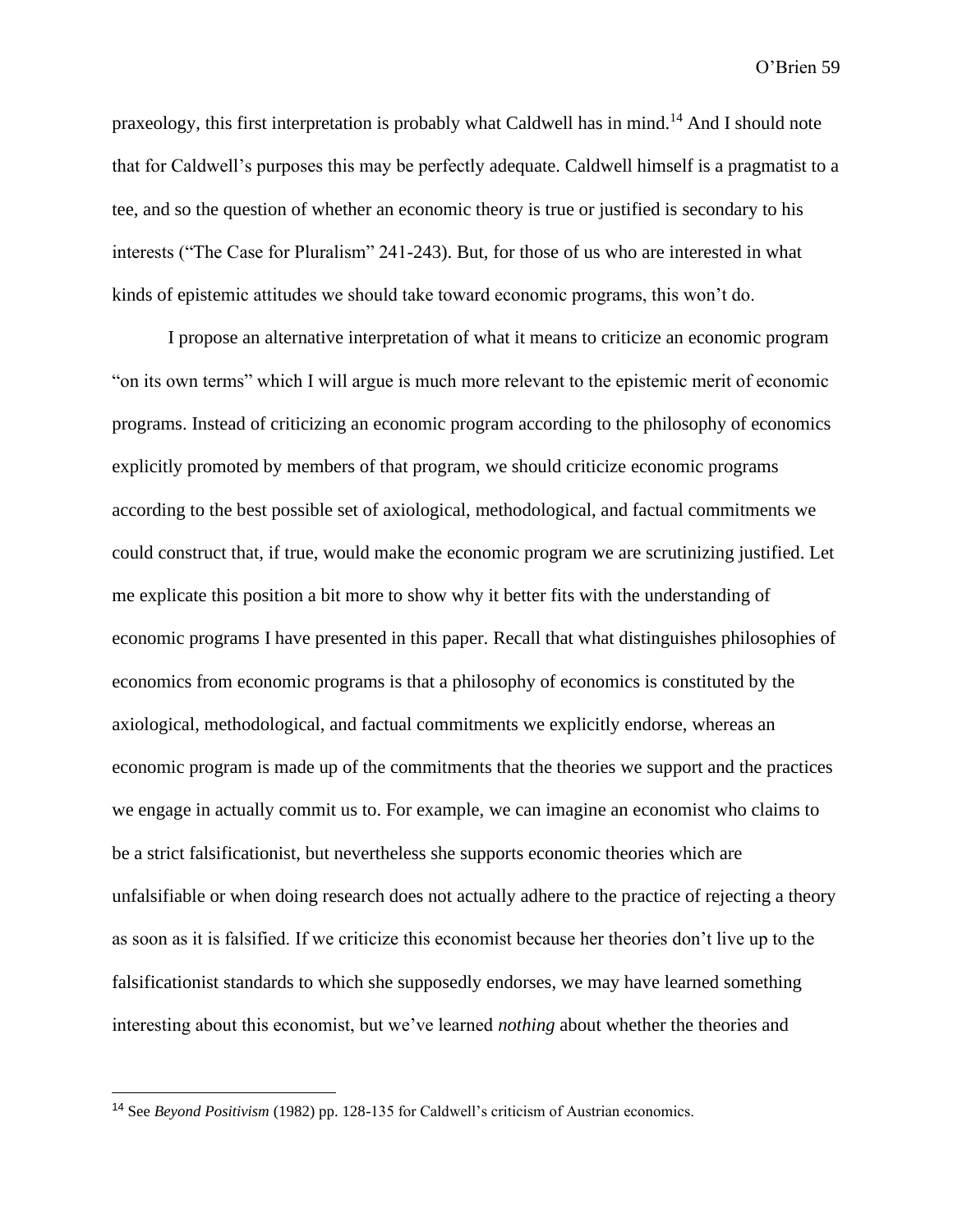praxeology, this first interpretation is probably what Caldwell has in mind.[14] And I should note that for Caldwell's purposes this may be perfectly adequate. Caldwell himself is a pragmatist to a tee, and so the question of whether an economic theory is true or justified is secondary to his interests ("The Case for Pluralism" 241-243). But, for those of us who are interested in what kinds of epistemic attitudes we should take toward economic programs, this won't do.

I propose an alternative interpretation of what it means to criticize an economic program "on its own terms" which I will argue is much more relevant to the epistemic merit of economic programs. Instead of criticizing an economic program according to the philosophy of economics explicitly promoted by members of that program, we should criticize economic programs according to the best possible set of axiological, methodological, and factual commitments we could construct that, if true, would make the economic program we are scrutinizing justified. Let me explicate this position a bit more to show why it better fits with the understanding of economic programs I have presented in this paper. Recall that what distinguishes philosophies of economics from economic programs is that a philosophy of economics is constituted by the axiological, methodological, and factual commitments we explicitly endorse, whereas an economic program is made up of the commitments that the theories we support and the practices we engage in actually commit us to. For example, we can imagine an economist who claims to be a strict falsificationist, but nevertheless she supports economic theories which are unfalsifiable or when doing research does not actually adhere to the practice of rejecting a theory as soon as it is falsified. If we criticize this economist because her theories don't live up to the falsificationist standards to which she supposedly endorses, we may have learned something interesting about this economist, but we've learned *nothing* about whether the theories and

[14] See *Beyond Positivism* (1982) pp. 128-135 for Caldwell's criticism of Austrian economics.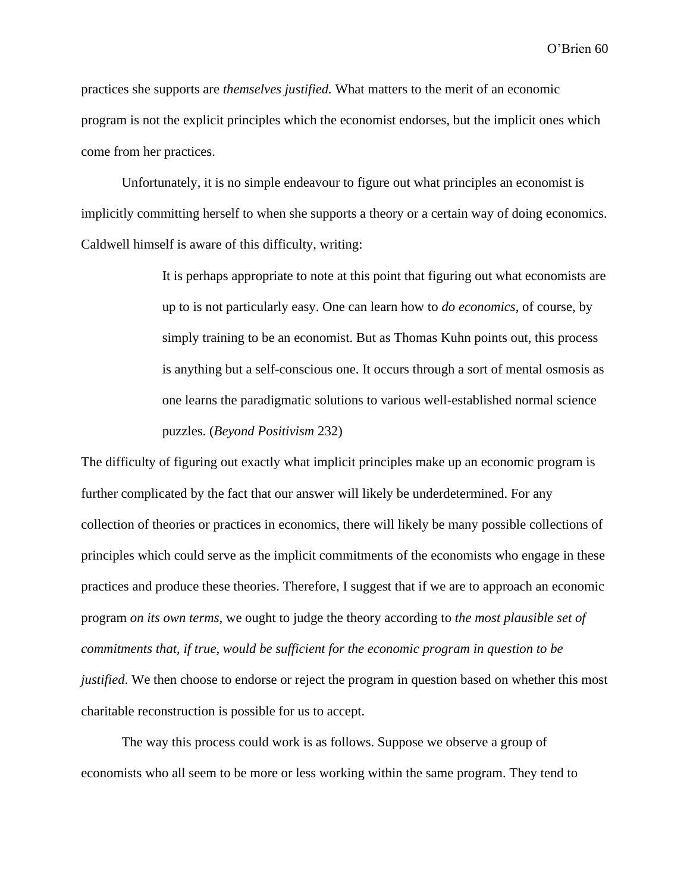practices she supports are *themselves justified*. What matters to the merit of an economic program is not the explicit principles which the economist endorses, but the implicit ones which come from her practices.

Unfortunately, it is no simple endeavour to figure out what principles an economist is implicitly committing herself to when she supports a theory or a certain way of doing economics. Caldwell himself is aware of this difficulty, writing:

> It is perhaps appropriate to note at this point that figuring out what economists are up to is not particularly easy. One can learn how to *do economics*, of course, by simply training to be an economist. But as Thomas Kuhn points out, this process is anything but a self-conscious one. It occurs through a sort of mental osmosis as one learns the paradigmatic solutions to various well-established normal science puzzles. (*Beyond Positivism* 232)

The difficulty of figuring out exactly what implicit principles make up an economic program is further complicated by the fact that our answer will likely be underdetermined. For any collection of theories or practices in economics, there will likely be many possible collections of principles which could serve as the implicit commitments of the economists who engage in these practices and produce these theories. Therefore, I suggest that if we are to approach an economic program *on its own terms*, we ought to judge the theory according to *the most plausible set of commitments that, if true, would be sufficient for the economic program in question to be justified*. We then choose to endorse or reject the program in question based on whether this most charitable reconstruction is possible for us to accept.

The way this process could work is as follows. Suppose we observe a group of economists who all seem to be more or less working within the same program. They tend to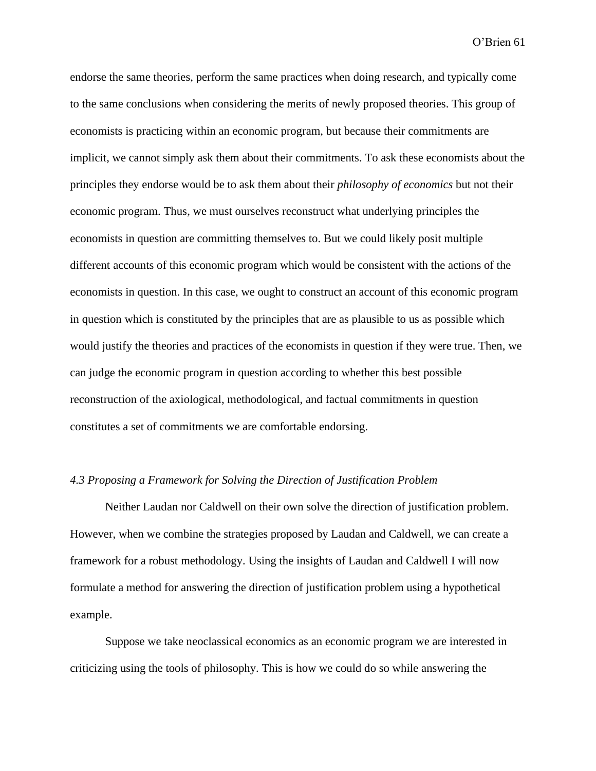endorse the same theories, perform the same practices when doing research, and typically come to the same conclusions when considering the merits of newly proposed theories. This group of economists is practicing within an economic program, but because their commitments are implicit, we cannot simply ask them about their commitments. To ask these economists about the principles they endorse would be to ask them about their *philosophy of economics* but not their economic program. Thus, we must ourselves reconstruct what underlying principles the economists in question are committing themselves to. But we could likely posit multiple different accounts of this economic program which would be consistent with the actions of the economists in question. In this case, we ought to construct an account of this economic program in question which is constituted by the principles that are as plausible to us as possible which would justify the theories and practices of the economists in question if they were true. Then, we can judge the economic program in question according to whether this best possible reconstruction of the axiological, methodological, and factual commitments in question constitutes a set of commitments we are comfortable endorsing.

### *4.3 Proposing a Framework for Solving the Direction of Justification Problem*

Neither Laudan nor Caldwell on their own solve the direction of justification problem. However, when we combine the strategies proposed by Laudan and Caldwell, we can create a framework for a robust methodology. Using the insights of Laudan and Caldwell I will now formulate a method for answering the direction of justification problem using a hypothetical example.

Suppose we take neoclassical economics as an economic program we are interested in criticizing using the tools of philosophy. This is how we could do so while answering the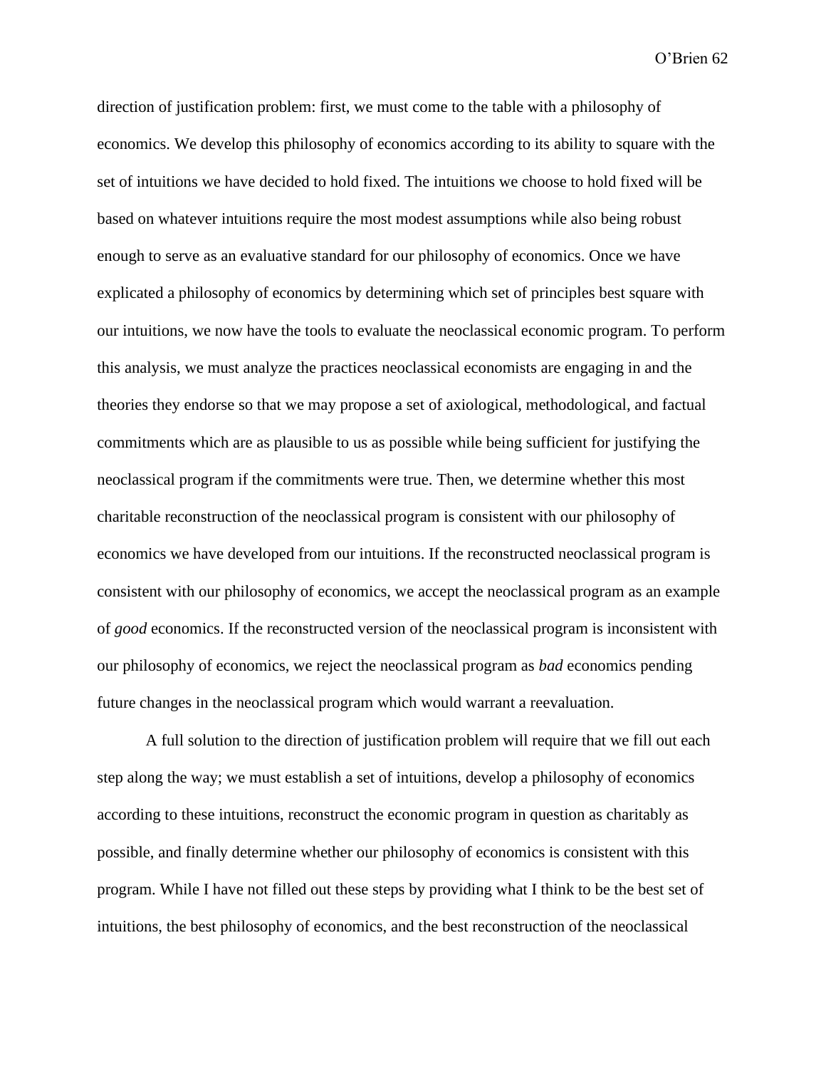direction of justification problem: first, we must come to the table with a philosophy of economics. We develop this philosophy of economics according to its ability to square with the set of intuitions we have decided to hold fixed. The intuitions we choose to hold fixed will be based on whatever intuitions require the most modest assumptions while also being robust enough to serve as an evaluative standard for our philosophy of economics. Once we have explicated a philosophy of economics by determining which set of principles best square with our intuitions, we now have the tools to evaluate the neoclassical economic program. To perform this analysis, we must analyze the practices neoclassical economists are engaging in and the theories they endorse so that we may propose a set of axiological, methodological, and factual commitments which are as plausible to us as possible while being sufficient for justifying the neoclassical program if the commitments were true. Then, we determine whether this most charitable reconstruction of the neoclassical program is consistent with our philosophy of economics we have developed from our intuitions. If the reconstructed neoclassical program is consistent with our philosophy of economics, we accept the neoclassical program as an example of *good* economics. If the reconstructed version of the neoclassical program is inconsistent with our philosophy of economics, we reject the neoclassical program as *bad* economics pending future changes in the neoclassical program which would warrant a reevaluation.

A full solution to the direction of justification problem will require that we fill out each step along the way; we must establish a set of intuitions, develop a philosophy of economics according to these intuitions, reconstruct the economic program in question as charitably as possible, and finally determine whether our philosophy of economics is consistent with this program. While I have not filled out these steps by providing what I think to be the best set of intuitions, the best philosophy of economics, and the best reconstruction of the neoclassical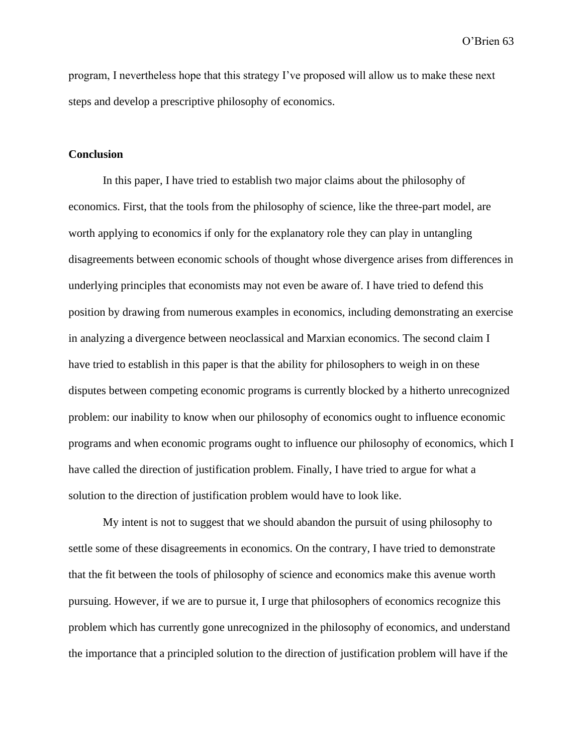program, I nevertheless hope that this strategy I've proposed will allow us to make these next steps and develop a prescriptive philosophy of economics.

## Conclusion

In this paper, I have tried to establish two major claims about the philosophy of economics. First, that the tools from the philosophy of science, like the three-part model, are worth applying to economics if only for the explanatory role they can play in untangling disagreements between economic schools of thought whose divergence arises from differences in underlying principles that economists may not even be aware of. I have tried to defend this position by drawing from numerous examples in economics, including demonstrating an exercise in analyzing a divergence between neoclassical and Marxian economics. The second claim I have tried to establish in this paper is that the ability for philosophers to weigh in on these disputes between competing economic programs is currently blocked by a hitherto unrecognized problem: our inability to know when our philosophy of economics ought to influence economic programs and when economic programs ought to influence our philosophy of economics, which I have called the direction of justification problem. Finally, I have tried to argue for what a solution to the direction of justification problem would have to look like.

My intent is not to suggest that we should abandon the pursuit of using philosophy to settle some of these disagreements in economics. On the contrary, I have tried to demonstrate that the fit between the tools of philosophy of science and economics make this avenue worth pursuing. However, if we are to pursue it, I urge that philosophers of economics recognize this problem which has currently gone unrecognized in the philosophy of economics, and understand the importance that a principled solution to the direction of justification problem will have if the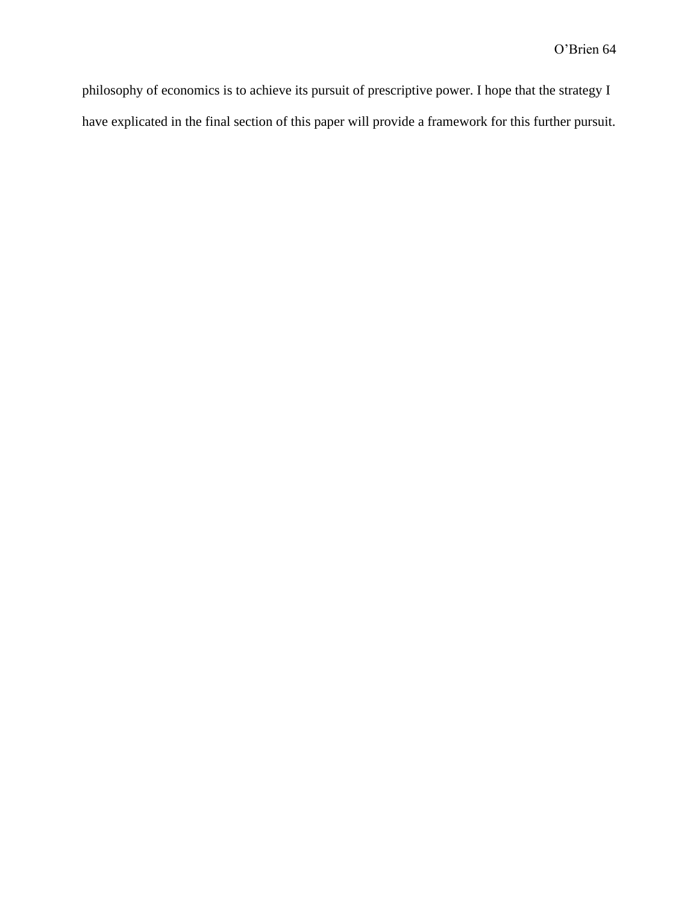philosophy of economics is to achieve its pursuit of prescriptive power. I hope that the strategy I have explicated in the final section of this paper will provide a framework for this further pursuit.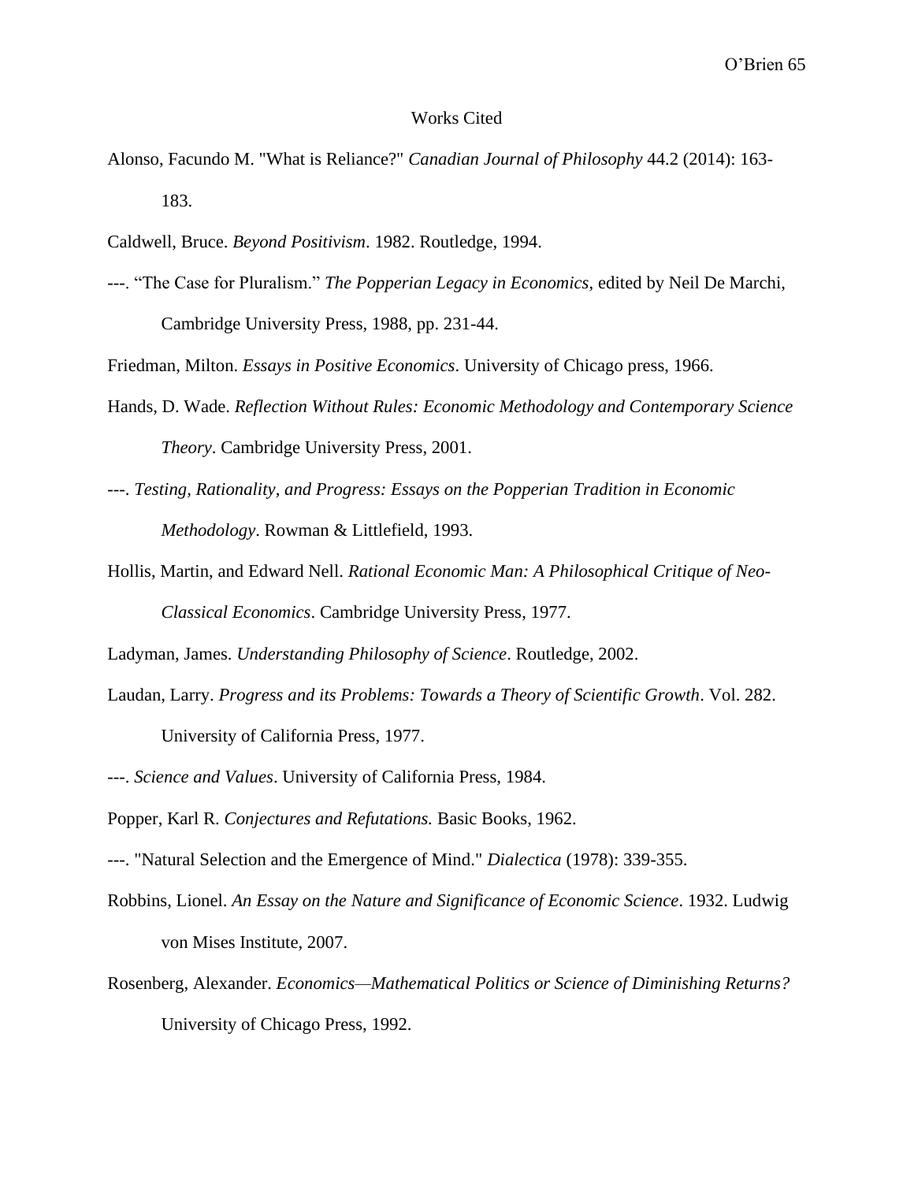# Works Cited

Alonso, Facundo M. "What is Reliance?" *Canadian Journal of Philosophy* 44.2 (2014): 163-183.

Caldwell, Bruce. *Beyond Positivism*. 1982. Routledge, 1994.

---. "The Case for Pluralism." *The Popperian Legacy in Economics*, edited by Neil De Marchi, Cambridge University Press, 1988, pp. 231-44.

Friedman, Milton. *Essays in Positive Economics*. University of Chicago press, 1966.

Hands, D. Wade. *Reflection Without Rules: Economic Methodology and Contemporary Science Theory*. Cambridge University Press, 2001.

---. *Testing, Rationality, and Progress: Essays on the Popperian Tradition in Economic Methodology*. Rowman & Littlefield, 1993.

Hollis, Martin, and Edward Nell. *Rational Economic Man: A Philosophical Critique of Neo-Classical Economics*. Cambridge University Press, 1977.

Ladyman, James. *Understanding Philosophy of Science*. Routledge, 2002.

Laudan, Larry. *Progress and its Problems: Towards a Theory of Scientific Growth*. Vol. 282. University of California Press, 1977.

---. *Science and Values*. University of California Press, 1984.

Popper, Karl R. *Conjectures and Refutations.* Basic Books, 1962.

---. "Natural Selection and the Emergence of Mind." *Dialectica* (1978): 339-355.

Robbins, Lionel. *An Essay on the Nature and Significance of Economic Science*. 1932. Ludwig von Mises Institute, 2007.

Rosenberg, Alexander. *Economics—Mathematical Politics or Science of Diminishing Returns?* University of Chicago Press, 1992.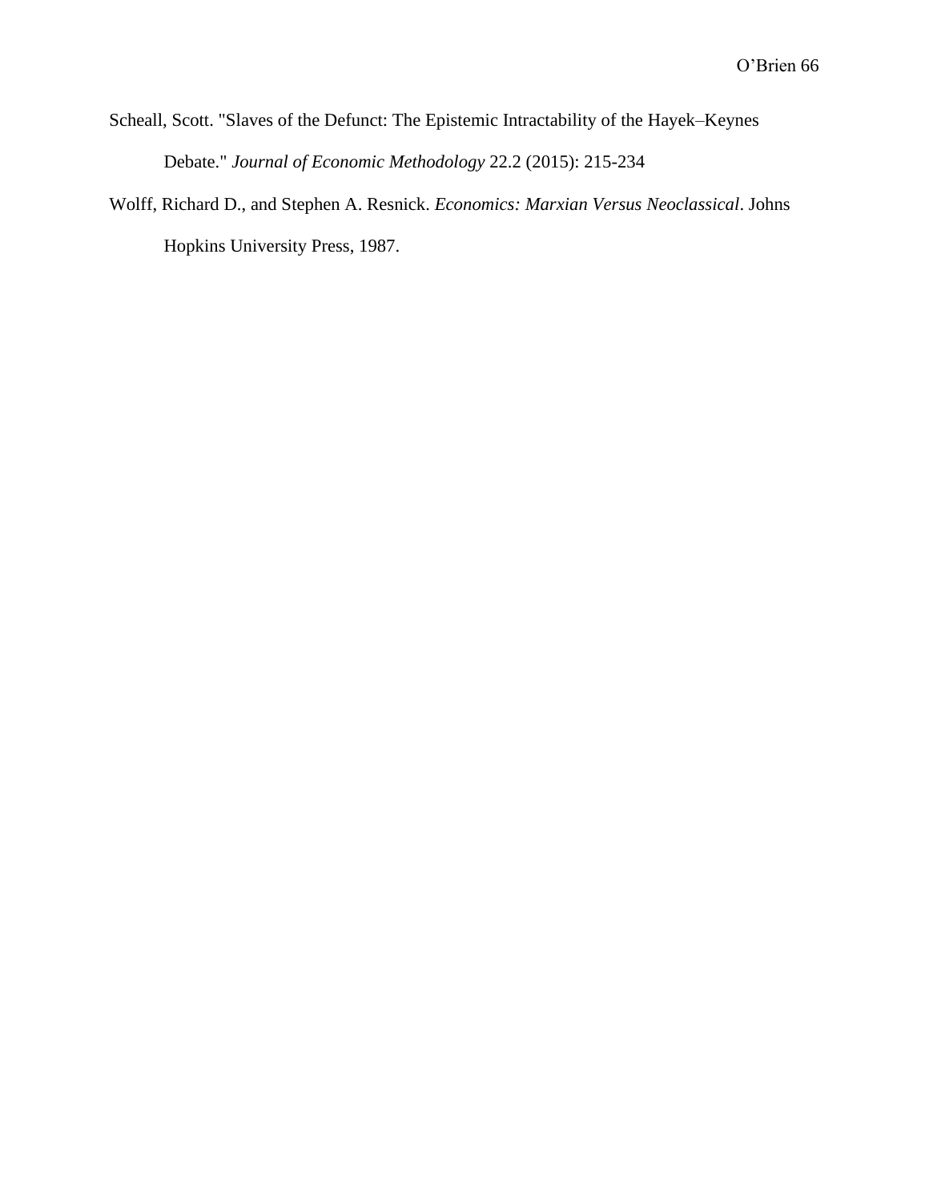Scheall, Scott. "Slaves of the Defunct: The Epistemic Intractability of the Hayek–Keynes Debate." *Journal of Economic Methodology* 22.2 (2015): 215-234

Wolff, Richard D., and Stephen A. Resnick. *Economics: Marxian Versus Neoclassical*. Johns Hopkins University Press, 1987.